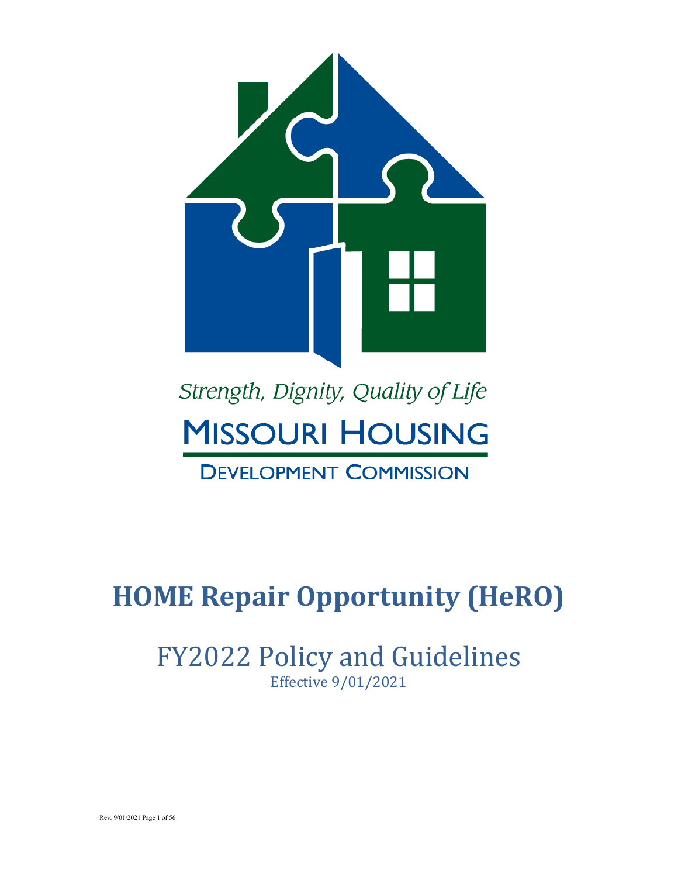*Strength, Dignity, Quality of Life*

MISSOURI HOUSING

DEVELOPMENT COMMISSION

# HOME Repair Opportunity (HeRO)

## FY2022 Policy and Guidelines

Effective 9/01/2021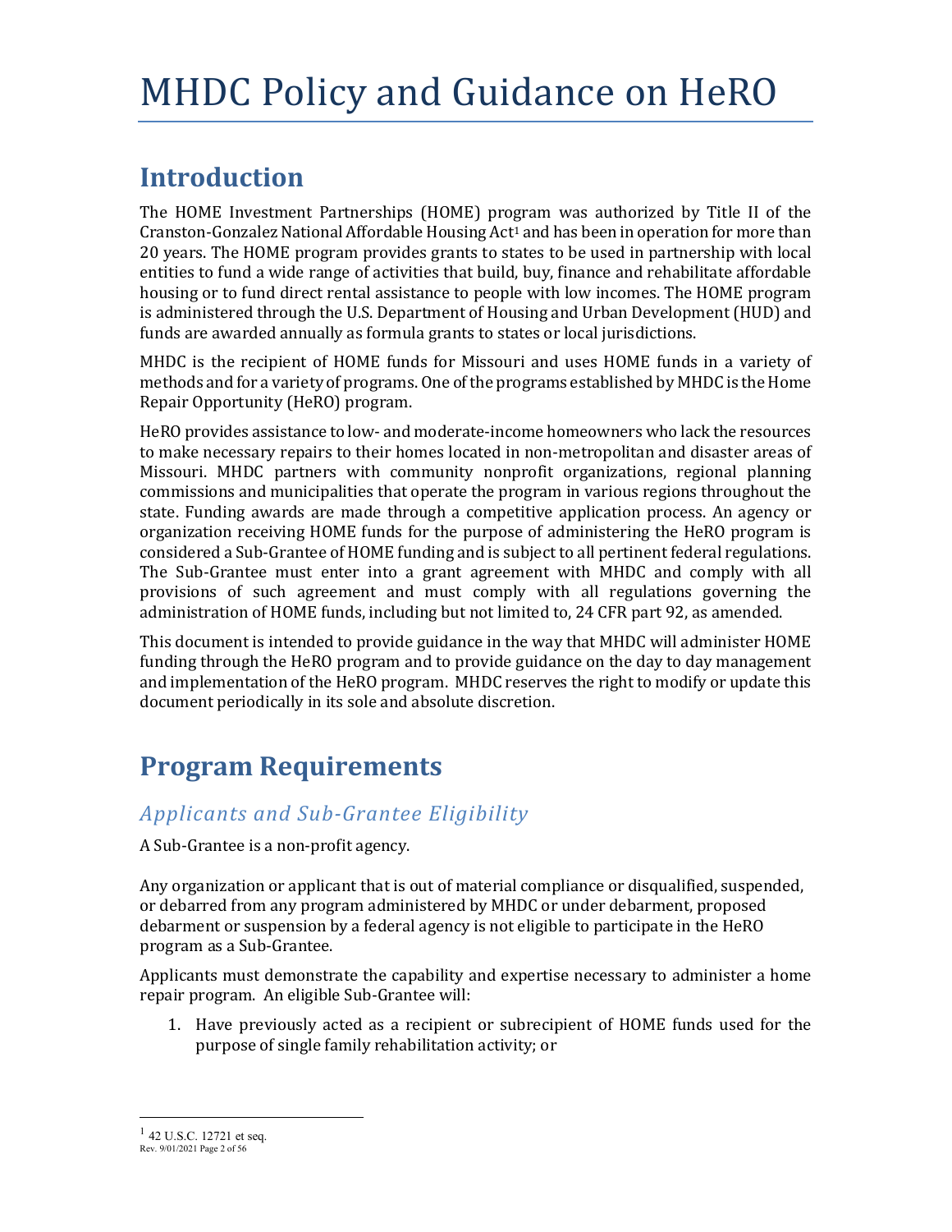# MHDC Policy and Guidance on HeRO

## Introduction

The HOME Investment Partnerships (HOME) program was authorized by Title II of the Cranston-Gonzalez National Affordable Housing Act[1] and has been in operation for more than 20 years. The HOME program provides grants to states to be used in partnership with local entities to fund a wide range of activities that build, buy, finance and rehabilitate affordable housing or to fund direct rental assistance to people with low incomes. The HOME program is administered through the U.S. Department of Housing and Urban Development (HUD) and funds are awarded annually as formula grants to states or local jurisdictions.

MHDC is the recipient of HOME funds for Missouri and uses HOME funds in a variety of methods and for a variety of programs. One of the programs established by MHDC is the Home Repair Opportunity (HeRO) program.

HeRO provides assistance to low- and moderate-income homeowners who lack the resources to make necessary repairs to their homes located in non-metropolitan and disaster areas of Missouri. MHDC partners with community nonprofit organizations, regional planning commissions and municipalities that operate the program in various regions throughout the state. Funding awards are made through a competitive application process. An agency or organization receiving HOME funds for the purpose of administering the HeRO program is considered a Sub-Grantee of HOME funding and is subject to all pertinent federal regulations. The Sub-Grantee must enter into a grant agreement with MHDC and comply with all provisions of such agreement and must comply with all regulations governing the administration of HOME funds, including but not limited to, 24 CFR part 92, as amended.

This document is intended to provide guidance in the way that MHDC will administer HOME funding through the HeRO program and to provide guidance on the day to day management and implementation of the HeRO program. MHDC reserves the right to modify or update this document periodically in its sole and absolute discretion.

## Program Requirements

### *Applicants and Sub-Grantee Eligibility*

A Sub-Grantee is a non-profit agency.

Any organization or applicant that is out of material compliance or disqualified, suspended, or debarred from any program administered by MHDC or under debarment, proposed debarment or suspension by a federal agency is not eligible to participate in the HeRO program as a Sub-Grantee.

Applicants must demonstrate the capability and expertise necessary to administer a home repair program. An eligible Sub-Grantee will:

1. Have previously acted as a recipient or subrecipient of HOME funds used for the purpose of single family rehabilitation activity; or

[1] 42 U.S.C. 12721 et seq.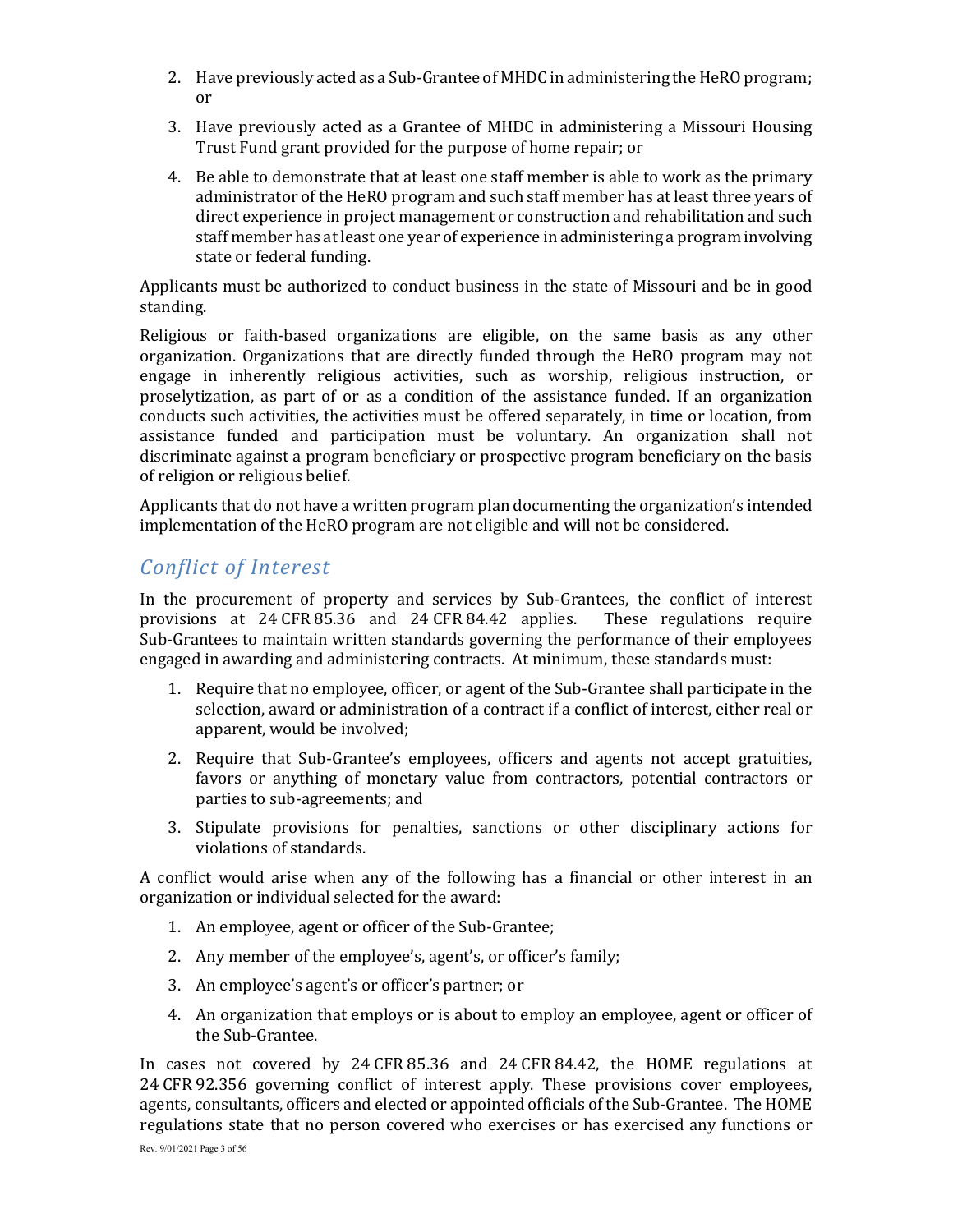2. Have previously acted as a Sub-Grantee of MHDC in administering the HeRO program; or
3. Have previously acted as a Grantee of MHDC in administering a Missouri Housing Trust Fund grant provided for the purpose of home repair; or
4. Be able to demonstrate that at least one staff member is able to work as the primary administrator of the HeRO program and such staff member has at least three years of direct experience in project management or construction and rehabilitation and such staff member has at least one year of experience in administering a program involving state or federal funding.

Applicants must be authorized to conduct business in the state of Missouri and be in good standing.

Religious or faith-based organizations are eligible, on the same basis as any other organization. Organizations that are directly funded through the HeRO program may not engage in inherently religious activities, such as worship, religious instruction, or proselytization, as part of or as a condition of the assistance funded. If an organization conducts such activities, the activities must be offered separately, in time or location, from assistance funded and participation must be voluntary. An organization shall not discriminate against a program beneficiary or prospective program beneficiary on the basis of religion or religious belief.

Applicants that do not have a written program plan documenting the organization's intended implementation of the HeRO program are not eligible and will not be considered.

## *Conflict of Interest*

In the procurement of property and services by Sub-Grantees, the conflict of interest provisions at 24 CFR 85.36 and 24 CFR 84.42 applies. These regulations require Sub-Grantees to maintain written standards governing the performance of their employees engaged in awarding and administering contracts. At minimum, these standards must:

1. Require that no employee, officer, or agent of the Sub-Grantee shall participate in the selection, award or administration of a contract if a conflict of interest, either real or apparent, would be involved;
2. Require that Sub-Grantee's employees, officers and agents not accept gratuities, favors or anything of monetary value from contractors, potential contractors or parties to sub-agreements; and
3. Stipulate provisions for penalties, sanctions or other disciplinary actions for violations of standards.

A conflict would arise when any of the following has a financial or other interest in an organization or individual selected for the award:

1. An employee, agent or officer of the Sub-Grantee;
2. Any member of the employee's, agent's, or officer's family;
3. An employee's agent's or officer's partner; or
4. An organization that employs or is about to employ an employee, agent or officer of the Sub-Grantee.

In cases not covered by 24 CFR 85.36 and 24 CFR 84.42, the HOME regulations at 24 CFR 92.356 governing conflict of interest apply. These provisions cover employees, agents, consultants, officers and elected or appointed officials of the Sub-Grantee. The HOME regulations state that no person covered who exercises or has exercised any functions or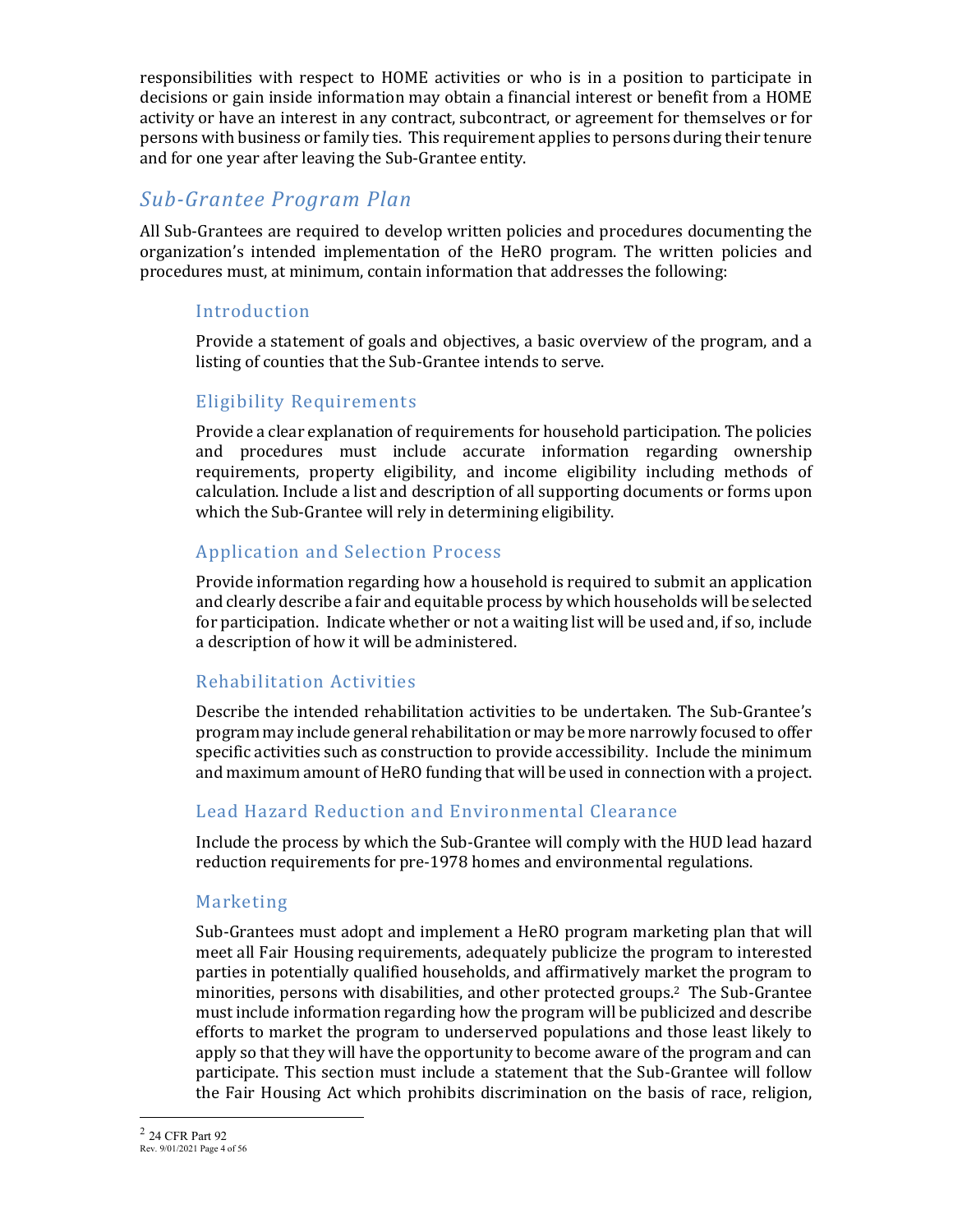responsibilities with respect to HOME activities or who is in a position to participate in decisions or gain inside information may obtain a financial interest or benefit from a HOME activity or have an interest in any contract, subcontract, or agreement for themselves or for persons with business or family ties. This requirement applies to persons during their tenure and for one year after leaving the Sub-Grantee entity.

## *Sub-Grantee Program Plan*

All Sub-Grantees are required to develop written policies and procedures documenting the organization's intended implementation of the HeRO program. The written policies and procedures must, at minimum, contain information that addresses the following:

### Introduction

Provide a statement of goals and objectives, a basic overview of the program, and a listing of counties that the Sub-Grantee intends to serve.

### Eligibility Requirements

Provide a clear explanation of requirements for household participation. The policies and procedures must include accurate information regarding ownership requirements, property eligibility, and income eligibility including methods of calculation. Include a list and description of all supporting documents or forms upon which the Sub-Grantee will rely in determining eligibility.

### Application and Selection Process

Provide information regarding how a household is required to submit an application and clearly describe a fair and equitable process by which households will be selected for participation. Indicate whether or not a waiting list will be used and, if so, include a description of how it will be administered.

### Rehabilitation Activities

Describe the intended rehabilitation activities to be undertaken. The Sub-Grantee's program may include general rehabilitation or may be more narrowly focused to offer specific activities such as construction to provide accessibility. Include the minimum and maximum amount of HeRO funding that will be used in connection with a project.

### Lead Hazard Reduction and Environmental Clearance

Include the process by which the Sub-Grantee will comply with the HUD lead hazard reduction requirements for pre-1978 homes and environmental regulations.

### Marketing

Sub-Grantees must adopt and implement a HeRO program marketing plan that will meet all Fair Housing requirements, adequately publicize the program to interested parties in potentially qualified households, and affirmatively market the program to minorities, persons with disabilities, and other protected groups.[2] The Sub-Grantee must include information regarding how the program will be publicized and describe efforts to market the program to underserved populations and those least likely to apply so that they will have the opportunity to become aware of the program and can participate. This section must include a statement that the Sub-Grantee will follow the Fair Housing Act which prohibits discrimination on the basis of race, religion,

[2] 24 CFR Part 92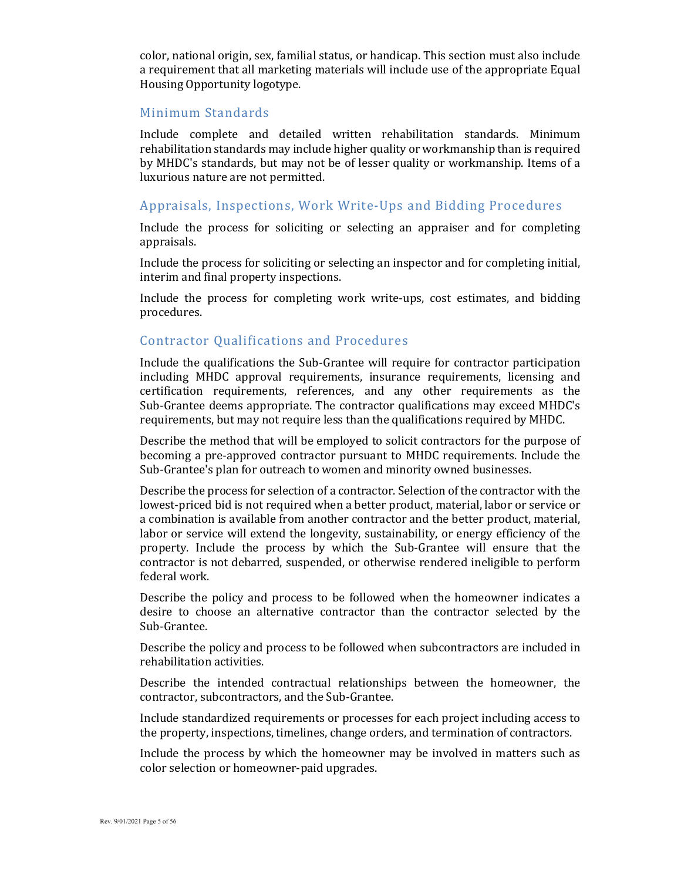color, national origin, sex, familial status, or handicap. This section must also include a requirement that all marketing materials will include use of the appropriate Equal Housing Opportunity logotype.

### Minimum Standards

Include complete and detailed written rehabilitation standards. Minimum rehabilitation standards may include higher quality or workmanship than is required by MHDC's standards, but may not be of lesser quality or workmanship. Items of a luxurious nature are not permitted.

### Appraisals, Inspections, Work Write-Ups and Bidding Procedures

Include the process for soliciting or selecting an appraiser and for completing appraisals.

Include the process for soliciting or selecting an inspector and for completing initial, interim and final property inspections.

Include the process for completing work write-ups, cost estimates, and bidding procedures.

### Contractor Qualifications and Procedures

Include the qualifications the Sub-Grantee will require for contractor participation including MHDC approval requirements, insurance requirements, licensing and certification requirements, references, and any other requirements as the Sub-Grantee deems appropriate. The contractor qualifications may exceed MHDC's requirements, but may not require less than the qualifications required by MHDC.

Describe the method that will be employed to solicit contractors for the purpose of becoming a pre-approved contractor pursuant to MHDC requirements. Include the Sub-Grantee's plan for outreach to women and minority owned businesses.

Describe the process for selection of a contractor. Selection of the contractor with the lowest-priced bid is not required when a better product, material, labor or service or a combination is available from another contractor and the better product, material, labor or service will extend the longevity, sustainability, or energy efficiency of the property. Include the process by which the Sub-Grantee will ensure that the contractor is not debarred, suspended, or otherwise rendered ineligible to perform federal work.

Describe the policy and process to be followed when the homeowner indicates a desire to choose an alternative contractor than the contractor selected by the Sub-Grantee.

Describe the policy and process to be followed when subcontractors are included in rehabilitation activities.

Describe the intended contractual relationships between the homeowner, the contractor, subcontractors, and the Sub-Grantee.

Include standardized requirements or processes for each project including access to the property, inspections, timelines, change orders, and termination of contractors.

Include the process by which the homeowner may be involved in matters such as color selection or homeowner-paid upgrades.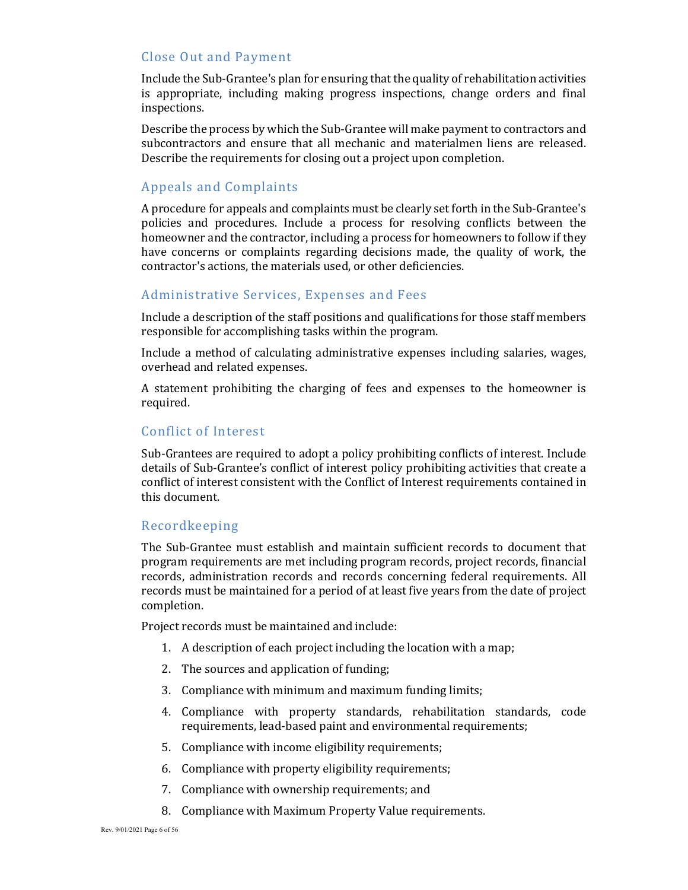### Close Out and Payment

Include the Sub-Grantee's plan for ensuring that the quality of rehabilitation activities is appropriate, including making progress inspections, change orders and final inspections.

Describe the process by which the Sub-Grantee will make payment to contractors and subcontractors and ensure that all mechanic and materialmen liens are released. Describe the requirements for closing out a project upon completion.

### Appeals and Complaints

A procedure for appeals and complaints must be clearly set forth in the Sub-Grantee's policies and procedures. Include a process for resolving conflicts between the homeowner and the contractor, including a process for homeowners to follow if they have concerns or complaints regarding decisions made, the quality of work, the contractor's actions, the materials used, or other deficiencies.

### Administrative Services, Expenses and Fees

Include a description of the staff positions and qualifications for those staff members responsible for accomplishing tasks within the program.

Include a method of calculating administrative expenses including salaries, wages, overhead and related expenses.

A statement prohibiting the charging of fees and expenses to the homeowner is required.

### Conflict of Interest

Sub-Grantees are required to adopt a policy prohibiting conflicts of interest. Include details of Sub-Grantee's conflict of interest policy prohibiting activities that create a conflict of interest consistent with the Conflict of Interest requirements contained in this document.

### Recordkeeping

The Sub-Grantee must establish and maintain sufficient records to document that program requirements are met including program records, project records, financial records, administration records and records concerning federal requirements. All records must be maintained for a period of at least five years from the date of project completion.

Project records must be maintained and include:

1. A description of each project including the location with a map;
2. The sources and application of funding;
3. Compliance with minimum and maximum funding limits;
4. Compliance with property standards, rehabilitation standards, code requirements, lead-based paint and environmental requirements;
5. Compliance with income eligibility requirements;
6. Compliance with property eligibility requirements;
7. Compliance with ownership requirements; and
8. Compliance with Maximum Property Value requirements.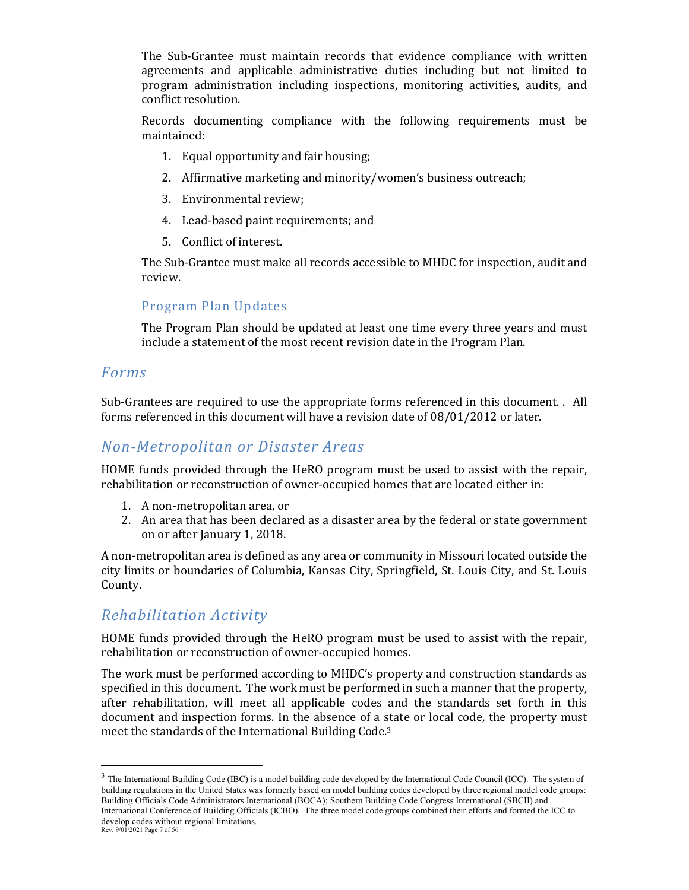The Sub-Grantee must maintain records that evidence compliance with written agreements and applicable administrative duties including but not limited to program administration including inspections, monitoring activities, audits, and conflict resolution.

Records documenting compliance with the following requirements must be maintained:

1. Equal opportunity and fair housing;
2. Affirmative marketing and minority/women's business outreach;
3. Environmental review;
4. Lead-based paint requirements; and
5. Conflict of interest.

The Sub-Grantee must make all records accessible to MHDC for inspection, audit and review.

### Program Plan Updates

The Program Plan should be updated at least one time every three years and must include a statement of the most recent revision date in the Program Plan.

## *Forms*

Sub-Grantees are required to use the appropriate forms referenced in this document. . All forms referenced in this document will have a revision date of 08/01/2012 or later.

## *Non-Metropolitan or Disaster Areas*

HOME funds provided through the HeRO program must be used to assist with the repair, rehabilitation or reconstruction of owner-occupied homes that are located either in:

1. A non-metropolitan area, or
2. An area that has been declared as a disaster area by the federal or state government on or after January 1, 2018.

A non-metropolitan area is defined as any area or community in Missouri located outside the city limits or boundaries of Columbia, Kansas City, Springfield, St. Louis City, and St. Louis County.

## *Rehabilitation Activity*

HOME funds provided through the HeRO program must be used to assist with the repair, rehabilitation or reconstruction of owner-occupied homes.

The work must be performed according to MHDC's property and construction standards as specified in this document. The work must be performed in such a manner that the property, after rehabilitation, will meet all applicable codes and the standards set forth in this document and inspection forms. In the absence of a state or local code, the property must meet the standards of the International Building Code.[3]

[3] The International Building Code (IBC) is a model building code developed by the International Code Council (ICC). The system of building regulations in the United States was formerly based on model building codes developed by three regional model code groups: Building Officials Code Administrators International (BOCA); Southern Building Code Congress International (SBCII) and International Conference of Building Officials (ICBO). The three model code groups combined their efforts and formed the ICC to develop codes without regional limitations.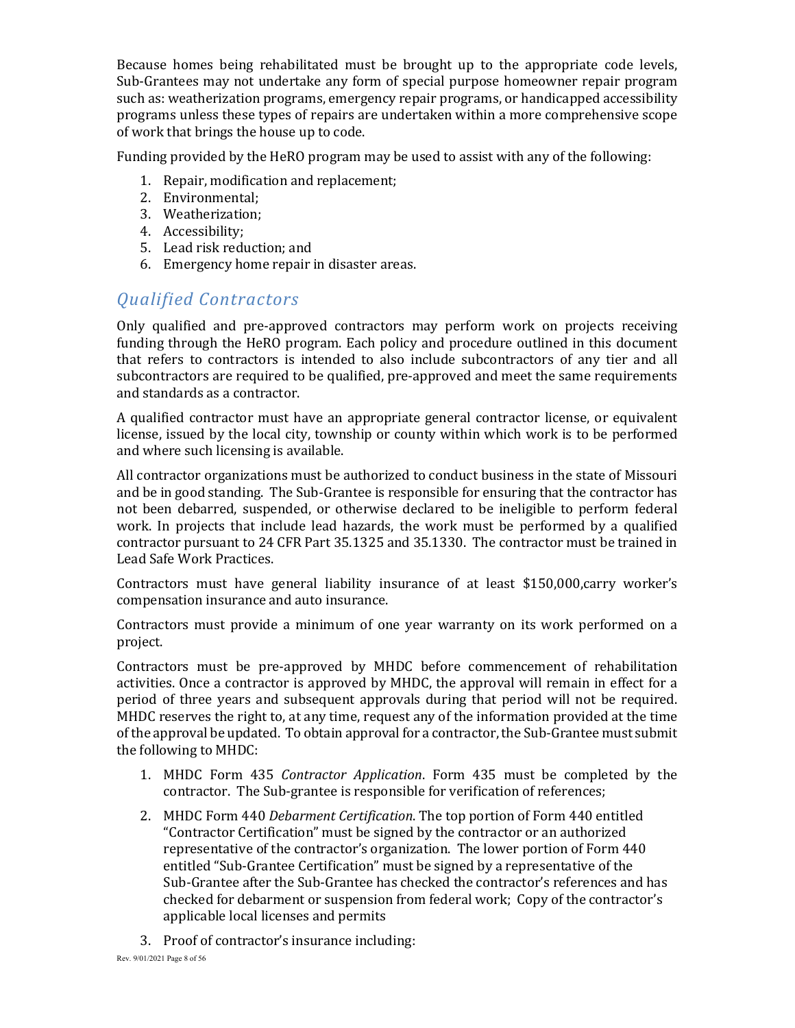Because homes being rehabilitated must be brought up to the appropriate code levels, Sub-Grantees may not undertake any form of special purpose homeowner repair program such as: weatherization programs, emergency repair programs, or handicapped accessibility programs unless these types of repairs are undertaken within a more comprehensive scope of work that brings the house up to code.

Funding provided by the HeRO program may be used to assist with any of the following:

1. Repair, modification and replacement;
2. Environmental;
3. Weatherization;
4. Accessibility;
5. Lead risk reduction; and
6. Emergency home repair in disaster areas.

## *Qualified Contractors*

Only qualified and pre-approved contractors may perform work on projects receiving funding through the HeRO program. Each policy and procedure outlined in this document that refers to contractors is intended to also include subcontractors of any tier and all subcontractors are required to be qualified, pre-approved and meet the same requirements and standards as a contractor.

A qualified contractor must have an appropriate general contractor license, or equivalent license, issued by the local city, township or county within which work is to be performed and where such licensing is available.

All contractor organizations must be authorized to conduct business in the state of Missouri and be in good standing. The Sub-Grantee is responsible for ensuring that the contractor has not been debarred, suspended, or otherwise declared to be ineligible to perform federal work. In projects that include lead hazards, the work must be performed by a qualified contractor pursuant to 24 CFR Part 35.1325 and 35.1330. The contractor must be trained in Lead Safe Work Practices.

Contractors must have general liability insurance of at least $150,000,carry worker's compensation insurance and auto insurance.

Contractors must provide a minimum of one year warranty on its work performed on a project.

Contractors must be pre-approved by MHDC before commencement of rehabilitation activities. Once a contractor is approved by MHDC, the approval will remain in effect for a period of three years and subsequent approvals during that period will not be required. MHDC reserves the right to, at any time, request any of the information provided at the time of the approval be updated. To obtain approval for a contractor, the Sub-Grantee must submit the following to MHDC:

1. MHDC Form 435 *Contractor Application*. Form 435 must be completed by the contractor. The Sub-grantee is responsible for verification of references;
2. MHDC Form 440 *Debarment Certification*. The top portion of Form 440 entitled "Contractor Certification" must be signed by the contractor or an authorized representative of the contractor's organization. The lower portion of Form 440 entitled "Sub-Grantee Certification" must be signed by a representative of the Sub-Grantee after the Sub-Grantee has checked the contractor's references and has checked for debarment or suspension from federal work; Copy of the contractor's applicable local licenses and permits
3. Proof of contractor's insurance including: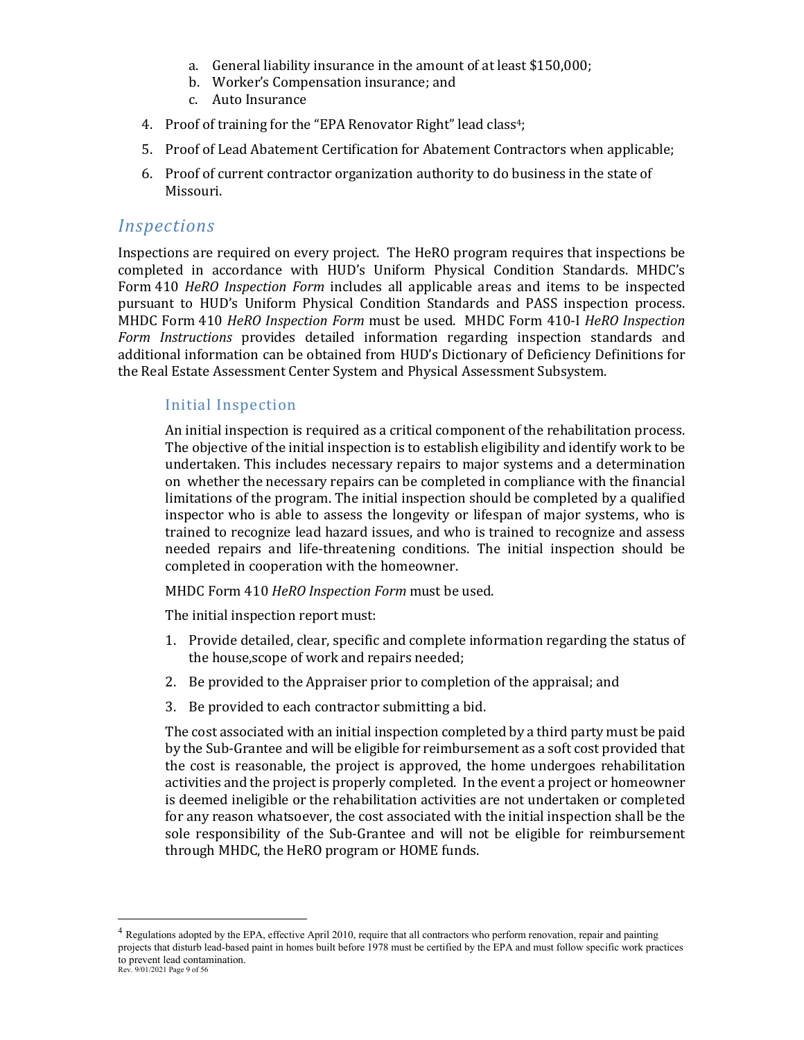a. General liability insurance in the amount of at least $150,000;
b. Worker's Compensation insurance; and
c. Auto Insurance

4. Proof of training for the "EPA Renovator Right" lead class[4];
5. Proof of Lead Abatement Certification for Abatement Contractors when applicable;
6. Proof of current contractor organization authority to do business in the state of Missouri.

## *Inspections*

Inspections are required on every project. The HeRO program requires that inspections be completed in accordance with HUD's Uniform Physical Condition Standards. MHDC's Form 410 *HeRO Inspection Form* includes all applicable areas and items to be inspected pursuant to HUD's Uniform Physical Condition Standards and PASS inspection process. MHDC Form 410 *HeRO Inspection Form* must be used. MHDC Form 410-I *HeRO Inspection Form Instructions* provides detailed information regarding inspection standards and additional information can be obtained from HUD's Dictionary of Deficiency Definitions for the Real Estate Assessment Center System and Physical Assessment Subsystem.

### Initial Inspection

An initial inspection is required as a critical component of the rehabilitation process. The objective of the initial inspection is to establish eligibility and identify work to be undertaken. This includes necessary repairs to major systems and a determination on whether the necessary repairs can be completed in compliance with the financial limitations of the program. The initial inspection should be completed by a qualified inspector who is able to assess the longevity or lifespan of major systems, who is trained to recognize lead hazard issues, and who is trained to recognize and assess needed repairs and life-threatening conditions. The initial inspection should be completed in cooperation with the homeowner.

MHDC Form 410 *HeRO Inspection Form* must be used.

The initial inspection report must:

1. Provide detailed, clear, specific and complete information regarding the status of the house,scope of work and repairs needed;
2. Be provided to the Appraiser prior to completion of the appraisal; and
3. Be provided to each contractor submitting a bid.

The cost associated with an initial inspection completed by a third party must be paid by the Sub-Grantee and will be eligible for reimbursement as a soft cost provided that the cost is reasonable, the project is approved, the home undergoes rehabilitation activities and the project is properly completed. In the event a project or homeowner is deemed ineligible or the rehabilitation activities are not undertaken or completed for any reason whatsoever, the cost associated with the initial inspection shall be the sole responsibility of the Sub-Grantee and will not be eligible for reimbursement through MHDC, the HeRO program or HOME funds.

---

[4] Regulations adopted by the EPA, effective April 2010, require that all contractors who perform renovation, repair and painting projects that disturb lead-based paint in homes built before 1978 must be certified by the EPA and must follow specific work practices to prevent lead contamination.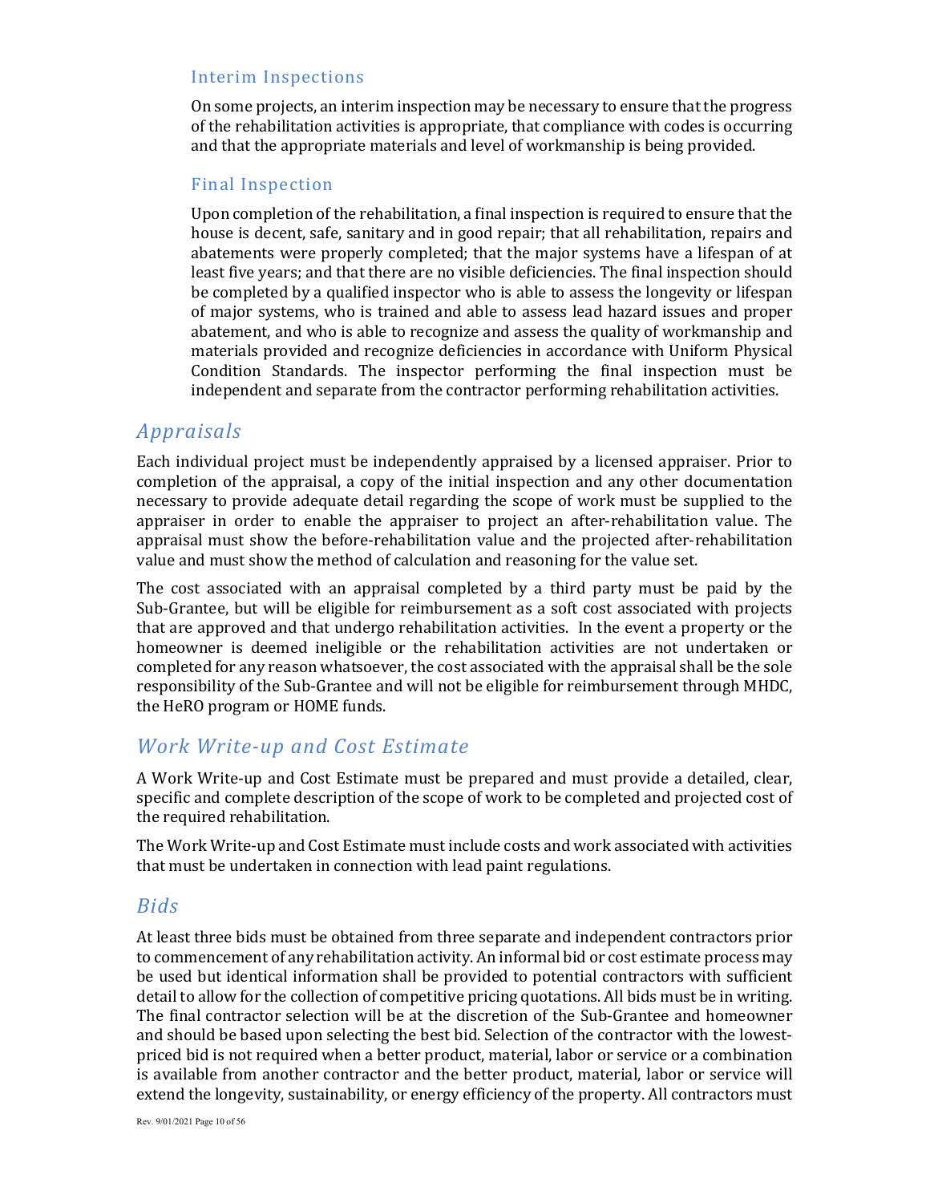### Interim Inspections

On some projects, an interim inspection may be necessary to ensure that the progress of the rehabilitation activities is appropriate, that compliance with codes is occurring and that the appropriate materials and level of workmanship is being provided.

### Final Inspection

Upon completion of the rehabilitation, a final inspection is required to ensure that the house is decent, safe, sanitary and in good repair; that all rehabilitation, repairs and abatements were properly completed; that the major systems have a lifespan of at least five years; and that there are no visible deficiencies. The final inspection should be completed by a qualified inspector who is able to assess the longevity or lifespan of major systems, who is trained and able to assess lead hazard issues and proper abatement, and who is able to recognize and assess the quality of workmanship and materials provided and recognize deficiencies in accordance with Uniform Physical Condition Standards. The inspector performing the final inspection must be independent and separate from the contractor performing rehabilitation activities.

## *Appraisals*

Each individual project must be independently appraised by a licensed appraiser. Prior to completion of the appraisal, a copy of the initial inspection and any other documentation necessary to provide adequate detail regarding the scope of work must be supplied to the appraiser in order to enable the appraiser to project an after-rehabilitation value. The appraisal must show the before-rehabilitation value and the projected after-rehabilitation value and must show the method of calculation and reasoning for the value set.

The cost associated with an appraisal completed by a third party must be paid by the Sub-Grantee, but will be eligible for reimbursement as a soft cost associated with projects that are approved and that undergo rehabilitation activities. In the event a property or the homeowner is deemed ineligible or the rehabilitation activities are not undertaken or completed for any reason whatsoever, the cost associated with the appraisal shall be the sole responsibility of the Sub-Grantee and will not be eligible for reimbursement through MHDC, the HeRO program or HOME funds.

## *Work Write-up and Cost Estimate*

A Work Write-up and Cost Estimate must be prepared and must provide a detailed, clear, specific and complete description of the scope of work to be completed and projected cost of the required rehabilitation.

The Work Write-up and Cost Estimate must include costs and work associated with activities that must be undertaken in connection with lead paint regulations.

## *Bids*

At least three bids must be obtained from three separate and independent contractors prior to commencement of any rehabilitation activity. An informal bid or cost estimate process may be used but identical information shall be provided to potential contractors with sufficient detail to allow for the collection of competitive pricing quotations. All bids must be in writing. The final contractor selection will be at the discretion of the Sub-Grantee and homeowner and should be based upon selecting the best bid. Selection of the contractor with the lowest-priced bid is not required when a better product, material, labor or service or a combination is available from another contractor and the better product, material, labor or service will extend the longevity, sustainability, or energy efficiency of the property. All contractors must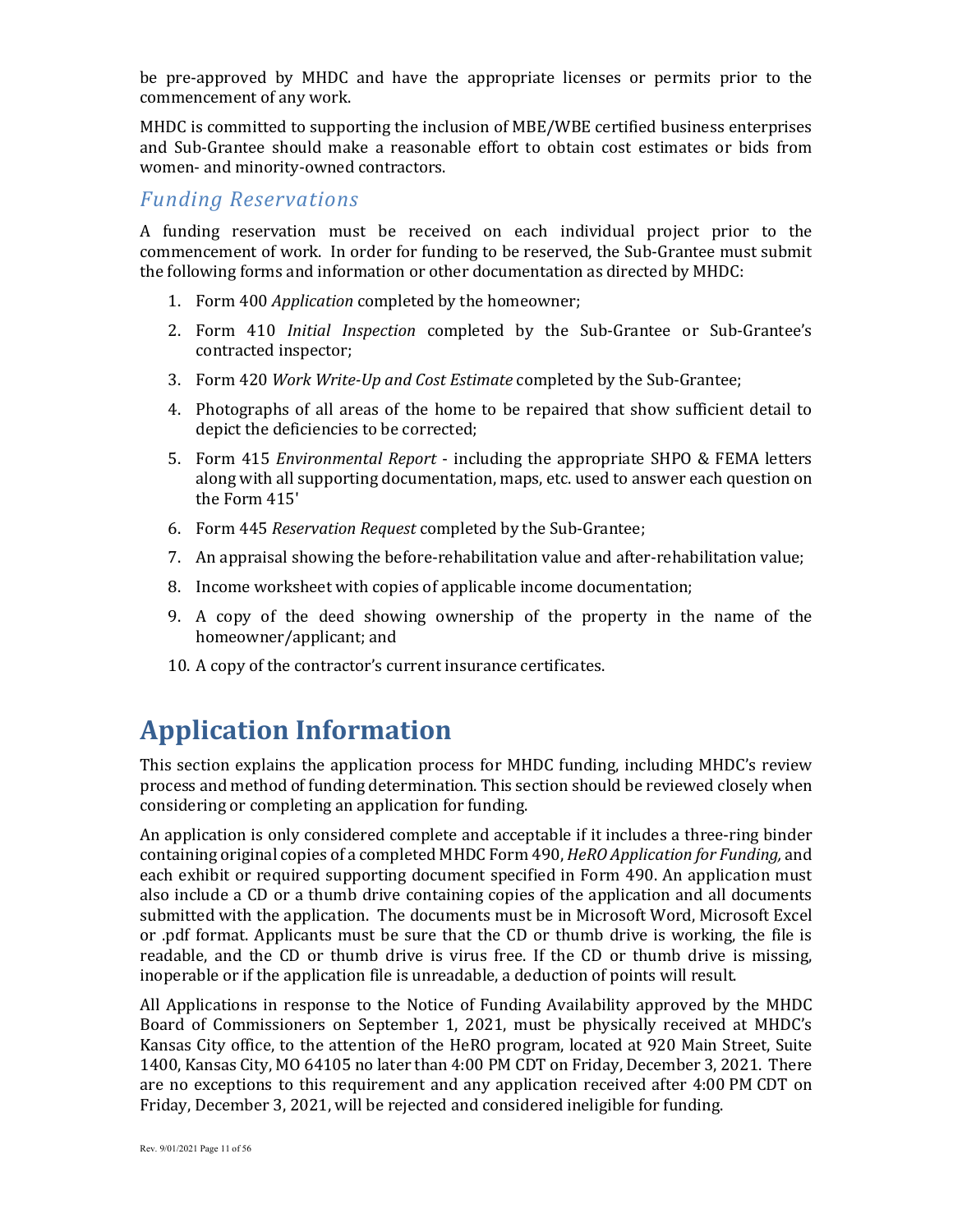be pre-approved by MHDC and have the appropriate licenses or permits prior to the commencement of any work.

MHDC is committed to supporting the inclusion of MBE/WBE certified business enterprises and Sub-Grantee should make a reasonable effort to obtain cost estimates or bids from women- and minority-owned contractors.

### *Funding Reservations*

A funding reservation must be received on each individual project prior to the commencement of work. In order for funding to be reserved, the Sub-Grantee must submit the following forms and information or other documentation as directed by MHDC:

1. Form 400 *Application* completed by the homeowner;
2. Form 410 *Initial Inspection* completed by the Sub-Grantee or Sub-Grantee's contracted inspector;
3. Form 420 *Work Write-Up and Cost Estimate* completed by the Sub-Grantee;
4. Photographs of all areas of the home to be repaired that show sufficient detail to depict the deficiencies to be corrected;
5. Form 415 *Environmental Report* - including the appropriate SHPO & FEMA letters along with all supporting documentation, maps, etc. used to answer each question on the Form 415'
6. Form 445 *Reservation Request* completed by the Sub-Grantee;
7. An appraisal showing the before-rehabilitation value and after-rehabilitation value;
8. Income worksheet with copies of applicable income documentation;
9. A copy of the deed showing ownership of the property in the name of the homeowner/applicant; and
10. A copy of the contractor's current insurance certificates.

# Application Information

This section explains the application process for MHDC funding, including MHDC's review process and method of funding determination. This section should be reviewed closely when considering or completing an application for funding.

An application is only considered complete and acceptable if it includes a three-ring binder containing original copies of a completed MHDC Form 490, *HeRO Application for Funding,* and each exhibit or required supporting document specified in Form 490. An application must also include a CD or a thumb drive containing copies of the application and all documents submitted with the application. The documents must be in Microsoft Word, Microsoft Excel or .pdf format. Applicants must be sure that the CD or thumb drive is working, the file is readable, and the CD or thumb drive is virus free. If the CD or thumb drive is missing, inoperable or if the application file is unreadable, a deduction of points will result.

All Applications in response to the Notice of Funding Availability approved by the MHDC Board of Commissioners on September 1, 2021, must be physically received at MHDC's Kansas City office, to the attention of the HeRO program, located at 920 Main Street, Suite 1400, Kansas City, MO 64105 no later than 4:00 PM CDT on Friday, December 3, 2021. There are no exceptions to this requirement and any application received after 4:00 PM CDT on Friday, December 3, 2021, will be rejected and considered ineligible for funding.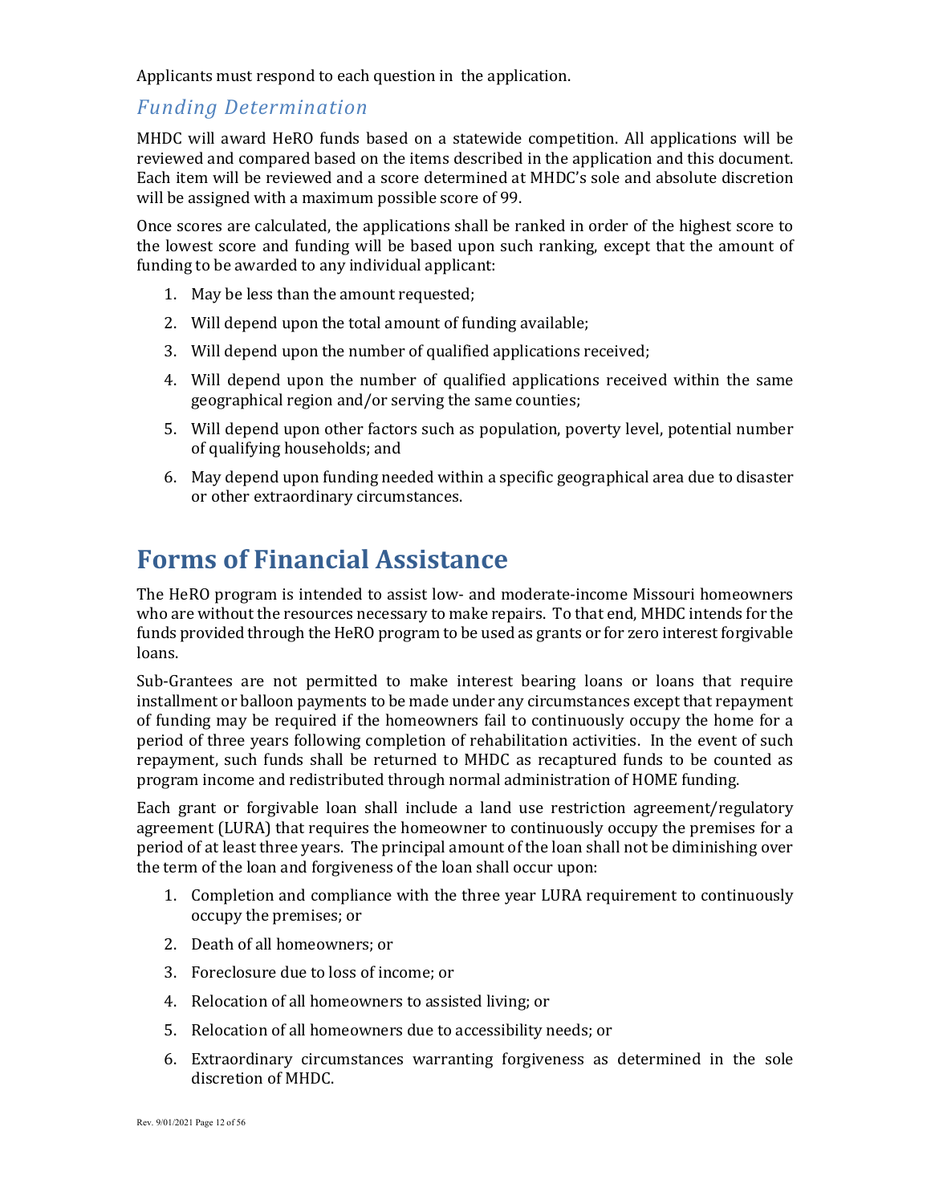Applicants must respond to each question in the application.

### *Funding Determination*

MHDC will award HeRO funds based on a statewide competition. All applications will be reviewed and compared based on the items described in the application and this document. Each item will be reviewed and a score determined at MHDC's sole and absolute discretion will be assigned with a maximum possible score of 99.

Once scores are calculated, the applications shall be ranked in order of the highest score to the lowest score and funding will be based upon such ranking, except that the amount of funding to be awarded to any individual applicant:

1. May be less than the amount requested;
2. Will depend upon the total amount of funding available;
3. Will depend upon the number of qualified applications received;
4. Will depend upon the number of qualified applications received within the same geographical region and/or serving the same counties;
5. Will depend upon other factors such as population, poverty level, potential number of qualifying households; and
6. May depend upon funding needed within a specific geographical area due to disaster or other extraordinary circumstances.

# Forms of Financial Assistance

The HeRO program is intended to assist low- and moderate-income Missouri homeowners who are without the resources necessary to make repairs. To that end, MHDC intends for the funds provided through the HeRO program to be used as grants or for zero interest forgivable loans.

Sub-Grantees are not permitted to make interest bearing loans or loans that require installment or balloon payments to be made under any circumstances except that repayment of funding may be required if the homeowners fail to continuously occupy the home for a period of three years following completion of rehabilitation activities. In the event of such repayment, such funds shall be returned to MHDC as recaptured funds to be counted as program income and redistributed through normal administration of HOME funding.

Each grant or forgivable loan shall include a land use restriction agreement/regulatory agreement (LURA) that requires the homeowner to continuously occupy the premises for a period of at least three years. The principal amount of the loan shall not be diminishing over the term of the loan and forgiveness of the loan shall occur upon:

1. Completion and compliance with the three year LURA requirement to continuously occupy the premises; or
2. Death of all homeowners; or
3. Foreclosure due to loss of income; or
4. Relocation of all homeowners to assisted living; or
5. Relocation of all homeowners due to accessibility needs; or
6. Extraordinary circumstances warranting forgiveness as determined in the sole discretion of MHDC.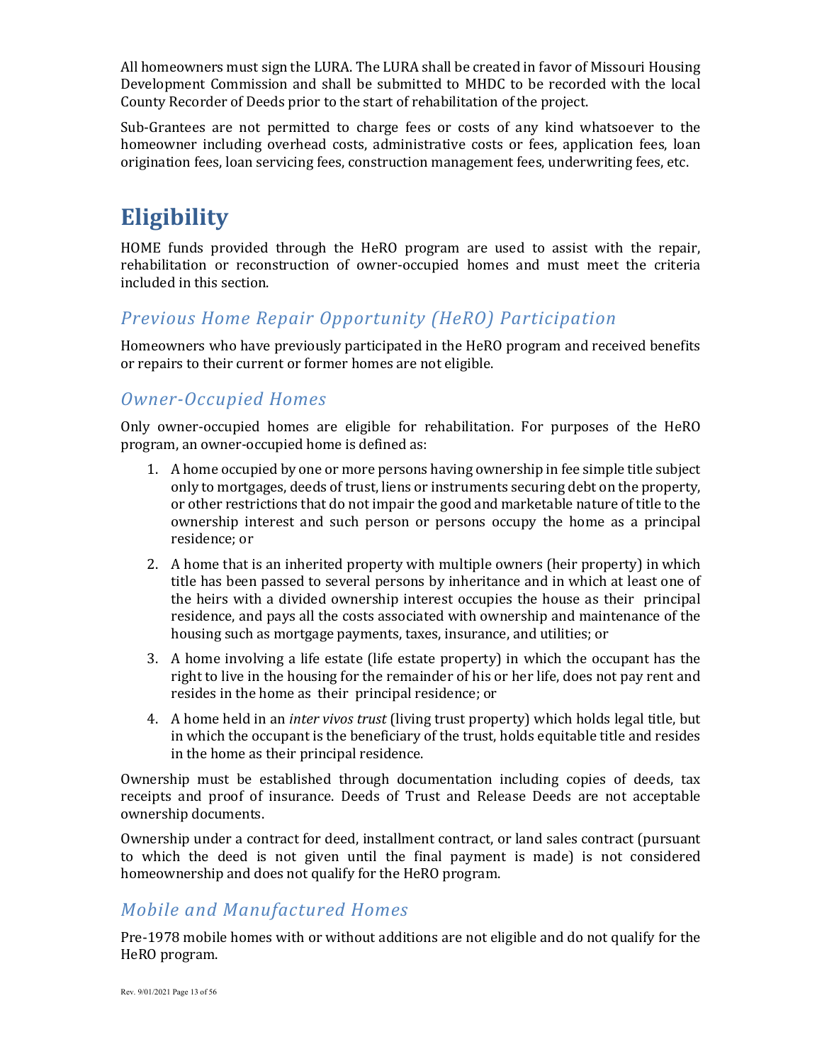All homeowners must sign the LURA. The LURA shall be created in favor of Missouri Housing Development Commission and shall be submitted to MHDC to be recorded with the local County Recorder of Deeds prior to the start of rehabilitation of the project.

Sub-Grantees are not permitted to charge fees or costs of any kind whatsoever to the homeowner including overhead costs, administrative costs or fees, application fees, loan origination fees, loan servicing fees, construction management fees, underwriting fees, etc.

# Eligibility

HOME funds provided through the HeRO program are used to assist with the repair, rehabilitation or reconstruction of owner-occupied homes and must meet the criteria included in this section.

## *Previous Home Repair Opportunity (HeRO) Participation*

Homeowners who have previously participated in the HeRO program and received benefits or repairs to their current or former homes are not eligible.

## *Owner-Occupied Homes*

Only owner-occupied homes are eligible for rehabilitation. For purposes of the HeRO program, an owner-occupied home is defined as:

1. A home occupied by one or more persons having ownership in fee simple title subject only to mortgages, deeds of trust, liens or instruments securing debt on the property, or other restrictions that do not impair the good and marketable nature of title to the ownership interest and such person or persons occupy the home as a principal residence; or
2. A home that is an inherited property with multiple owners (heir property) in which title has been passed to several persons by inheritance and in which at least one of the heirs with a divided ownership interest occupies the house as their principal residence, and pays all the costs associated with ownership and maintenance of the housing such as mortgage payments, taxes, insurance, and utilities; or
3. A home involving a life estate (life estate property) in which the occupant has the right to live in the housing for the remainder of his or her life, does not pay rent and resides in the home as their principal residence; or
4. A home held in an *inter vivos trust* (living trust property) which holds legal title, but in which the occupant is the beneficiary of the trust, holds equitable title and resides in the home as their principal residence.

Ownership must be established through documentation including copies of deeds, tax receipts and proof of insurance. Deeds of Trust and Release Deeds are not acceptable ownership documents.

Ownership under a contract for deed, installment contract, or land sales contract (pursuant to which the deed is not given until the final payment is made) is not considered homeownership and does not qualify for the HeRO program.

## *Mobile and Manufactured Homes*

Pre-1978 mobile homes with or without additions are not eligible and do not qualify for the HeRO program.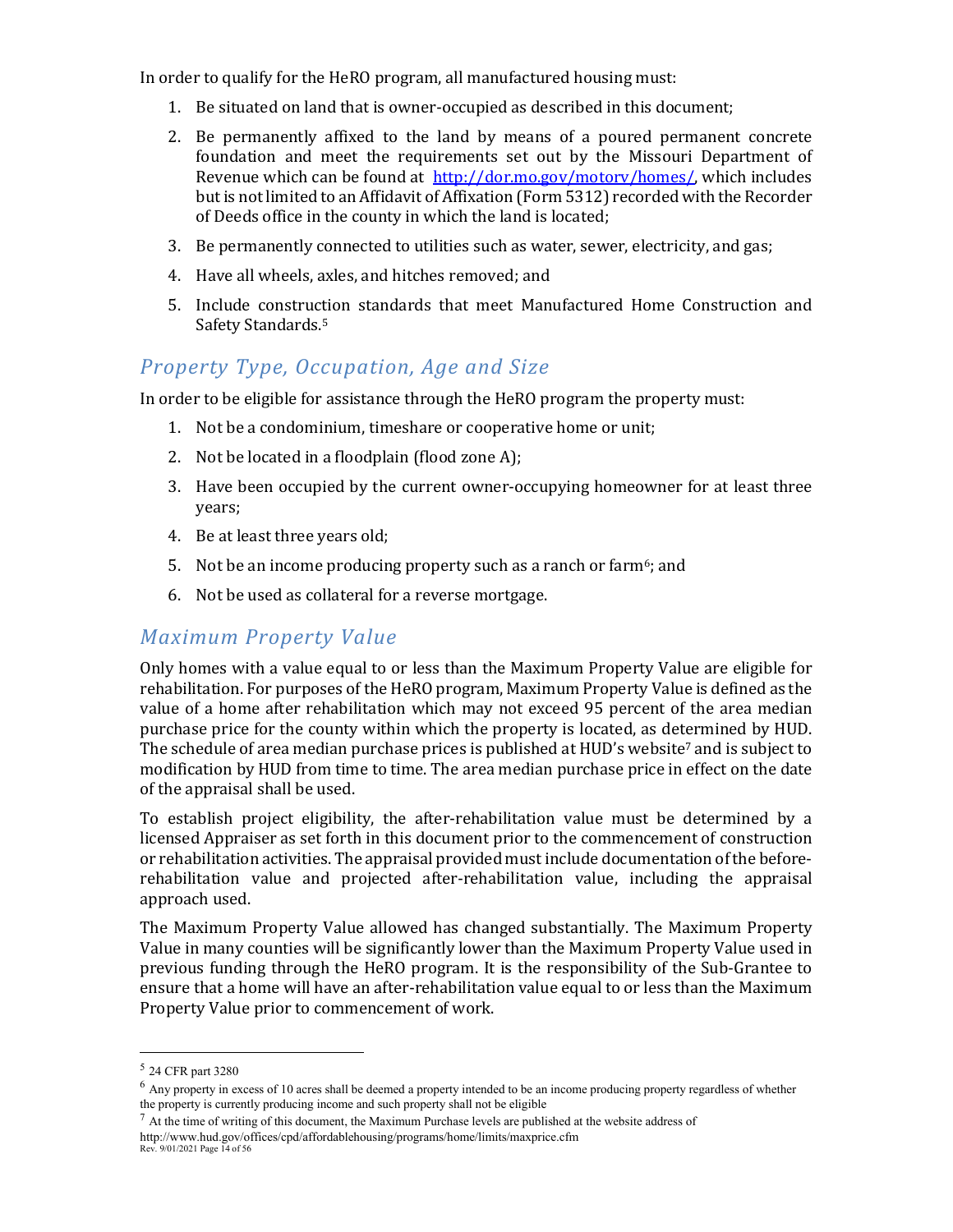In order to qualify for the HeRO program, all manufactured housing must:

1. Be situated on land that is owner-occupied as described in this document;
2. Be permanently affixed to the land by means of a poured permanent concrete foundation and meet the requirements set out by the Missouri Department of Revenue which can be found at http://dor.mo.gov/motorv/homes/, which includes but is not limited to an Affidavit of Affixation (Form 5312) recorded with the Recorder of Deeds office in the county in which the land is located;
3. Be permanently connected to utilities such as water, sewer, electricity, and gas;
4. Have all wheels, axles, and hitches removed; and
5. Include construction standards that meet Manufactured Home Construction and Safety Standards.[5]

## *Property Type, Occupation, Age and Size*

In order to be eligible for assistance through the HeRO program the property must:

1. Not be a condominium, timeshare or cooperative home or unit;
2. Not be located in a floodplain (flood zone A);
3. Have been occupied by the current owner-occupying homeowner for at least three years;
4. Be at least three years old;
5. Not be an income producing property such as a ranch or farm[6]; and
6. Not be used as collateral for a reverse mortgage.

## *Maximum Property Value*

Only homes with a value equal to or less than the Maximum Property Value are eligible for rehabilitation. For purposes of the HeRO program, Maximum Property Value is defined as the value of a home after rehabilitation which may not exceed 95 percent of the area median purchase price for the county within which the property is located, as determined by HUD. The schedule of area median purchase prices is published at HUD's website[7] and is subject to modification by HUD from time to time. The area median purchase price in effect on the date of the appraisal shall be used.

To establish project eligibility, the after-rehabilitation value must be determined by a licensed Appraiser as set forth in this document prior to the commencement of construction or rehabilitation activities. The appraisal provided must include documentation of the before-rehabilitation value and projected after-rehabilitation value, including the appraisal approach used.

The Maximum Property Value allowed has changed substantially. The Maximum Property Value in many counties will be significantly lower than the Maximum Property Value used in previous funding through the HeRO program. It is the responsibility of the Sub-Grantee to ensure that a home will have an after-rehabilitation value equal to or less than the Maximum Property Value prior to commencement of work.

---

[5] 24 CFR part 3280

[6] Any property in excess of 10 acres shall be deemed a property intended to be an income producing property regardless of whether the property is currently producing income and such property shall not be eligible

[7] At the time of writing of this document, the Maximum Purchase levels are published at the website address of http://www.hud.gov/offices/cpd/affordablehousing/programs/home/limits/maxprice.cfm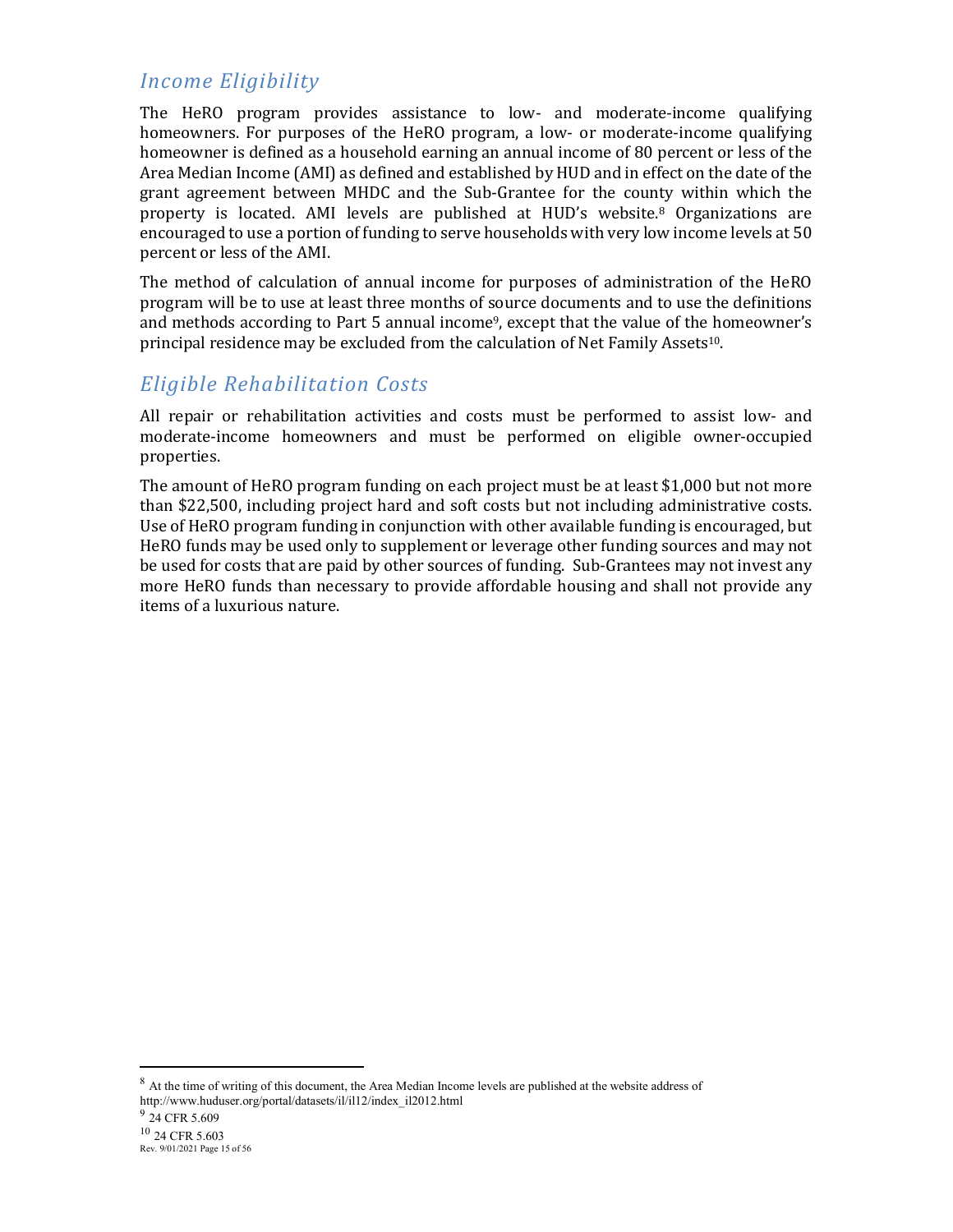## *Income Eligibility*

The HeRO program provides assistance to low- and moderate-income qualifying homeowners. For purposes of the HeRO program, a low- or moderate-income qualifying homeowner is defined as a household earning an annual income of 80 percent or less of the Area Median Income (AMI) as defined and established by HUD and in effect on the date of the grant agreement between MHDC and the Sub-Grantee for the county within which the property is located. AMI levels are published at HUD's website.[8] Organizations are encouraged to use a portion of funding to serve households with very low income levels at 50 percent or less of the AMI.

The method of calculation of annual income for purposes of administration of the HeRO program will be to use at least three months of source documents and to use the definitions and methods according to Part 5 annual income[9], except that the value of the homeowner's principal residence may be excluded from the calculation of Net Family Assets[10].

## *Eligible Rehabilitation Costs*

All repair or rehabilitation activities and costs must be performed to assist low- and moderate-income homeowners and must be performed on eligible owner-occupied properties.

The amount of HeRO program funding on each project must be at least $1,000 but not more than $22,500, including project hard and soft costs but not including administrative costs. Use of HeRO program funding in conjunction with other available funding is encouraged, but HeRO funds may be used only to supplement or leverage other funding sources and may not be used for costs that are paid by other sources of funding. Sub-Grantees may not invest any more HeRO funds than necessary to provide affordable housing and shall not provide any items of a luxurious nature.

---

[8] At the time of writing of this document, the Area Median Income levels are published at the website address of http://www.huduser.org/portal/datasets/il/il12/index_il2012.html

[9] 24 CFR 5.609

[10] 24 CFR 5.603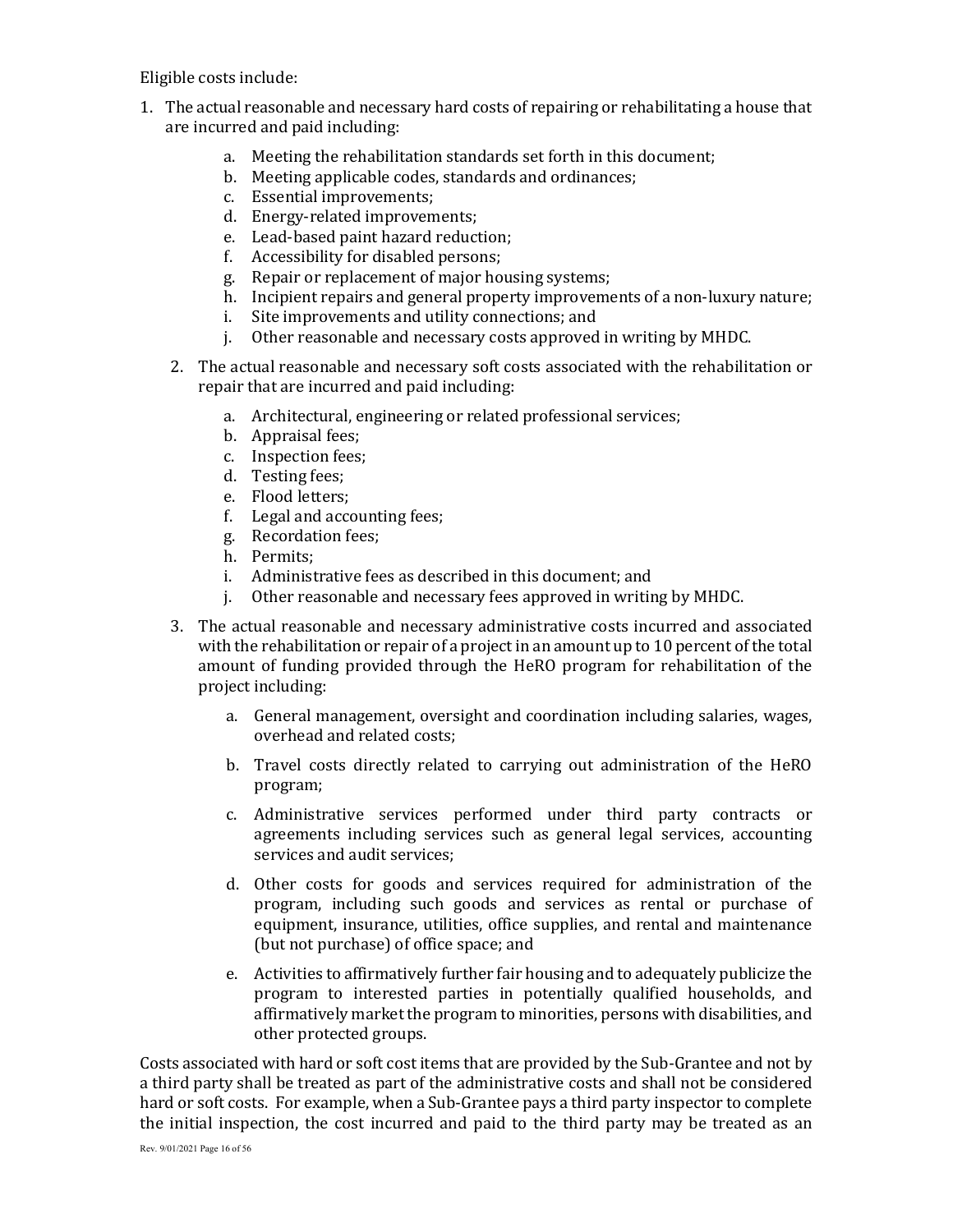Eligible costs include:

1. The actual reasonable and necessary hard costs of repairing or rehabilitating a house that are incurred and paid including:
    a. Meeting the rehabilitation standards set forth in this document;
    b. Meeting applicable codes, standards and ordinances;
    c. Essential improvements;
    d. Energy-related improvements;
    e. Lead-based paint hazard reduction;
    f. Accessibility for disabled persons;
    g. Repair or replacement of major housing systems;
    h. Incipient repairs and general property improvements of a non-luxury nature;
    i. Site improvements and utility connections; and
    j. Other reasonable and necessary costs approved in writing by MHDC.

2. The actual reasonable and necessary soft costs associated with the rehabilitation or repair that are incurred and paid including:
    a. Architectural, engineering or related professional services;
    b. Appraisal fees;
    c. Inspection fees;
    d. Testing fees;
    e. Flood letters;
    f. Legal and accounting fees;
    g. Recordation fees;
    h. Permits;
    i. Administrative fees as described in this document; and
    j. Other reasonable and necessary fees approved in writing by MHDC.

3. The actual reasonable and necessary administrative costs incurred and associated with the rehabilitation or repair of a project in an amount up to 10 percent of the total amount of funding provided through the HeRO program for rehabilitation of the project including:
    a. General management, oversight and coordination including salaries, wages, overhead and related costs;
    b. Travel costs directly related to carrying out administration of the HeRO program;
    c. Administrative services performed under third party contracts or agreements including services such as general legal services, accounting services and audit services;
    d. Other costs for goods and services required for administration of the program, including such goods and services as rental or purchase of equipment, insurance, utilities, office supplies, and rental and maintenance (but not purchase) of office space; and
    e. Activities to affirmatively further fair housing and to adequately publicize the program to interested parties in potentially qualified households, and affirmatively market the program to minorities, persons with disabilities, and other protected groups.

Costs associated with hard or soft cost items that are provided by the Sub-Grantee and not by a third party shall be treated as part of the administrative costs and shall not be considered hard or soft costs. For example, when a Sub-Grantee pays a third party inspector to complete the initial inspection, the cost incurred and paid to the third party may be treated as an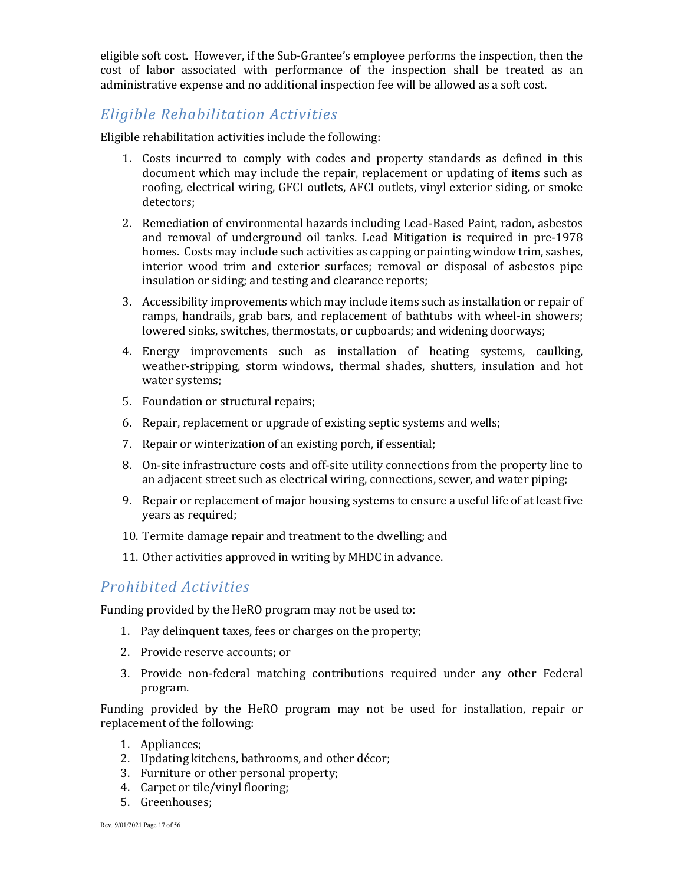eligible soft cost. However, if the Sub-Grantee's employee performs the inspection, then the cost of labor associated with performance of the inspection shall be treated as an administrative expense and no additional inspection fee will be allowed as a soft cost.

## *Eligible Rehabilitation Activities*

Eligible rehabilitation activities include the following:

1. Costs incurred to comply with codes and property standards as defined in this document which may include the repair, replacement or updating of items such as roofing, electrical wiring, GFCI outlets, AFCI outlets, vinyl exterior siding, or smoke detectors;
2. Remediation of environmental hazards including Lead-Based Paint, radon, asbestos and removal of underground oil tanks. Lead Mitigation is required in pre-1978 homes. Costs may include such activities as capping or painting window trim, sashes, interior wood trim and exterior surfaces; removal or disposal of asbestos pipe insulation or siding; and testing and clearance reports;
3. Accessibility improvements which may include items such as installation or repair of ramps, handrails, grab bars, and replacement of bathtubs with wheel-in showers; lowered sinks, switches, thermostats, or cupboards; and widening doorways;
4. Energy improvements such as installation of heating systems, caulking, weather-stripping, storm windows, thermal shades, shutters, insulation and hot water systems;
5. Foundation or structural repairs;
6. Repair, replacement or upgrade of existing septic systems and wells;
7. Repair or winterization of an existing porch, if essential;
8. On-site infrastructure costs and off-site utility connections from the property line to an adjacent street such as electrical wiring, connections, sewer, and water piping;
9. Repair or replacement of major housing systems to ensure a useful life of at least five years as required;
10. Termite damage repair and treatment to the dwelling; and
11. Other activities approved in writing by MHDC in advance.

## *Prohibited Activities*

Funding provided by the HeRO program may not be used to:

1. Pay delinquent taxes, fees or charges on the property;
2. Provide reserve accounts; or
3. Provide non-federal matching contributions required under any other Federal program.

Funding provided by the HeRO program may not be used for installation, repair or replacement of the following:

1. Appliances;
2. Updating kitchens, bathrooms, and other décor;
3. Furniture or other personal property;
4. Carpet or tile/vinyl flooring;
5. Greenhouses;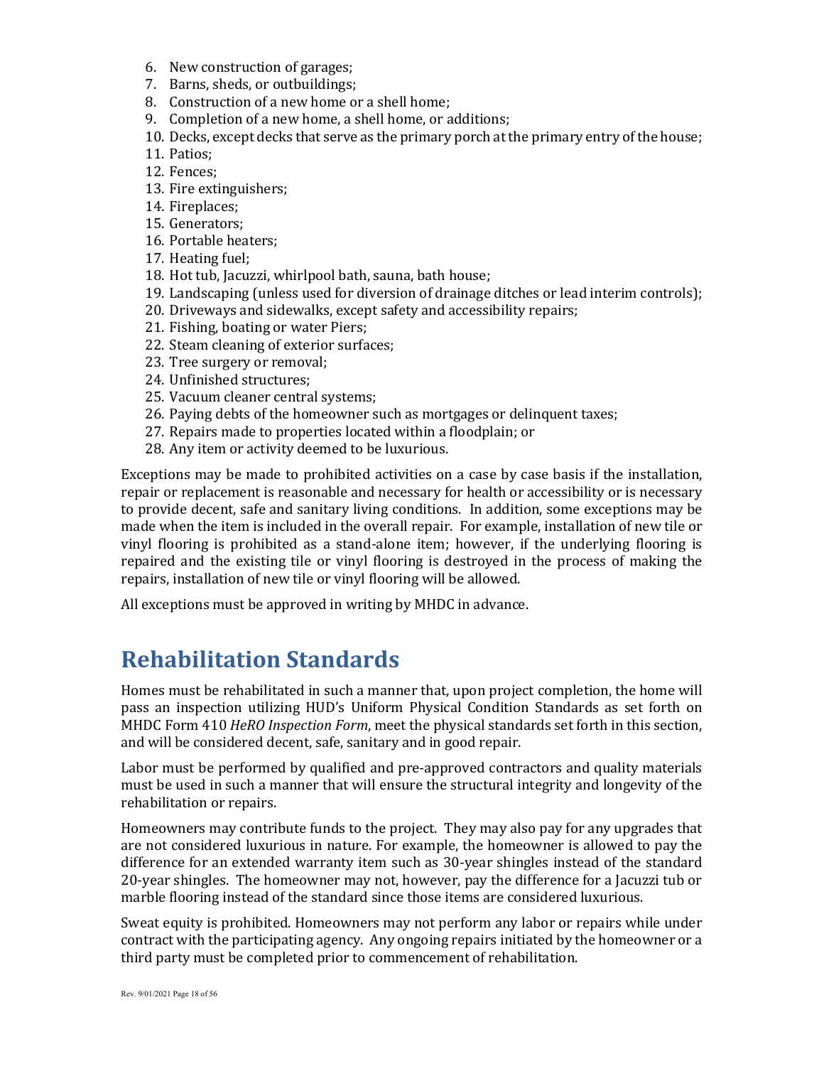6. New construction of garages;
7. Barns, sheds, or outbuildings;
8. Construction of a new home or a shell home;
9. Completion of a new home, a shell home, or additions;
10. Decks, except decks that serve as the primary porch at the primary entry of the house;
11. Patios;
12. Fences;
13. Fire extinguishers;
14. Fireplaces;
15. Generators;
16. Portable heaters;
17. Heating fuel;
18. Hot tub, Jacuzzi, whirlpool bath, sauna, bath house;
19. Landscaping (unless used for diversion of drainage ditches or lead interim controls);
20. Driveways and sidewalks, except safety and accessibility repairs;
21. Fishing, boating or water Piers;
22. Steam cleaning of exterior surfaces;
23. Tree surgery or removal;
24. Unfinished structures;
25. Vacuum cleaner central systems;
26. Paying debts of the homeowner such as mortgages or delinquent taxes;
27. Repairs made to properties located within a floodplain; or
28. Any item or activity deemed to be luxurious.

Exceptions may be made to prohibited activities on a case by case basis if the installation, repair or replacement is reasonable and necessary for health or accessibility or is necessary to provide decent, safe and sanitary living conditions. In addition, some exceptions may be made when the item is included in the overall repair. For example, installation of new tile or vinyl flooring is prohibited as a stand-alone item; however, if the underlying flooring is repaired and the existing tile or vinyl flooring is destroyed in the process of making the repairs, installation of new tile or vinyl flooring will be allowed.

All exceptions must be approved in writing by MHDC in advance.

# Rehabilitation Standards

Homes must be rehabilitated in such a manner that, upon project completion, the home will pass an inspection utilizing HUD's Uniform Physical Condition Standards as set forth on MHDC Form 410 *HeRO Inspection Form*, meet the physical standards set forth in this section, and will be considered decent, safe, sanitary and in good repair.

Labor must be performed by qualified and pre-approved contractors and quality materials must be used in such a manner that will ensure the structural integrity and longevity of the rehabilitation or repairs.

Homeowners may contribute funds to the project. They may also pay for any upgrades that are not considered luxurious in nature. For example, the homeowner is allowed to pay the difference for an extended warranty item such as 30-year shingles instead of the standard 20-year shingles. The homeowner may not, however, pay the difference for a Jacuzzi tub or marble flooring instead of the standard since those items are considered luxurious.

Sweat equity is prohibited. Homeowners may not perform any labor or repairs while under contract with the participating agency. Any ongoing repairs initiated by the homeowner or a third party must be completed prior to commencement of rehabilitation.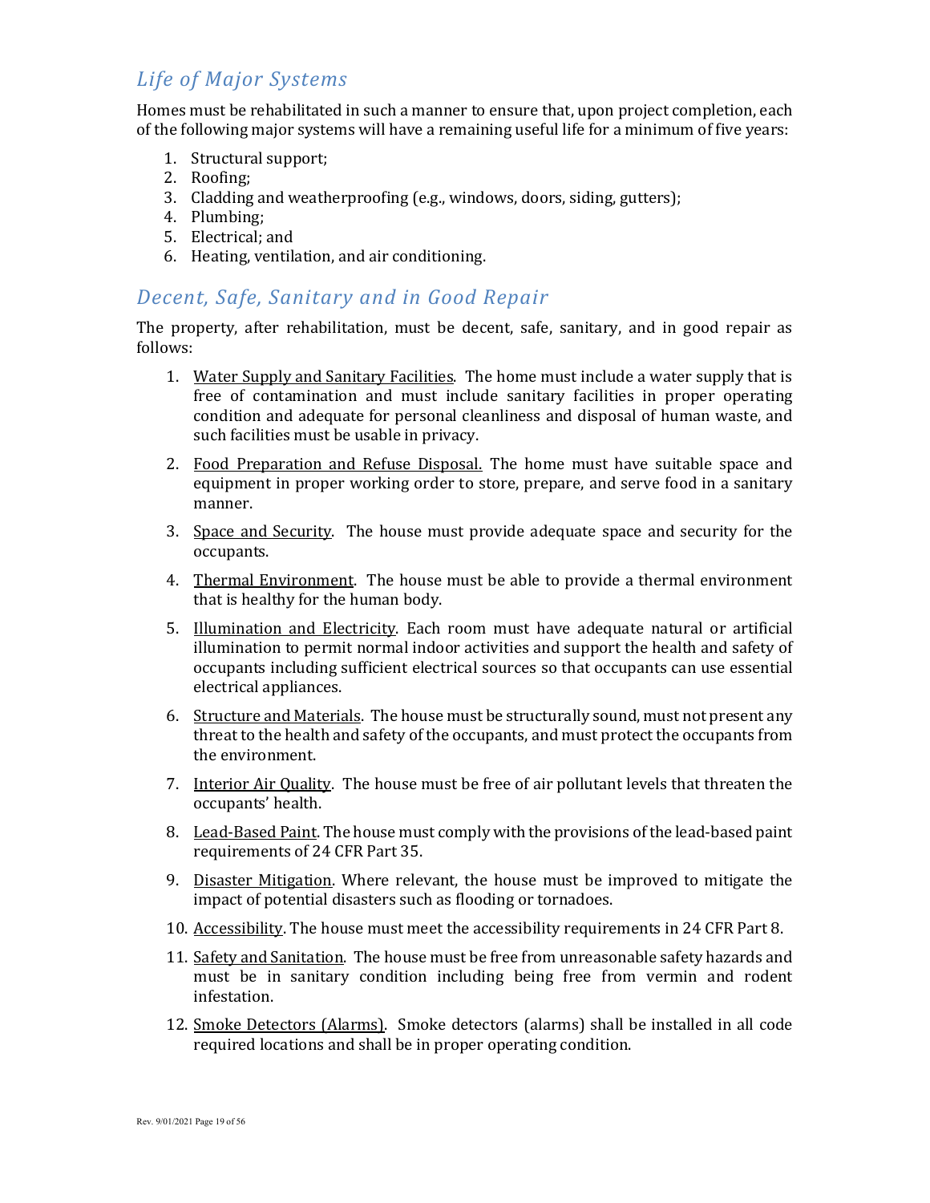## *Life of Major Systems*

Homes must be rehabilitated in such a manner to ensure that, upon project completion, each of the following major systems will have a remaining useful life for a minimum of five years:

1. Structural support;
2. Roofing;
3. Cladding and weatherproofing (e.g., windows, doors, siding, gutters);
4. Plumbing;
5. Electrical; and
6. Heating, ventilation, and air conditioning.

## *Decent, Safe, Sanitary and in Good Repair*

The property, after rehabilitation, must be decent, safe, sanitary, and in good repair as follows:

1. <u>Water Supply and Sanitary Facilities</u>. The home must include a water supply that is free of contamination and must include sanitary facilities in proper operating condition and adequate for personal cleanliness and disposal of human waste, and such facilities must be usable in privacy.

2. <u>Food Preparation and Refuse Disposal.</u> The home must have suitable space and equipment in proper working order to store, prepare, and serve food in a sanitary manner.

3. <u>Space and Security</u>. The house must provide adequate space and security for the occupants.

4. <u>Thermal Environment</u>. The house must be able to provide a thermal environment that is healthy for the human body.

5. <u>Illumination and Electricity</u>. Each room must have adequate natural or artificial illumination to permit normal indoor activities and support the health and safety of occupants including sufficient electrical sources so that occupants can use essential electrical appliances.

6. <u>Structure and Materials</u>. The house must be structurally sound, must not present any threat to the health and safety of the occupants, and must protect the occupants from the environment.

7. <u>Interior Air Quality</u>. The house must be free of air pollutant levels that threaten the occupants' health.

8. <u>Lead-Based Paint</u>. The house must comply with the provisions of the lead-based paint requirements of 24 CFR Part 35.

9. <u>Disaster Mitigation</u>. Where relevant, the house must be improved to mitigate the impact of potential disasters such as flooding or tornadoes.

10. <u>Accessibility</u>. The house must meet the accessibility requirements in 24 CFR Part 8.

11. <u>Safety and Sanitation</u>. The house must be free from unreasonable safety hazards and must be in sanitary condition including being free from vermin and rodent infestation.

12. <u>Smoke Detectors (Alarms)</u>. Smoke detectors (alarms) shall be installed in all code required locations and shall be in proper operating condition.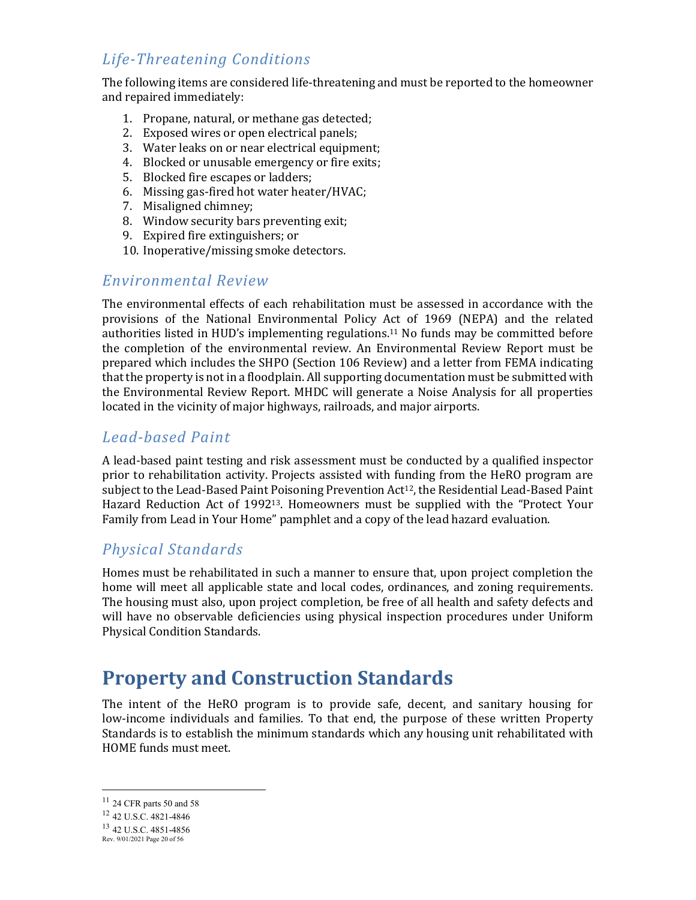### *Life-Threatening Conditions*

The following items are considered life-threatening and must be reported to the homeowner and repaired immediately:

1. Propane, natural, or methane gas detected;
2. Exposed wires or open electrical panels;
3. Water leaks on or near electrical equipment;
4. Blocked or unusable emergency or fire exits;
5. Blocked fire escapes or ladders;
6. Missing gas-fired hot water heater/HVAC;
7. Misaligned chimney;
8. Window security bars preventing exit;
9. Expired fire extinguishers; or
10. Inoperative/missing smoke detectors.

### *Environmental Review*

The environmental effects of each rehabilitation must be assessed in accordance with the provisions of the National Environmental Policy Act of 1969 (NEPA) and the related authorities listed in HUD's implementing regulations.[11] No funds may be committed before the completion of the environmental review. An Environmental Review Report must be prepared which includes the SHPO (Section 106 Review) and a letter from FEMA indicating that the property is not in a floodplain. All supporting documentation must be submitted with the Environmental Review Report. MHDC will generate a Noise Analysis for all properties located in the vicinity of major highways, railroads, and major airports.

### *Lead-based Paint*

A lead-based paint testing and risk assessment must be conducted by a qualified inspector prior to rehabilitation activity. Projects assisted with funding from the HeRO program are subject to the Lead-Based Paint Poisoning Prevention Act[12], the Residential Lead-Based Paint Hazard Reduction Act of 1992[13]. Homeowners must be supplied with the "Protect Your Family from Lead in Your Home" pamphlet and a copy of the lead hazard evaluation.

### *Physical Standards*

Homes must be rehabilitated in such a manner to ensure that, upon project completion the home will meet all applicable state and local codes, ordinances, and zoning requirements. The housing must also, upon project completion, be free of all health and safety defects and will have no observable deficiencies using physical inspection procedures under Uniform Physical Condition Standards.

# Property and Construction Standards

The intent of the HeRO program is to provide safe, decent, and sanitary housing for low-income individuals and families. To that end, the purpose of these written Property Standards is to establish the minimum standards which any housing unit rehabilitated with HOME funds must meet.

---

[11] 24 CFR parts 50 and 58

[12] 42 U.S.C. 4821-4846

[13] 42 U.S.C. 4851-4856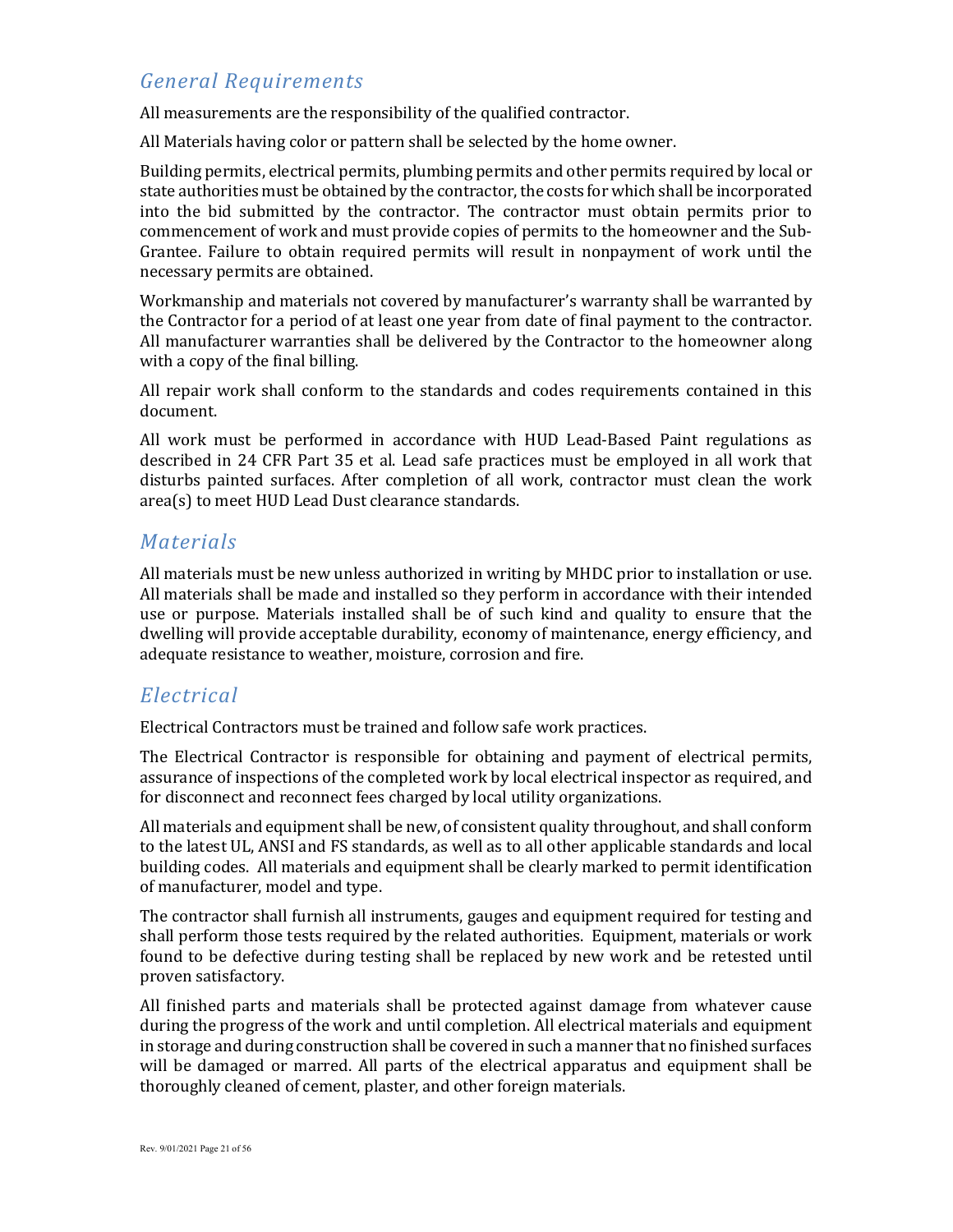## *General Requirements*

All measurements are the responsibility of the qualified contractor.

All Materials having color or pattern shall be selected by the home owner.

Building permits, electrical permits, plumbing permits and other permits required by local or state authorities must be obtained by the contractor, the costs for which shall be incorporated into the bid submitted by the contractor. The contractor must obtain permits prior to commencement of work and must provide copies of permits to the homeowner and the Sub-Grantee. Failure to obtain required permits will result in nonpayment of work until the necessary permits are obtained.

Workmanship and materials not covered by manufacturer's warranty shall be warranted by the Contractor for a period of at least one year from date of final payment to the contractor. All manufacturer warranties shall be delivered by the Contractor to the homeowner along with a copy of the final billing.

All repair work shall conform to the standards and codes requirements contained in this document.

All work must be performed in accordance with HUD Lead-Based Paint regulations as described in 24 CFR Part 35 et al. Lead safe practices must be employed in all work that disturbs painted surfaces. After completion of all work, contractor must clean the work area(s) to meet HUD Lead Dust clearance standards.

## *Materials*

All materials must be new unless authorized in writing by MHDC prior to installation or use. All materials shall be made and installed so they perform in accordance with their intended use or purpose. Materials installed shall be of such kind and quality to ensure that the dwelling will provide acceptable durability, economy of maintenance, energy efficiency, and adequate resistance to weather, moisture, corrosion and fire.

## *Electrical*

Electrical Contractors must be trained and follow safe work practices.

The Electrical Contractor is responsible for obtaining and payment of electrical permits, assurance of inspections of the completed work by local electrical inspector as required, and for disconnect and reconnect fees charged by local utility organizations.

All materials and equipment shall be new, of consistent quality throughout, and shall conform to the latest UL, ANSI and FS standards, as well as to all other applicable standards and local building codes. All materials and equipment shall be clearly marked to permit identification of manufacturer, model and type.

The contractor shall furnish all instruments, gauges and equipment required for testing and shall perform those tests required by the related authorities. Equipment, materials or work found to be defective during testing shall be replaced by new work and be retested until proven satisfactory.

All finished parts and materials shall be protected against damage from whatever cause during the progress of the work and until completion. All electrical materials and equipment in storage and during construction shall be covered in such a manner that no finished surfaces will be damaged or marred. All parts of the electrical apparatus and equipment shall be thoroughly cleaned of cement, plaster, and other foreign materials.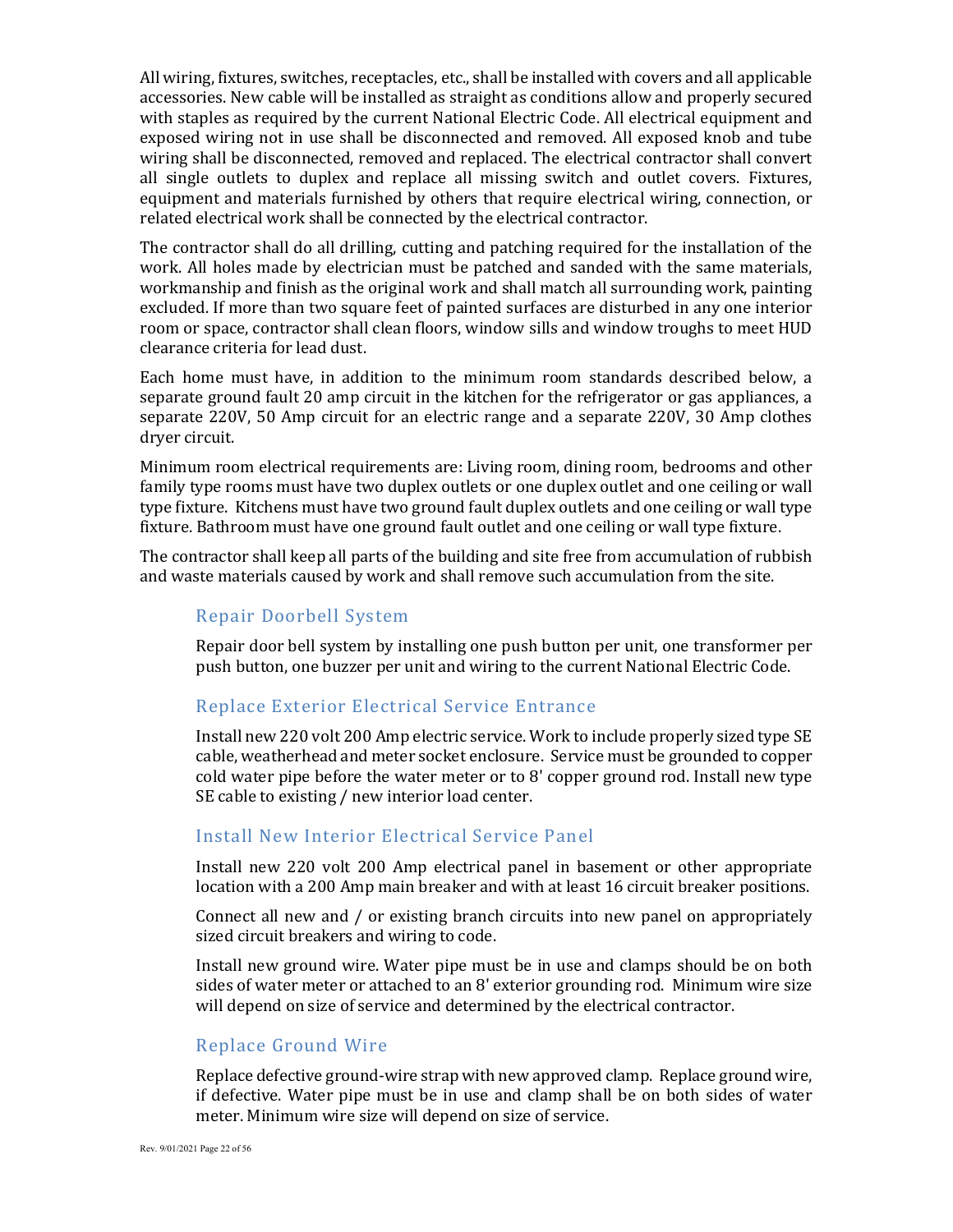All wiring, fixtures, switches, receptacles, etc., shall be installed with covers and all applicable accessories. New cable will be installed as straight as conditions allow and properly secured with staples as required by the current National Electric Code. All electrical equipment and exposed wiring not in use shall be disconnected and removed. All exposed knob and tube wiring shall be disconnected, removed and replaced. The electrical contractor shall convert all single outlets to duplex and replace all missing switch and outlet covers. Fixtures, equipment and materials furnished by others that require electrical wiring, connection, or related electrical work shall be connected by the electrical contractor.

The contractor shall do all drilling, cutting and patching required for the installation of the work. All holes made by electrician must be patched and sanded with the same materials, workmanship and finish as the original work and shall match all surrounding work, painting excluded. If more than two square feet of painted surfaces are disturbed in any one interior room or space, contractor shall clean floors, window sills and window troughs to meet HUD clearance criteria for lead dust.

Each home must have, in addition to the minimum room standards described below, a separate ground fault 20 amp circuit in the kitchen for the refrigerator or gas appliances, a separate 220V, 50 Amp circuit for an electric range and a separate 220V, 30 Amp clothes dryer circuit.

Minimum room electrical requirements are: Living room, dining room, bedrooms and other family type rooms must have two duplex outlets or one duplex outlet and one ceiling or wall type fixture. Kitchens must have two ground fault duplex outlets and one ceiling or wall type fixture. Bathroom must have one ground fault outlet and one ceiling or wall type fixture.

The contractor shall keep all parts of the building and site free from accumulation of rubbish and waste materials caused by work and shall remove such accumulation from the site.

### Repair Doorbell System

Repair door bell system by installing one push button per unit, one transformer per push button, one buzzer per unit and wiring to the current National Electric Code.

### Replace Exterior Electrical Service Entrance

Install new 220 volt 200 Amp electric service. Work to include properly sized type SE cable, weatherhead and meter socket enclosure. Service must be grounded to copper cold water pipe before the water meter or to 8' copper ground rod. Install new type SE cable to existing / new interior load center.

### Install New Interior Electrical Service Panel

Install new 220 volt 200 Amp electrical panel in basement or other appropriate location with a 200 Amp main breaker and with at least 16 circuit breaker positions.

Connect all new and / or existing branch circuits into new panel on appropriately sized circuit breakers and wiring to code.

Install new ground wire. Water pipe must be in use and clamps should be on both sides of water meter or attached to an 8' exterior grounding rod. Minimum wire size will depend on size of service and determined by the electrical contractor.

### Replace Ground Wire

Replace defective ground-wire strap with new approved clamp. Replace ground wire, if defective. Water pipe must be in use and clamp shall be on both sides of water meter. Minimum wire size will depend on size of service.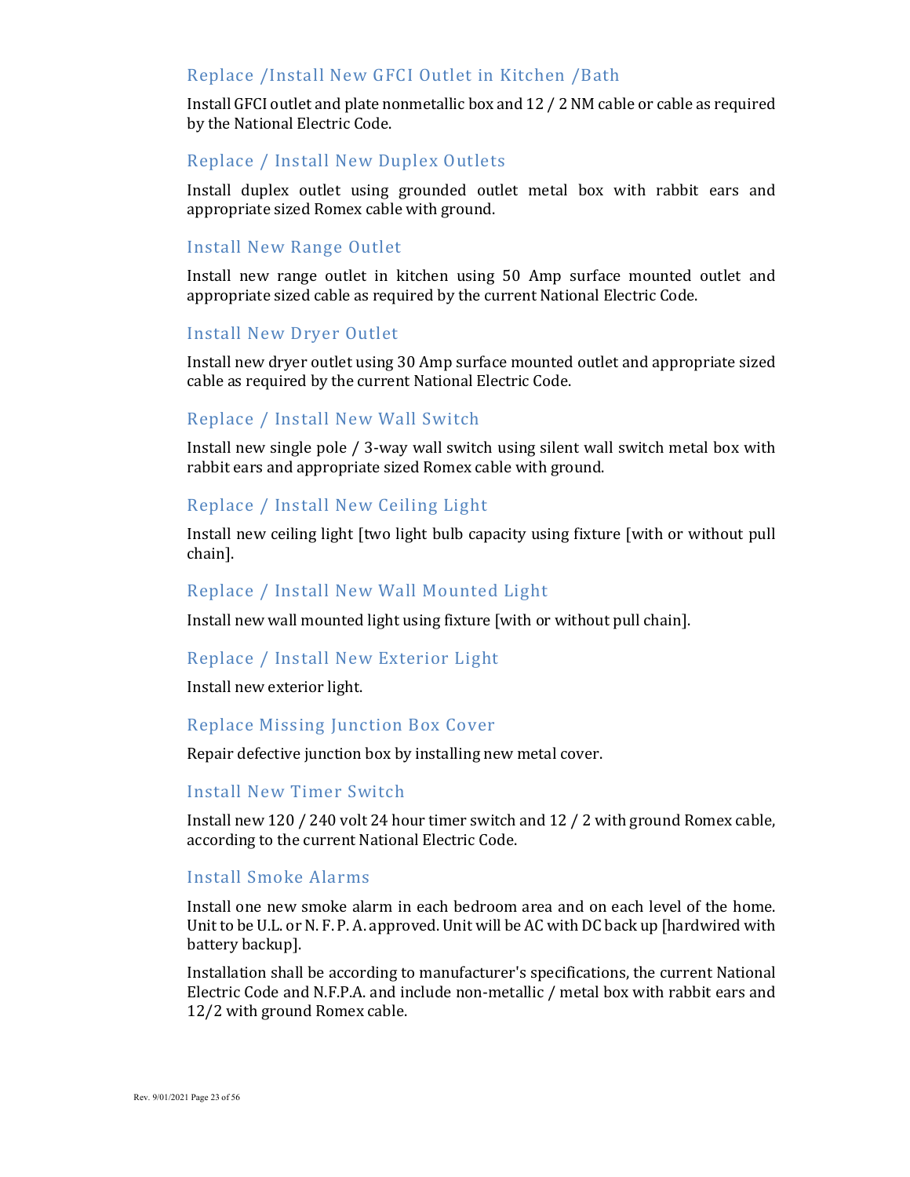## Replace /Install New GFCI Outlet in Kitchen /Bath

Install GFCI outlet and plate nonmetallic box and 12 / 2 NM cable or cable as required by the National Electric Code.

## Replace / Install New Duplex Outlets

Install duplex outlet using grounded outlet metal box with rabbit ears and appropriate sized Romex cable with ground.

## Install New Range Outlet

Install new range outlet in kitchen using 50 Amp surface mounted outlet and appropriate sized cable as required by the current National Electric Code.

## Install New Dryer Outlet

Install new dryer outlet using 30 Amp surface mounted outlet and appropriate sized cable as required by the current National Electric Code.

## Replace / Install New Wall Switch

Install new single pole / 3-way wall switch using silent wall switch metal box with rabbit ears and appropriate sized Romex cable with ground.

## Replace / Install New Ceiling Light

Install new ceiling light [two light bulb capacity using fixture [with or without pull chain].

## Replace / Install New Wall Mounted Light

Install new wall mounted light using fixture [with or without pull chain].

## Replace / Install New Exterior Light

Install new exterior light.

## Replace Missing Junction Box Cover

Repair defective junction box by installing new metal cover.

## Install New Timer Switch

Install new 120 / 240 volt 24 hour timer switch and 12 / 2 with ground Romex cable, according to the current National Electric Code.

## Install Smoke Alarms

Install one new smoke alarm in each bedroom area and on each level of the home. Unit to be U.L. or N. F. P. A. approved. Unit will be AC with DC back up [hardwired with battery backup].

Installation shall be according to manufacturer's specifications, the current National Electric Code and N.F.P.A. and include non-metallic / metal box with rabbit ears and 12/2 with ground Romex cable.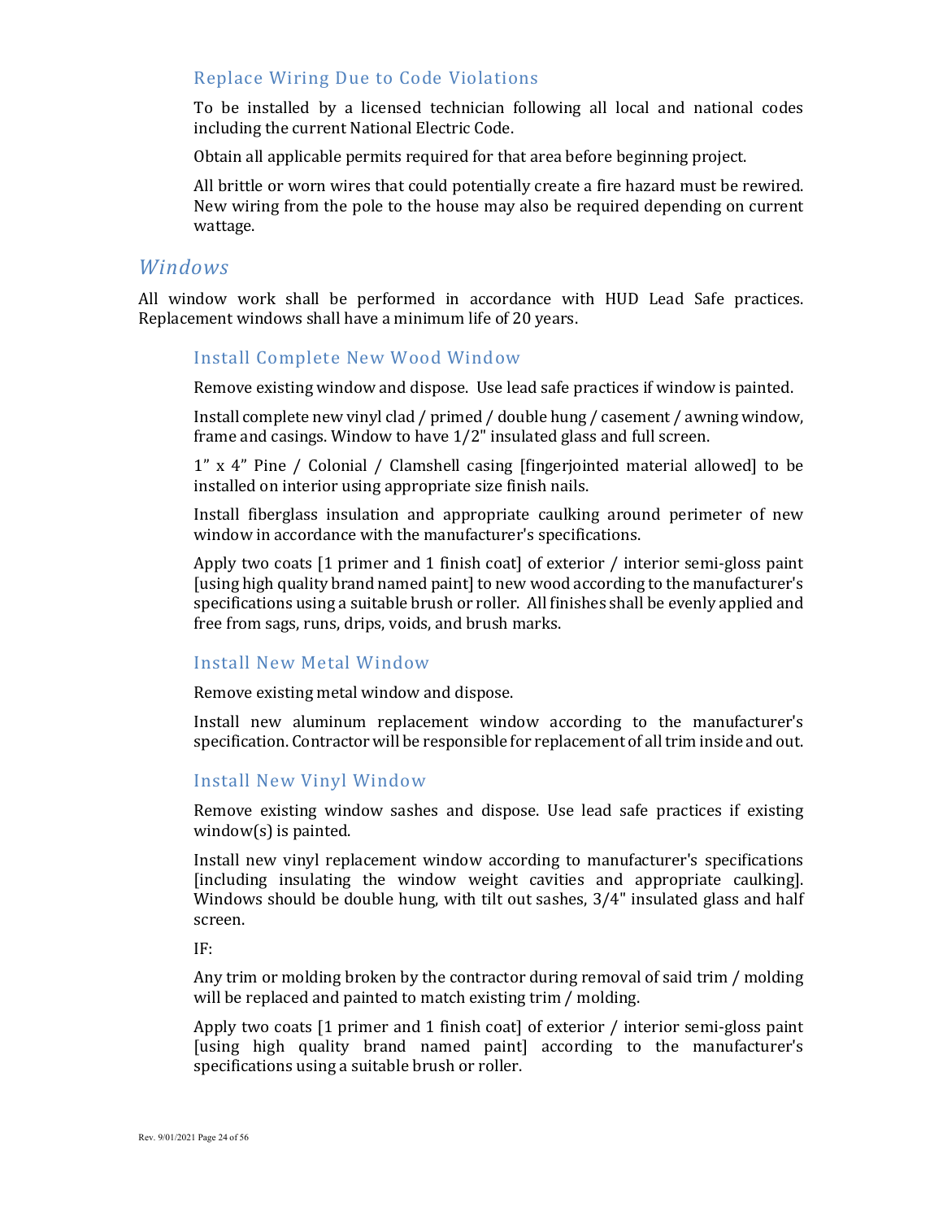### Replace Wiring Due to Code Violations

To be installed by a licensed technician following all local and national codes including the current National Electric Code.

Obtain all applicable permits required for that area before beginning project.

All brittle or worn wires that could potentially create a fire hazard must be rewired. New wiring from the pole to the house may also be required depending on current wattage.

## *Windows*

All window work shall be performed in accordance with HUD Lead Safe practices. Replacement windows shall have a minimum life of 20 years.

### Install Complete New Wood Window

Remove existing window and dispose. Use lead safe practices if window is painted.

Install complete new vinyl clad / primed / double hung / casement / awning window, frame and casings. Window to have 1/2" insulated glass and full screen.

1" x 4" Pine / Colonial / Clamshell casing [fingerjointed material allowed] to be installed on interior using appropriate size finish nails.

Install fiberglass insulation and appropriate caulking around perimeter of new window in accordance with the manufacturer's specifications.

Apply two coats [1 primer and 1 finish coat] of exterior / interior semi-gloss paint [using high quality brand named paint] to new wood according to the manufacturer's specifications using a suitable brush or roller. All finishes shall be evenly applied and free from sags, runs, drips, voids, and brush marks.

### Install New Metal Window

Remove existing metal window and dispose.

Install new aluminum replacement window according to the manufacturer's specification. Contractor will be responsible for replacement of all trim inside and out.

### Install New Vinyl Window

Remove existing window sashes and dispose. Use lead safe practices if existing window(s) is painted.

Install new vinyl replacement window according to manufacturer's specifications [including insulating the window weight cavities and appropriate caulking]. Windows should be double hung, with tilt out sashes, 3/4" insulated glass and half screen.

IF:

Any trim or molding broken by the contractor during removal of said trim / molding will be replaced and painted to match existing trim / molding.

Apply two coats [1 primer and 1 finish coat] of exterior / interior semi-gloss paint [using high quality brand named paint] according to the manufacturer's specifications using a suitable brush or roller.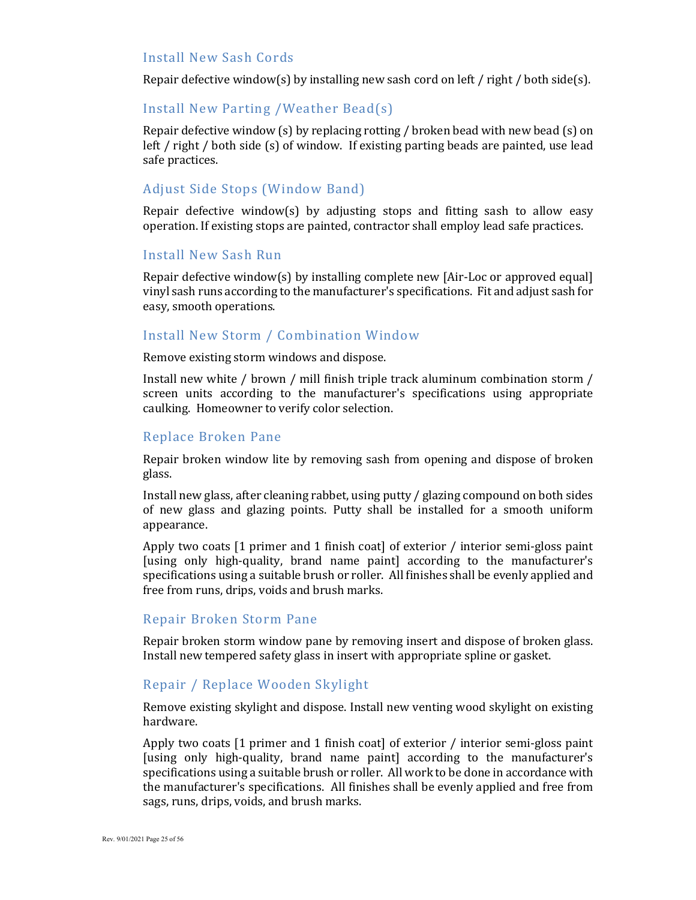## Install New Sash Cords

Repair defective window(s) by installing new sash cord on left / right / both side(s).

## Install New Parting /Weather Bead(s)

Repair defective window (s) by replacing rotting / broken bead with new bead (s) on left / right / both side (s) of window. If existing parting beads are painted, use lead safe practices.

## Adjust Side Stops (Window Band)

Repair defective window(s) by adjusting stops and fitting sash to allow easy operation. If existing stops are painted, contractor shall employ lead safe practices.

## Install New Sash Run

Repair defective window(s) by installing complete new [Air-Loc or approved equal] vinyl sash runs according to the manufacturer's specifications. Fit and adjust sash for easy, smooth operations.

## Install New Storm / Combination Window

Remove existing storm windows and dispose.

Install new white / brown / mill finish triple track aluminum combination storm / screen units according to the manufacturer's specifications using appropriate caulking. Homeowner to verify color selection.

## Replace Broken Pane

Repair broken window lite by removing sash from opening and dispose of broken glass.

Install new glass, after cleaning rabbet, using putty / glazing compound on both sides of new glass and glazing points. Putty shall be installed for a smooth uniform appearance.

Apply two coats [1 primer and 1 finish coat] of exterior / interior semi-gloss paint [using only high-quality, brand name paint] according to the manufacturer's specifications using a suitable brush or roller. All finishes shall be evenly applied and free from runs, drips, voids and brush marks.

## Repair Broken Storm Pane

Repair broken storm window pane by removing insert and dispose of broken glass. Install new tempered safety glass in insert with appropriate spline or gasket.

## Repair / Replace Wooden Skylight

Remove existing skylight and dispose. Install new venting wood skylight on existing hardware.

Apply two coats [1 primer and 1 finish coat] of exterior / interior semi-gloss paint [using only high-quality, brand name paint] according to the manufacturer's specifications using a suitable brush or roller. All work to be done in accordance with the manufacturer's specifications. All finishes shall be evenly applied and free from sags, runs, drips, voids, and brush marks.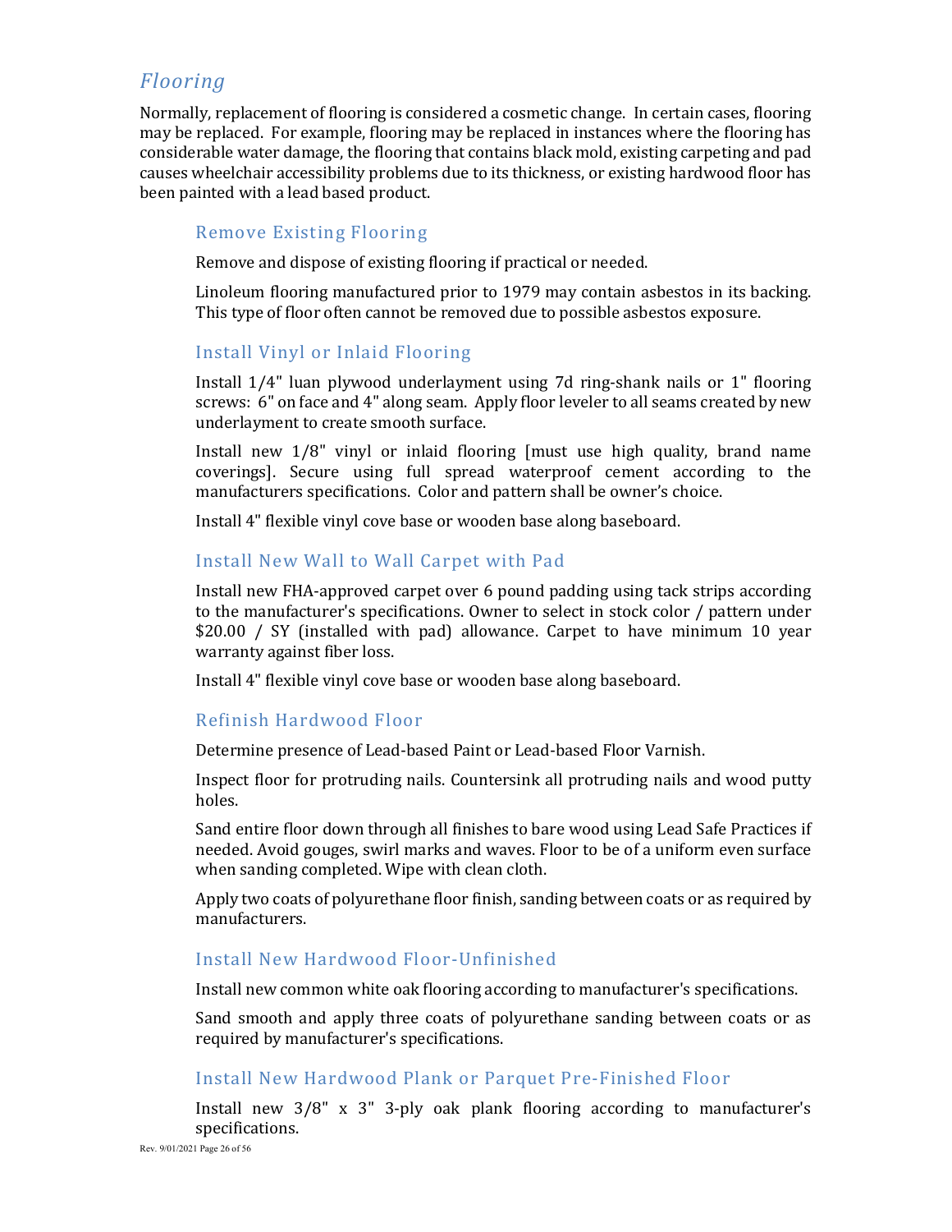## *Flooring*

Normally, replacement of flooring is considered a cosmetic change. In certain cases, flooring may be replaced. For example, flooring may be replaced in instances where the flooring has considerable water damage, the flooring that contains black mold, existing carpeting and pad causes wheelchair accessibility problems due to its thickness, or existing hardwood floor has been painted with a lead based product.

### Remove Existing Flooring

Remove and dispose of existing flooring if practical or needed.

Linoleum flooring manufactured prior to 1979 may contain asbestos in its backing. This type of floor often cannot be removed due to possible asbestos exposure.

### Install Vinyl or Inlaid Flooring

Install 1/4" luan plywood underlayment using 7d ring-shank nails or 1" flooring screws: 6" on face and 4" along seam. Apply floor leveler to all seams created by new underlayment to create smooth surface.

Install new 1/8" vinyl or inlaid flooring [must use high quality, brand name coverings]. Secure using full spread waterproof cement according to the manufacturers specifications. Color and pattern shall be owner's choice.

Install 4" flexible vinyl cove base or wooden base along baseboard.

### Install New Wall to Wall Carpet with Pad

Install new FHA-approved carpet over 6 pound padding using tack strips according to the manufacturer's specifications. Owner to select in stock color / pattern under $20.00 / SY (installed with pad) allowance. Carpet to have minimum 10 year warranty against fiber loss.

Install 4" flexible vinyl cove base or wooden base along baseboard.

### Refinish Hardwood Floor

Determine presence of Lead-based Paint or Lead-based Floor Varnish.

Inspect floor for protruding nails. Countersink all protruding nails and wood putty holes.

Sand entire floor down through all finishes to bare wood using Lead Safe Practices if needed. Avoid gouges, swirl marks and waves. Floor to be of a uniform even surface when sanding completed. Wipe with clean cloth.

Apply two coats of polyurethane floor finish, sanding between coats or as required by manufacturers.

### Install New Hardwood Floor-Unfinished

Install new common white oak flooring according to manufacturer's specifications.

Sand smooth and apply three coats of polyurethane sanding between coats or as required by manufacturer's specifications.

### Install New Hardwood Plank or Parquet Pre-Finished Floor

Install new 3/8" x 3" 3-ply oak plank flooring according to manufacturer's specifications.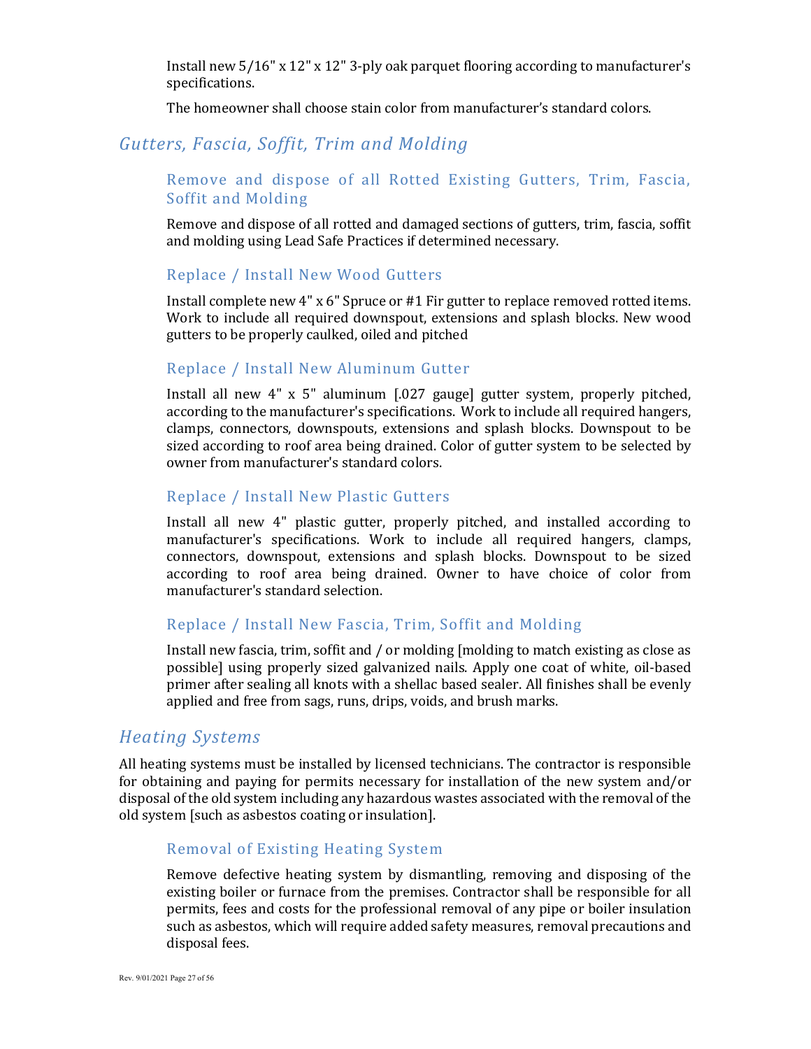Install new 5/16" x 12" x 12" 3-ply oak parquet flooring according to manufacturer's specifications.

The homeowner shall choose stain color from manufacturer's standard colors.

## *Gutters, Fascia, Soffit, Trim and Molding*

### Remove and dispose of all Rotted Existing Gutters, Trim, Fascia, Soffit and Molding

Remove and dispose of all rotted and damaged sections of gutters, trim, fascia, soffit and molding using Lead Safe Practices if determined necessary.

### Replace / Install New Wood Gutters

Install complete new 4" x 6" Spruce or #1 Fir gutter to replace removed rotted items. Work to include all required downspout, extensions and splash blocks. New wood gutters to be properly caulked, oiled and pitched

### Replace / Install New Aluminum Gutter

Install all new 4" x 5" aluminum [.027 gauge] gutter system, properly pitched, according to the manufacturer's specifications. Work to include all required hangers, clamps, connectors, downspouts, extensions and splash blocks. Downspout to be sized according to roof area being drained. Color of gutter system to be selected by owner from manufacturer's standard colors.

### Replace / Install New Plastic Gutters

Install all new 4" plastic gutter, properly pitched, and installed according to manufacturer's specifications. Work to include all required hangers, clamps, connectors, downspout, extensions and splash blocks. Downspout to be sized according to roof area being drained. Owner to have choice of color from manufacturer's standard selection.

### Replace / Install New Fascia, Trim, Soffit and Molding

Install new fascia, trim, soffit and / or molding [molding to match existing as close as possible] using properly sized galvanized nails. Apply one coat of white, oil-based primer after sealing all knots with a shellac based sealer. All finishes shall be evenly applied and free from sags, runs, drips, voids, and brush marks.

## *Heating Systems*

All heating systems must be installed by licensed technicians. The contractor is responsible for obtaining and paying for permits necessary for installation of the new system and/or disposal of the old system including any hazardous wastes associated with the removal of the old system [such as asbestos coating or insulation].

### Removal of Existing Heating System

Remove defective heating system by dismantling, removing and disposing of the existing boiler or furnace from the premises. Contractor shall be responsible for all permits, fees and costs for the professional removal of any pipe or boiler insulation such as asbestos, which will require added safety measures, removal precautions and disposal fees.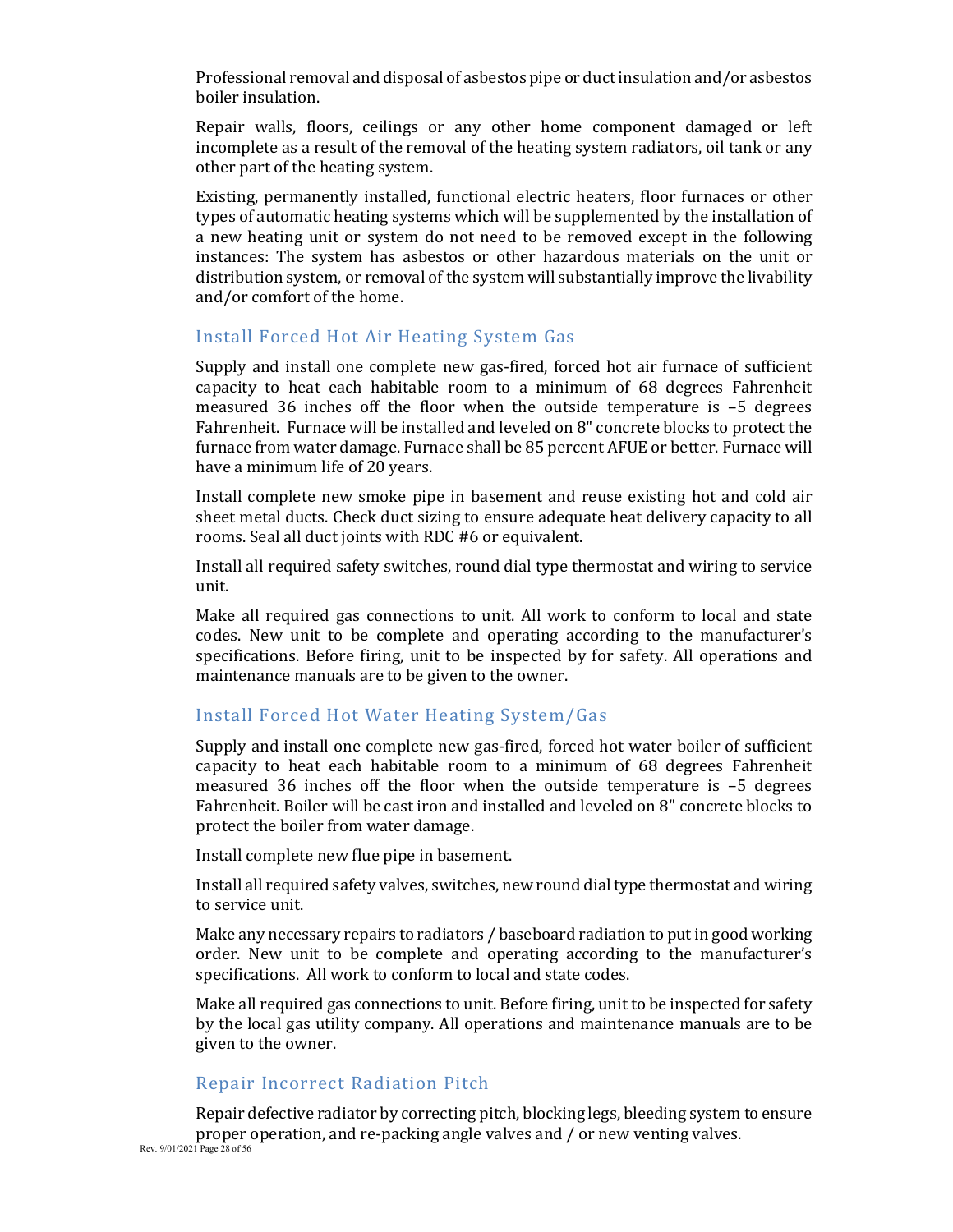Professional removal and disposal of asbestos pipe or duct insulation and/or asbestos boiler insulation.

Repair walls, floors, ceilings or any other home component damaged or left incomplete as a result of the removal of the heating system radiators, oil tank or any other part of the heating system.

Existing, permanently installed, functional electric heaters, floor furnaces or other types of automatic heating systems which will be supplemented by the installation of a new heating unit or system do not need to be removed except in the following instances: The system has asbestos or other hazardous materials on the unit or distribution system, or removal of the system will substantially improve the livability and/or comfort of the home.

## Install Forced Hot Air Heating System Gas

Supply and install one complete new gas-fired, forced hot air furnace of sufficient capacity to heat each habitable room to a minimum of 68 degrees Fahrenheit measured 36 inches off the floor when the outside temperature is –5 degrees Fahrenheit. Furnace will be installed and leveled on 8" concrete blocks to protect the furnace from water damage. Furnace shall be 85 percent AFUE or better. Furnace will have a minimum life of 20 years.

Install complete new smoke pipe in basement and reuse existing hot and cold air sheet metal ducts. Check duct sizing to ensure adequate heat delivery capacity to all rooms. Seal all duct joints with RDC #6 or equivalent.

Install all required safety switches, round dial type thermostat and wiring to service unit.

Make all required gas connections to unit. All work to conform to local and state codes. New unit to be complete and operating according to the manufacturer's specifications. Before firing, unit to be inspected by for safety. All operations and maintenance manuals are to be given to the owner.

## Install Forced Hot Water Heating System/Gas

Supply and install one complete new gas-fired, forced hot water boiler of sufficient capacity to heat each habitable room to a minimum of 68 degrees Fahrenheit measured 36 inches off the floor when the outside temperature is –5 degrees Fahrenheit. Boiler will be cast iron and installed and leveled on 8" concrete blocks to protect the boiler from water damage.

Install complete new flue pipe in basement.

Install all required safety valves, switches, new round dial type thermostat and wiring to service unit.

Make any necessary repairs to radiators / baseboard radiation to put in good working order. New unit to be complete and operating according to the manufacturer's specifications. All work to conform to local and state codes.

Make all required gas connections to unit. Before firing, unit to be inspected for safety by the local gas utility company. All operations and maintenance manuals are to be given to the owner.

## Repair Incorrect Radiation Pitch

Repair defective radiator by correcting pitch, blocking legs, bleeding system to ensure proper operation, and re-packing angle valves and / or new venting valves.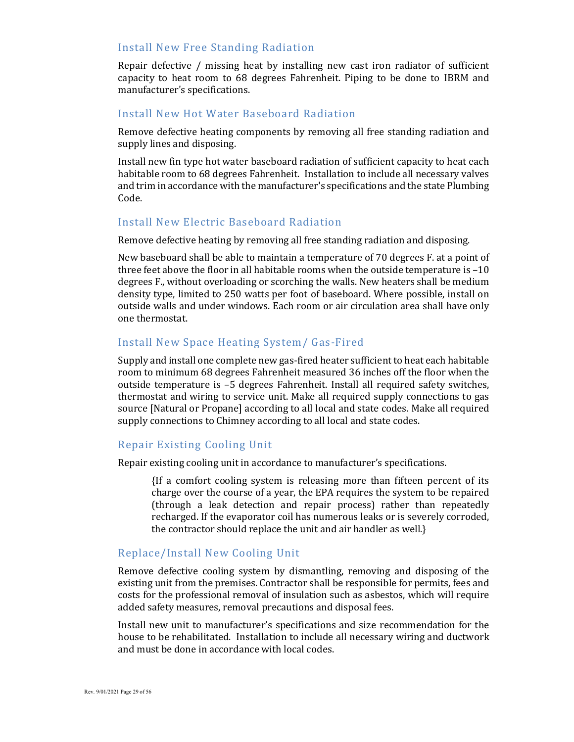### Install New Free Standing Radiation

Repair defective / missing heat by installing new cast iron radiator of sufficient capacity to heat room to 68 degrees Fahrenheit. Piping to be done to IBRM and manufacturer's specifications.

### Install New Hot Water Baseboard Radiation

Remove defective heating components by removing all free standing radiation and supply lines and disposing.

Install new fin type hot water baseboard radiation of sufficient capacity to heat each habitable room to 68 degrees Fahrenheit. Installation to include all necessary valves and trim in accordance with the manufacturer's specifications and the state Plumbing Code.

### Install New Electric Baseboard Radiation

Remove defective heating by removing all free standing radiation and disposing.

New baseboard shall be able to maintain a temperature of 70 degrees F. at a point of three feet above the floor in all habitable rooms when the outside temperature is –10 degrees F., without overloading or scorching the walls. New heaters shall be medium density type, limited to 250 watts per foot of baseboard. Where possible, install on outside walls and under windows. Each room or air circulation area shall have only one thermostat.

### Install New Space Heating System/ Gas-Fired

Supply and install one complete new gas-fired heater sufficient to heat each habitable room to minimum 68 degrees Fahrenheit measured 36 inches off the floor when the outside temperature is –5 degrees Fahrenheit. Install all required safety switches, thermostat and wiring to service unit. Make all required supply connections to gas source [Natural or Propane] according to all local and state codes. Make all required supply connections to Chimney according to all local and state codes.

### Repair Existing Cooling Unit

Repair existing cooling unit in accordance to manufacturer's specifications.

> {If a comfort cooling system is releasing more than fifteen percent of its charge over the course of a year, the EPA requires the system to be repaired (through a leak detection and repair process) rather than repeatedly recharged. If the evaporator coil has numerous leaks or is severely corroded, the contractor should replace the unit and air handler as well.}

### Replace/Install New Cooling Unit

Remove defective cooling system by dismantling, removing and disposing of the existing unit from the premises. Contractor shall be responsible for permits, fees and costs for the professional removal of insulation such as asbestos, which will require added safety measures, removal precautions and disposal fees.

Install new unit to manufacturer's specifications and size recommendation for the house to be rehabilitated. Installation to include all necessary wiring and ductwork and must be done in accordance with local codes.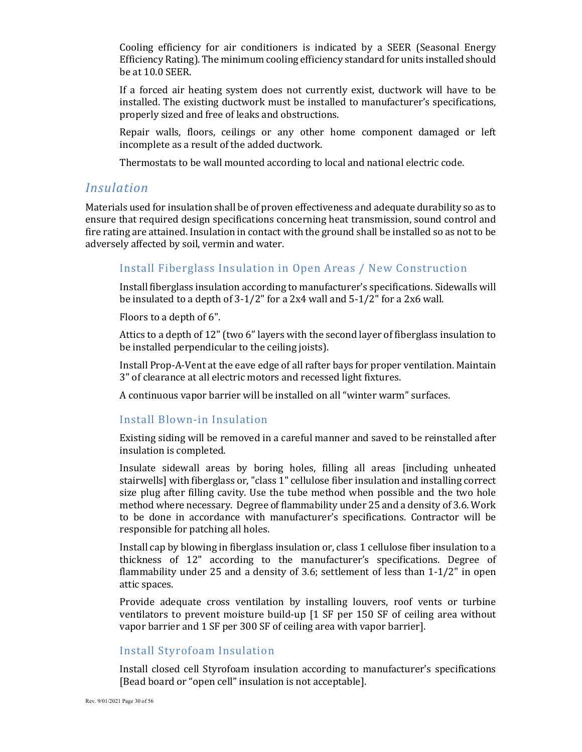Cooling efficiency for air conditioners is indicated by a SEER (Seasonal Energy Efficiency Rating). The minimum cooling efficiency standard for units installed should be at 10.0 SEER.

If a forced air heating system does not currently exist, ductwork will have to be installed. The existing ductwork must be installed to manufacturer's specifications, properly sized and free of leaks and obstructions.

Repair walls, floors, ceilings or any other home component damaged or left incomplete as a result of the added ductwork.

Thermostats to be wall mounted according to local and national electric code.

## *Insulation*

Materials used for insulation shall be of proven effectiveness and adequate durability so as to ensure that required design specifications concerning heat transmission, sound control and fire rating are attained. Insulation in contact with the ground shall be installed so as not to be adversely affected by soil, vermin and water.

### Install Fiberglass Insulation in Open Areas / New Construction

Install fiberglass insulation according to manufacturer's specifications. Sidewalls will be insulated to a depth of 3-1/2" for a 2x4 wall and 5-1/2" for a 2x6 wall.

Floors to a depth of 6".

Attics to a depth of 12" (two 6" layers with the second layer of fiberglass insulation to be installed perpendicular to the ceiling joists).

Install Prop-A-Vent at the eave edge of all rafter bays for proper ventilation. Maintain 3" of clearance at all electric motors and recessed light fixtures.

A continuous vapor barrier will be installed on all "winter warm" surfaces.

### Install Blown-in Insulation

Existing siding will be removed in a careful manner and saved to be reinstalled after insulation is completed.

Insulate sidewall areas by boring holes, filling all areas [including unheated stairwells] with fiberglass or, "class 1" cellulose fiber insulation and installing correct size plug after filling cavity. Use the tube method when possible and the two hole method where necessary. Degree of flammability under 25 and a density of 3.6. Work to be done in accordance with manufacturer's specifications. Contractor will be responsible for patching all holes.

Install cap by blowing in fiberglass insulation or, class 1 cellulose fiber insulation to a thickness of 12" according to the manufacturer's specifications. Degree of flammability under 25 and a density of 3.6; settlement of less than 1-1/2" in open attic spaces.

Provide adequate cross ventilation by installing louvers, roof vents or turbine ventilators to prevent moisture build-up [1 SF per 150 SF of ceiling area without vapor barrier and 1 SF per 300 SF of ceiling area with vapor barrier].

### Install Styrofoam Insulation

Install closed cell Styrofoam insulation according to manufacturer's specifications [Bead board or "open cell" insulation is not acceptable].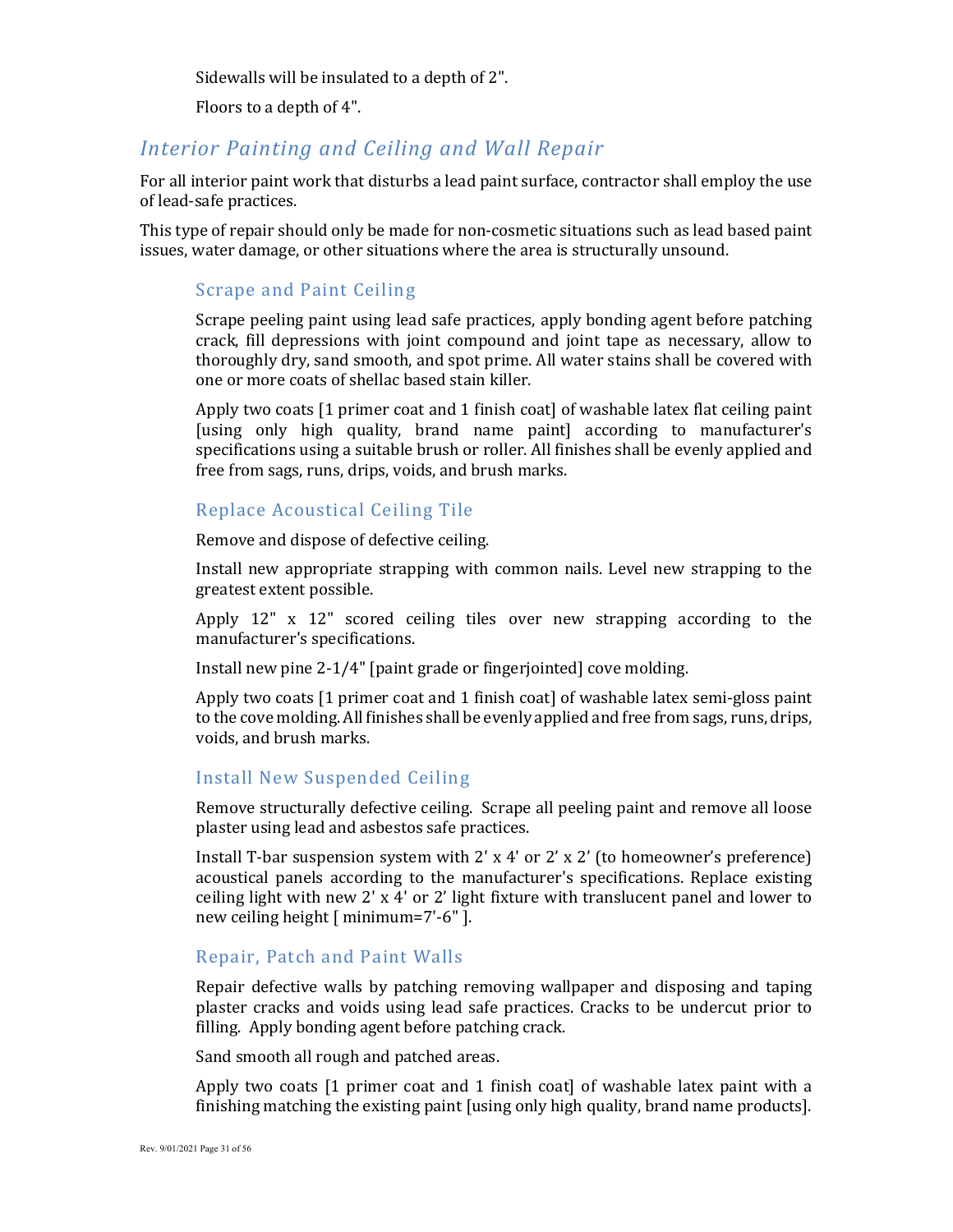Sidewalls will be insulated to a depth of 2".

Floors to a depth of 4".

## *Interior Painting and Ceiling and Wall Repair*

For all interior paint work that disturbs a lead paint surface, contractor shall employ the use of lead-safe practices.

This type of repair should only be made for non-cosmetic situations such as lead based paint issues, water damage, or other situations where the area is structurally unsound.

### Scrape and Paint Ceiling

Scrape peeling paint using lead safe practices, apply bonding agent before patching crack, fill depressions with joint compound and joint tape as necessary, allow to thoroughly dry, sand smooth, and spot prime. All water stains shall be covered with one or more coats of shellac based stain killer.

Apply two coats [1 primer coat and 1 finish coat] of washable latex flat ceiling paint [using only high quality, brand name paint] according to manufacturer's specifications using a suitable brush or roller. All finishes shall be evenly applied and free from sags, runs, drips, voids, and brush marks.

### Replace Acoustical Ceiling Tile

Remove and dispose of defective ceiling.

Install new appropriate strapping with common nails. Level new strapping to the greatest extent possible.

Apply 12" x 12" scored ceiling tiles over new strapping according to the manufacturer's specifications.

Install new pine 2-1/4" [paint grade or fingerjointed] cove molding.

Apply two coats [1 primer coat and 1 finish coat] of washable latex semi-gloss paint to the cove molding. All finishes shall be evenly applied and free from sags, runs, drips, voids, and brush marks.

### Install New Suspended Ceiling

Remove structurally defective ceiling. Scrape all peeling paint and remove all loose plaster using lead and asbestos safe practices.

Install T-bar suspension system with 2' x 4' or 2' x 2' (to homeowner's preference) acoustical panels according to the manufacturer's specifications. Replace existing ceiling light with new 2' x 4' or 2' light fixture with translucent panel and lower to new ceiling height [ minimum=7'-6" ].

### Repair, Patch and Paint Walls

Repair defective walls by patching removing wallpaper and disposing and taping plaster cracks and voids using lead safe practices. Cracks to be undercut prior to filling. Apply bonding agent before patching crack.

Sand smooth all rough and patched areas.

Apply two coats [1 primer coat and 1 finish coat] of washable latex paint with a finishing matching the existing paint [using only high quality, brand name products].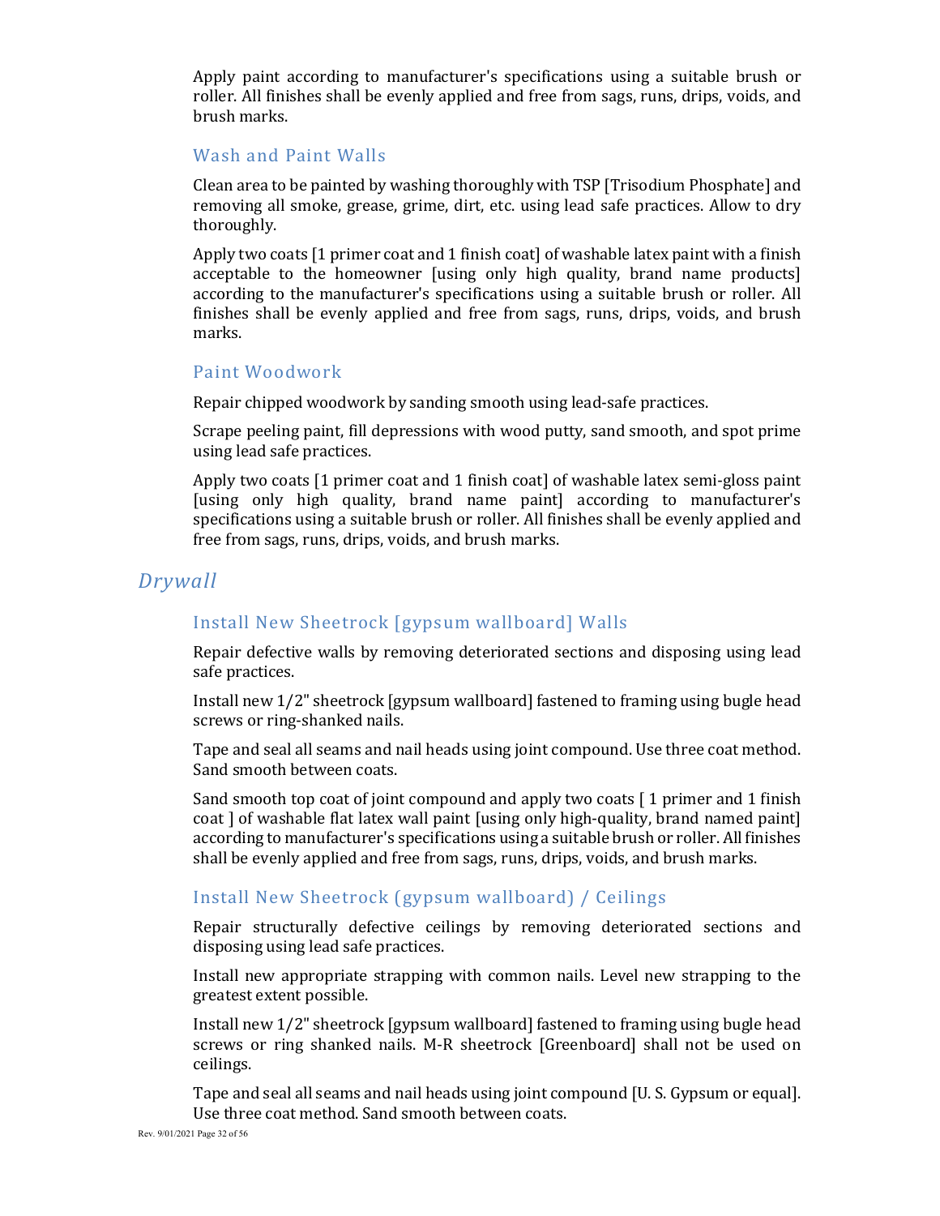Apply paint according to manufacturer's specifications using a suitable brush or roller. All finishes shall be evenly applied and free from sags, runs, drips, voids, and brush marks.

### Wash and Paint Walls

Clean area to be painted by washing thoroughly with TSP [Trisodium Phosphate] and removing all smoke, grease, grime, dirt, etc. using lead safe practices. Allow to dry thoroughly.

Apply two coats [1 primer coat and 1 finish coat] of washable latex paint with a finish acceptable to the homeowner [using only high quality, brand name products] according to the manufacturer's specifications using a suitable brush or roller. All finishes shall be evenly applied and free from sags, runs, drips, voids, and brush marks.

### Paint Woodwork

Repair chipped woodwork by sanding smooth using lead-safe practices.

Scrape peeling paint, fill depressions with wood putty, sand smooth, and spot prime using lead safe practices.

Apply two coats [1 primer coat and 1 finish coat] of washable latex semi-gloss paint [using only high quality, brand name paint] according to manufacturer's specifications using a suitable brush or roller. All finishes shall be evenly applied and free from sags, runs, drips, voids, and brush marks.

## *Drywall*

### Install New Sheetrock [gypsum wallboard] Walls

Repair defective walls by removing deteriorated sections and disposing using lead safe practices.

Install new 1/2" sheetrock [gypsum wallboard] fastened to framing using bugle head screws or ring-shanked nails.

Tape and seal all seams and nail heads using joint compound. Use three coat method. Sand smooth between coats.

Sand smooth top coat of joint compound and apply two coats [ 1 primer and 1 finish coat ] of washable flat latex wall paint [using only high-quality, brand named paint] according to manufacturer's specifications using a suitable brush or roller. All finishes shall be evenly applied and free from sags, runs, drips, voids, and brush marks.

### Install New Sheetrock (gypsum wallboard) / Ceilings

Repair structurally defective ceilings by removing deteriorated sections and disposing using lead safe practices.

Install new appropriate strapping with common nails. Level new strapping to the greatest extent possible.

Install new 1/2" sheetrock [gypsum wallboard] fastened to framing using bugle head screws or ring shanked nails. M-R sheetrock [Greenboard] shall not be used on ceilings.

Tape and seal all seams and nail heads using joint compound [U. S. Gypsum or equal]. Use three coat method. Sand smooth between coats.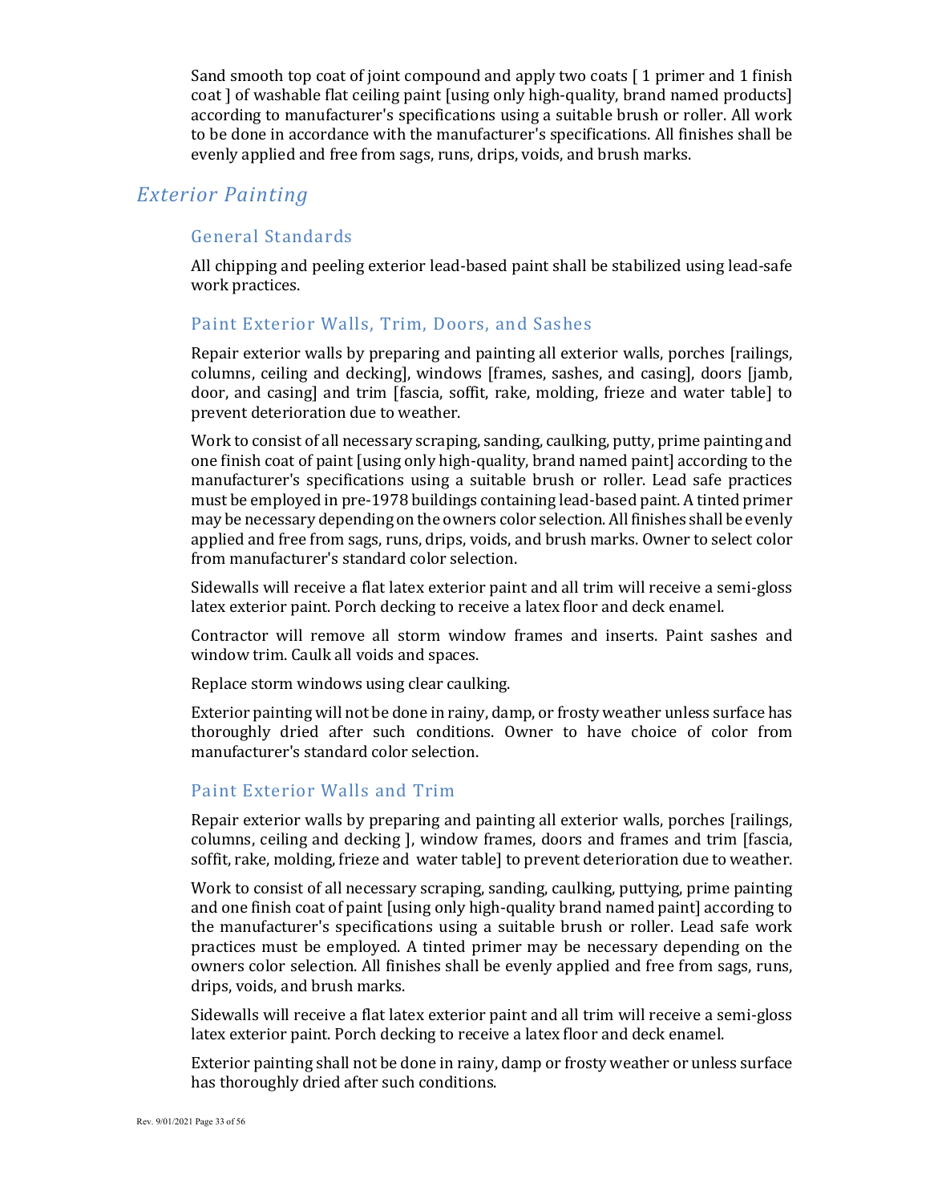Sand smooth top coat of joint compound and apply two coats [ 1 primer and 1 finish coat ] of washable flat ceiling paint [using only high-quality, brand named products] according to manufacturer's specifications using a suitable brush or roller. All work to be done in accordance with the manufacturer's specifications. All finishes shall be evenly applied and free from sags, runs, drips, voids, and brush marks.

## *Exterior Painting*

### General Standards

All chipping and peeling exterior lead-based paint shall be stabilized using lead-safe work practices.

### Paint Exterior Walls, Trim, Doors, and Sashes

Repair exterior walls by preparing and painting all exterior walls, porches [railings, columns, ceiling and decking], windows [frames, sashes, and casing], doors [jamb, door, and casing] and trim [fascia, soffit, rake, molding, frieze and water table] to prevent deterioration due to weather.

Work to consist of all necessary scraping, sanding, caulking, putty, prime painting and one finish coat of paint [using only high-quality, brand named paint] according to the manufacturer's specifications using a suitable brush or roller. Lead safe practices must be employed in pre-1978 buildings containing lead-based paint. A tinted primer may be necessary depending on the owners color selection. All finishes shall be evenly applied and free from sags, runs, drips, voids, and brush marks. Owner to select color from manufacturer's standard color selection.

Sidewalls will receive a flat latex exterior paint and all trim will receive a semi-gloss latex exterior paint. Porch decking to receive a latex floor and deck enamel.

Contractor will remove all storm window frames and inserts. Paint sashes and window trim. Caulk all voids and spaces.

Replace storm windows using clear caulking.

Exterior painting will not be done in rainy, damp, or frosty weather unless surface has thoroughly dried after such conditions. Owner to have choice of color from manufacturer's standard color selection.

### Paint Exterior Walls and Trim

Repair exterior walls by preparing and painting all exterior walls, porches [railings, columns, ceiling and decking ], window frames, doors and frames and trim [fascia, soffit, rake, molding, frieze and water table] to prevent deterioration due to weather.

Work to consist of all necessary scraping, sanding, caulking, puttying, prime painting and one finish coat of paint [using only high-quality brand named paint] according to the manufacturer's specifications using a suitable brush or roller. Lead safe work practices must be employed. A tinted primer may be necessary depending on the owners color selection. All finishes shall be evenly applied and free from sags, runs, drips, voids, and brush marks.

Sidewalls will receive a flat latex exterior paint and all trim will receive a semi-gloss latex exterior paint. Porch decking to receive a latex floor and deck enamel.

Exterior painting shall not be done in rainy, damp or frosty weather or unless surface has thoroughly dried after such conditions.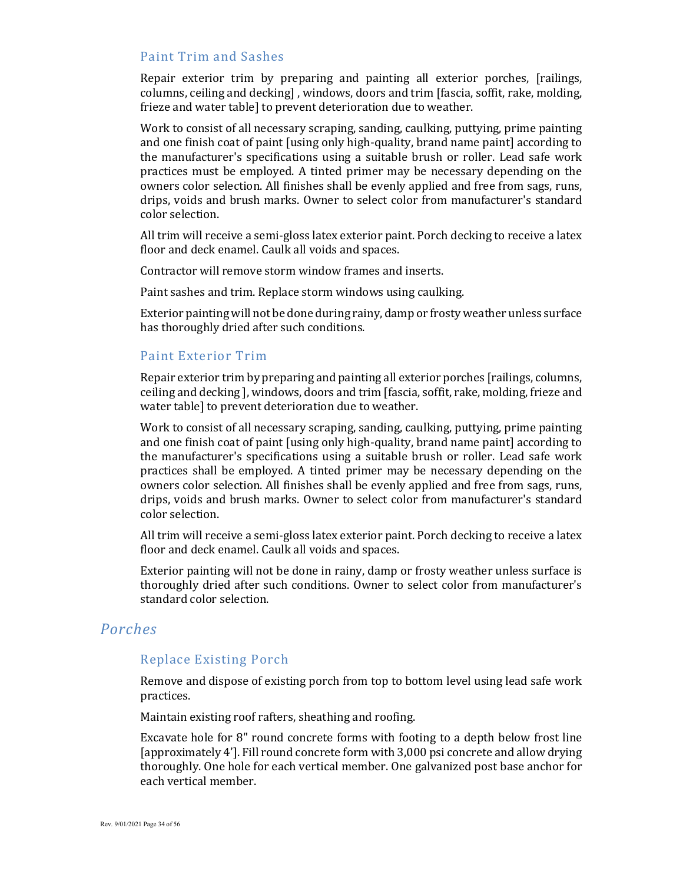### Paint Trim and Sashes

Repair exterior trim by preparing and painting all exterior porches, [railings, columns, ceiling and decking] , windows, doors and trim [fascia, soffit, rake, molding, frieze and water table] to prevent deterioration due to weather.

Work to consist of all necessary scraping, sanding, caulking, puttying, prime painting and one finish coat of paint [using only high-quality, brand name paint] according to the manufacturer's specifications using a suitable brush or roller. Lead safe work practices must be employed. A tinted primer may be necessary depending on the owners color selection. All finishes shall be evenly applied and free from sags, runs, drips, voids and brush marks. Owner to select color from manufacturer's standard color selection.

All trim will receive a semi-gloss latex exterior paint. Porch decking to receive a latex floor and deck enamel. Caulk all voids and spaces.

Contractor will remove storm window frames and inserts.

Paint sashes and trim. Replace storm windows using caulking.

Exterior painting will not be done during rainy, damp or frosty weather unless surface has thoroughly dried after such conditions.

### Paint Exterior Trim

Repair exterior trim by preparing and painting all exterior porches [railings, columns, ceiling and decking ], windows, doors and trim [fascia, soffit, rake, molding, frieze and water table] to prevent deterioration due to weather.

Work to consist of all necessary scraping, sanding, caulking, puttying, prime painting and one finish coat of paint [using only high-quality, brand name paint] according to the manufacturer's specifications using a suitable brush or roller. Lead safe work practices shall be employed. A tinted primer may be necessary depending on the owners color selection. All finishes shall be evenly applied and free from sags, runs, drips, voids and brush marks. Owner to select color from manufacturer's standard color selection.

All trim will receive a semi-gloss latex exterior paint. Porch decking to receive a latex floor and deck enamel. Caulk all voids and spaces.

Exterior painting will not be done in rainy, damp or frosty weather unless surface is thoroughly dried after such conditions. Owner to select color from manufacturer's standard color selection.

## *Porches*

### Replace Existing Porch

Remove and dispose of existing porch from top to bottom level using lead safe work practices.

Maintain existing roof rafters, sheathing and roofing.

Excavate hole for 8" round concrete forms with footing to a depth below frost line [approximately 4']. Fill round concrete form with 3,000 psi concrete and allow drying thoroughly. One hole for each vertical member. One galvanized post base anchor for each vertical member.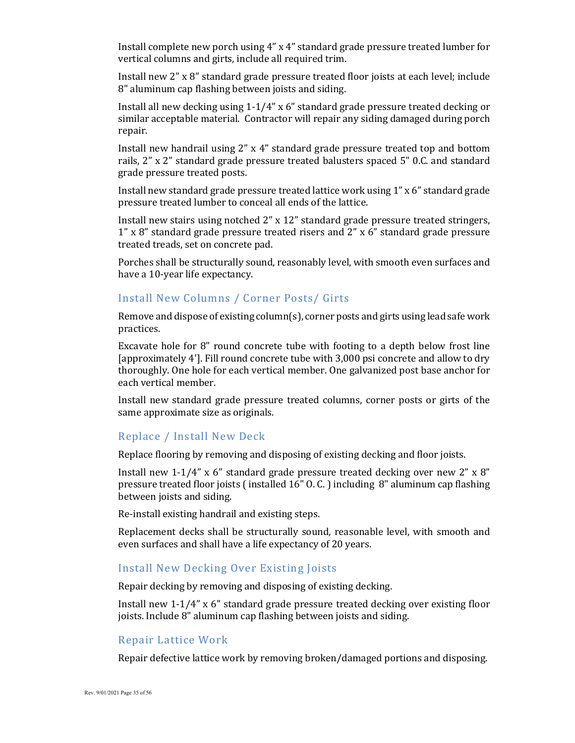Install complete new porch using 4" x 4" standard grade pressure treated lumber for vertical columns and girts, include all required trim.

Install new 2" x 8" standard grade pressure treated floor joists at each level; include 8" aluminum cap flashing between joists and siding.

Install all new decking using 1-1/4" x 6" standard grade pressure treated decking or similar acceptable material. Contractor will repair any siding damaged during porch repair.

Install new handrail using 2" x 4" standard grade pressure treated top and bottom rails, 2" x 2" standard grade pressure treated balusters spaced 5" 0.C. and standard grade pressure treated posts.

Install new standard grade pressure treated lattice work using 1" x 6" standard grade pressure treated lumber to conceal all ends of the lattice.

Install new stairs using notched 2" x 12" standard grade pressure treated stringers, 1" x 8" standard grade pressure treated risers and 2" x 6" standard grade pressure treated treads, set on concrete pad.

Porches shall be structurally sound, reasonably level, with smooth even surfaces and have a 10-year life expectancy.

## Install New Columns / Corner Posts/ Girts

Remove and dispose of existing column(s), corner posts and girts using lead safe work practices.

Excavate hole for 8" round concrete tube with footing to a depth below frost line [approximately 4']. Fill round concrete tube with 3,000 psi concrete and allow to dry thoroughly. One hole for each vertical member. One galvanized post base anchor for each vertical member.

Install new standard grade pressure treated columns, corner posts or girts of the same approximate size as originals.

## Replace / Install New Deck

Replace flooring by removing and disposing of existing decking and floor joists.

Install new 1-1/4" x 6" standard grade pressure treated decking over new 2" x 8" pressure treated floor joists ( installed 16" O. C. ) including 8" aluminum cap flashing between joists and siding.

Re-install existing handrail and existing steps.

Replacement decks shall be structurally sound, reasonable level, with smooth and even surfaces and shall have a life expectancy of 20 years.

## Install New Decking Over Existing Joists

Repair decking by removing and disposing of existing decking.

Install new 1-1/4" x 6" standard grade pressure treated decking over existing floor joists. Include 8" aluminum cap flashing between joists and siding.

## Repair Lattice Work

Repair defective lattice work by removing broken/damaged portions and disposing.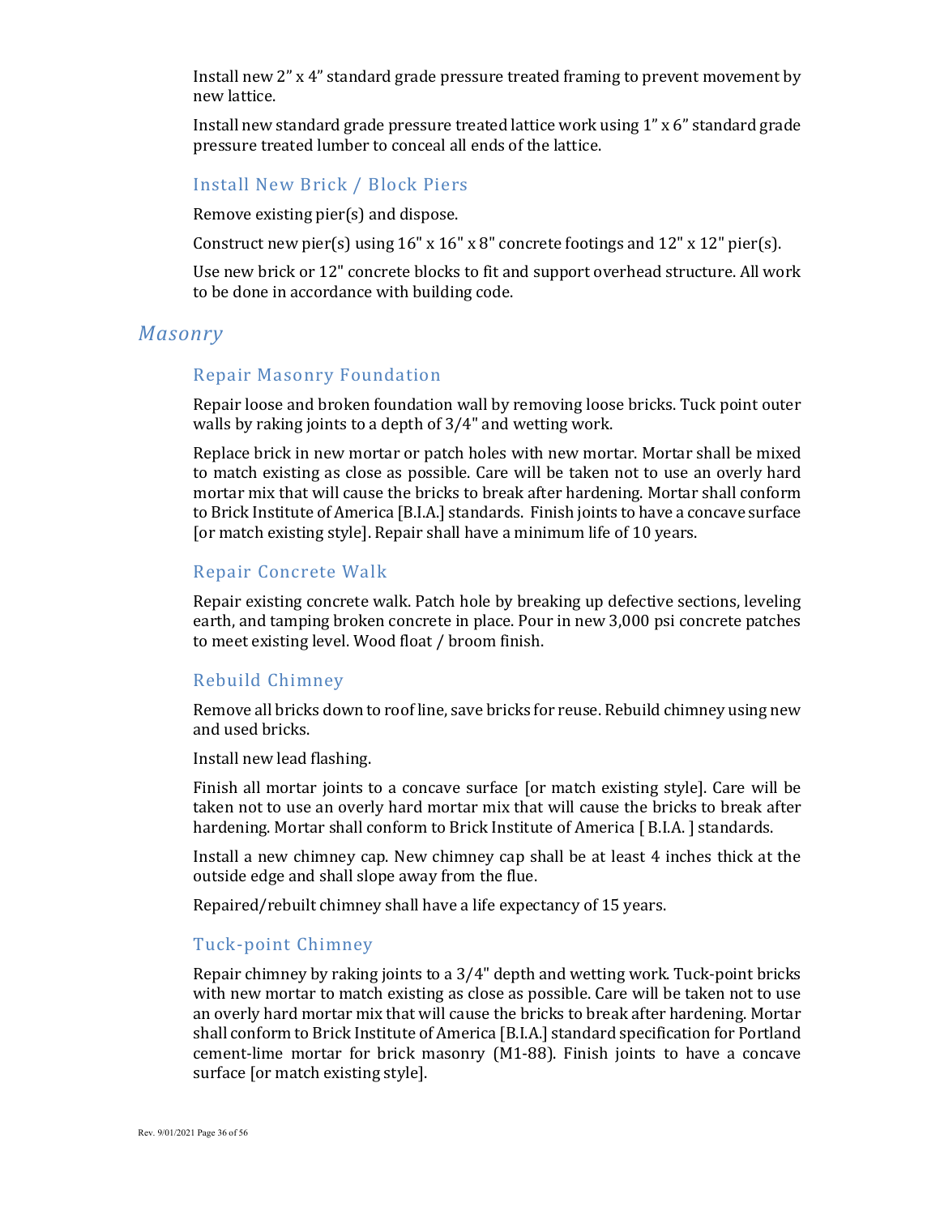Install new 2” x 4” standard grade pressure treated framing to prevent movement by new lattice.

Install new standard grade pressure treated lattice work using 1” x 6” standard grade pressure treated lumber to conceal all ends of the lattice.

### Install New Brick / Block Piers

Remove existing pier(s) and dispose.

Construct new pier(s) using 16" x 16" x 8" concrete footings and 12" x 12" pier(s).

Use new brick or 12" concrete blocks to fit and support overhead structure. All work to be done in accordance with building code.

## *Masonry*

### Repair Masonry Foundation

Repair loose and broken foundation wall by removing loose bricks. Tuck point outer walls by raking joints to a depth of 3/4" and wetting work.

Replace brick in new mortar or patch holes with new mortar. Mortar shall be mixed to match existing as close as possible. Care will be taken not to use an overly hard mortar mix that will cause the bricks to break after hardening. Mortar shall conform to Brick Institute of America [B.I.A.] standards. Finish joints to have a concave surface [or match existing style]. Repair shall have a minimum life of 10 years.

### Repair Concrete Walk

Repair existing concrete walk. Patch hole by breaking up defective sections, leveling earth, and tamping broken concrete in place. Pour in new 3,000 psi concrete patches to meet existing level. Wood float / broom finish.

### Rebuild Chimney

Remove all bricks down to roof line, save bricks for reuse. Rebuild chimney using new and used bricks.

Install new lead flashing.

Finish all mortar joints to a concave surface [or match existing style]. Care will be taken not to use an overly hard mortar mix that will cause the bricks to break after hardening. Mortar shall conform to Brick Institute of America [ B.I.A. ] standards.

Install a new chimney cap. New chimney cap shall be at least 4 inches thick at the outside edge and shall slope away from the flue.

Repaired/rebuilt chimney shall have a life expectancy of 15 years.

### Tuck-point Chimney

Repair chimney by raking joints to a 3/4" depth and wetting work. Tuck-point bricks with new mortar to match existing as close as possible. Care will be taken not to use an overly hard mortar mix that will cause the bricks to break after hardening. Mortar shall conform to Brick Institute of America [B.I.A.] standard specification for Portland cement-lime mortar for brick masonry (M1-88). Finish joints to have a concave surface [or match existing style].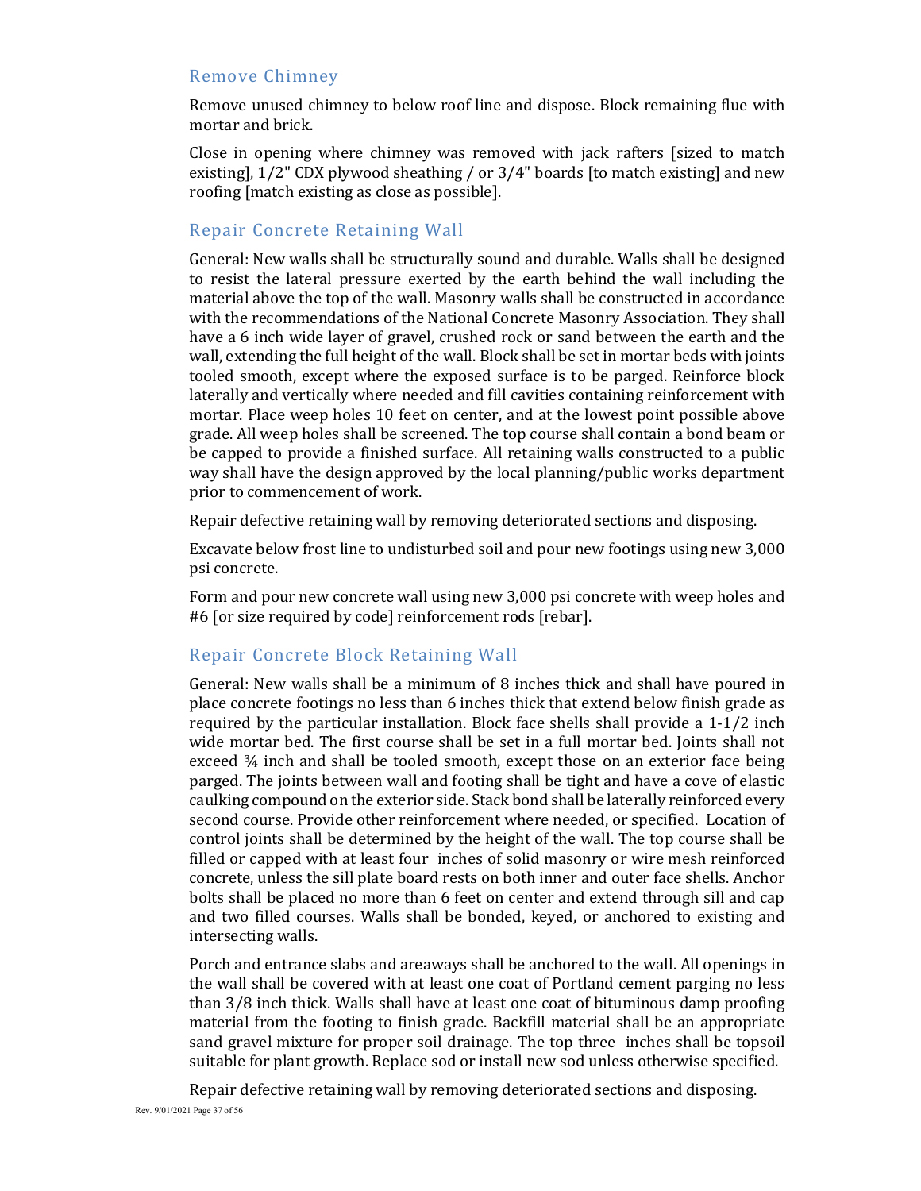## Remove Chimney

Remove unused chimney to below roof line and dispose. Block remaining flue with mortar and brick.

Close in opening where chimney was removed with jack rafters [sized to match existing], 1/2" CDX plywood sheathing / or 3/4" boards [to match existing] and new roofing [match existing as close as possible].

## Repair Concrete Retaining Wall

General: New walls shall be structurally sound and durable. Walls shall be designed to resist the lateral pressure exerted by the earth behind the wall including the material above the top of the wall. Masonry walls shall be constructed in accordance with the recommendations of the National Concrete Masonry Association. They shall have a 6 inch wide layer of gravel, crushed rock or sand between the earth and the wall, extending the full height of the wall. Block shall be set in mortar beds with joints tooled smooth, except where the exposed surface is to be parged. Reinforce block laterally and vertically where needed and fill cavities containing reinforcement with mortar. Place weep holes 10 feet on center, and at the lowest point possible above grade. All weep holes shall be screened. The top course shall contain a bond beam or be capped to provide a finished surface. All retaining walls constructed to a public way shall have the design approved by the local planning/public works department prior to commencement of work.

Repair defective retaining wall by removing deteriorated sections and disposing.

Excavate below frost line to undisturbed soil and pour new footings using new 3,000 psi concrete.

Form and pour new concrete wall using new 3,000 psi concrete with weep holes and #6 [or size required by code] reinforcement rods [rebar].

## Repair Concrete Block Retaining Wall

General: New walls shall be a minimum of 8 inches thick and shall have poured in place concrete footings no less than 6 inches thick that extend below finish grade as required by the particular installation. Block face shells shall provide a 1-1/2 inch wide mortar bed. The first course shall be set in a full mortar bed. Joints shall not exceed ¾ inch and shall be tooled smooth, except those on an exterior face being parged. The joints between wall and footing shall be tight and have a cove of elastic caulking compound on the exterior side. Stack bond shall be laterally reinforced every second course. Provide other reinforcement where needed, or specified. Location of control joints shall be determined by the height of the wall. The top course shall be filled or capped with at least four inches of solid masonry or wire mesh reinforced concrete, unless the sill plate board rests on both inner and outer face shells. Anchor bolts shall be placed no more than 6 feet on center and extend through sill and cap and two filled courses. Walls shall be bonded, keyed, or anchored to existing and intersecting walls.

Porch and entrance slabs and areaways shall be anchored to the wall. All openings in the wall shall be covered with at least one coat of Portland cement parging no less than 3/8 inch thick. Walls shall have at least one coat of bituminous damp proofing material from the footing to finish grade. Backfill material shall be an appropriate sand gravel mixture for proper soil drainage. The top three inches shall be topsoil suitable for plant growth. Replace sod or install new sod unless otherwise specified.

Repair defective retaining wall by removing deteriorated sections and disposing.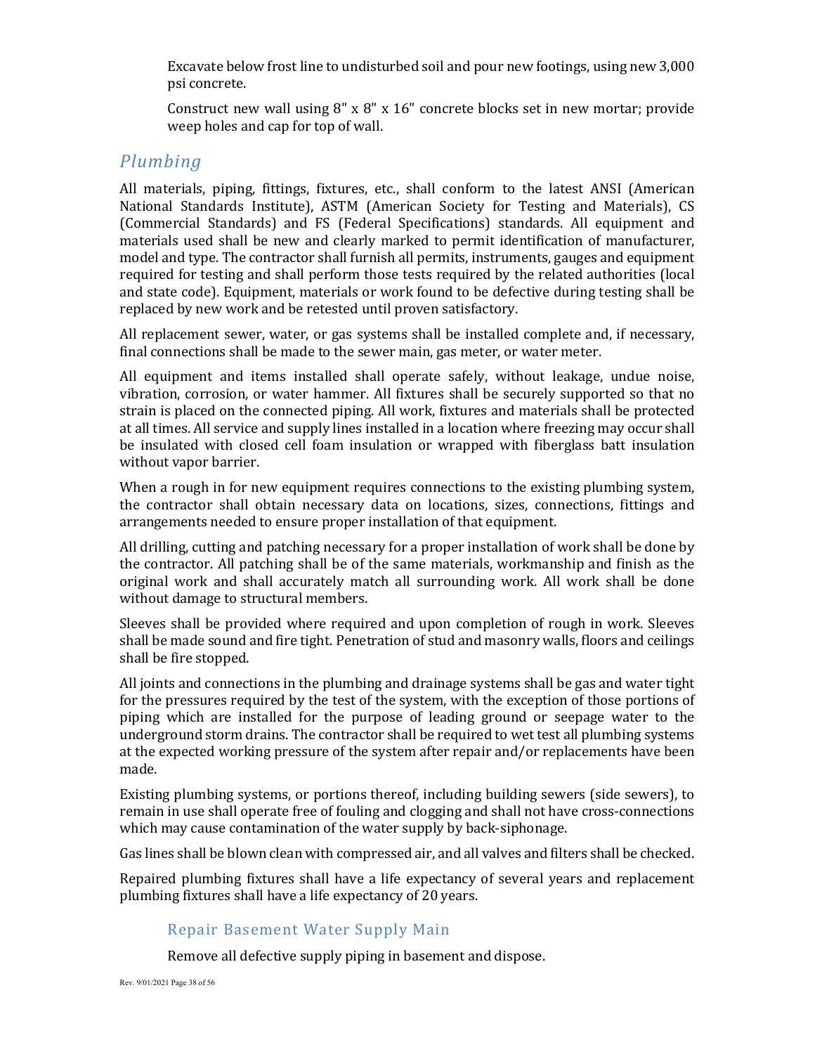Excavate below frost line to undisturbed soil and pour new footings, using new 3,000 psi concrete.

Construct new wall using 8" x 8" x 16" concrete blocks set in new mortar; provide weep holes and cap for top of wall.

## *Plumbing*

All materials, piping, fittings, fixtures, etc., shall conform to the latest ANSI (American National Standards Institute), ASTM (American Society for Testing and Materials), CS (Commercial Standards) and FS (Federal Specifications) standards. All equipment and materials used shall be new and clearly marked to permit identification of manufacturer, model and type. The contractor shall furnish all permits, instruments, gauges and equipment required for testing and shall perform those tests required by the related authorities (local and state code). Equipment, materials or work found to be defective during testing shall be replaced by new work and be retested until proven satisfactory.

All replacement sewer, water, or gas systems shall be installed complete and, if necessary, final connections shall be made to the sewer main, gas meter, or water meter.

All equipment and items installed shall operate safely, without leakage, undue noise, vibration, corrosion, or water hammer. All fixtures shall be securely supported so that no strain is placed on the connected piping. All work, fixtures and materials shall be protected at all times. All service and supply lines installed in a location where freezing may occur shall be insulated with closed cell foam insulation or wrapped with fiberglass batt insulation without vapor barrier.

When a rough in for new equipment requires connections to the existing plumbing system, the contractor shall obtain necessary data on locations, sizes, connections, fittings and arrangements needed to ensure proper installation of that equipment.

All drilling, cutting and patching necessary for a proper installation of work shall be done by the contractor. All patching shall be of the same materials, workmanship and finish as the original work and shall accurately match all surrounding work. All work shall be done without damage to structural members.

Sleeves shall be provided where required and upon completion of rough in work. Sleeves shall be made sound and fire tight. Penetration of stud and masonry walls, floors and ceilings shall be fire stopped.

All joints and connections in the plumbing and drainage systems shall be gas and water tight for the pressures required by the test of the system, with the exception of those portions of piping which are installed for the purpose of leading ground or seepage water to the underground storm drains. The contractor shall be required to wet test all plumbing systems at the expected working pressure of the system after repair and/or replacements have been made.

Existing plumbing systems, or portions thereof, including building sewers (side sewers), to remain in use shall operate free of fouling and clogging and shall not have cross-connections which may cause contamination of the water supply by back-siphonage.

Gas lines shall be blown clean with compressed air, and all valves and filters shall be checked.

Repaired plumbing fixtures shall have a life expectancy of several years and replacement plumbing fixtures shall have a life expectancy of 20 years.

### Repair Basement Water Supply Main

Remove all defective supply piping in basement and dispose.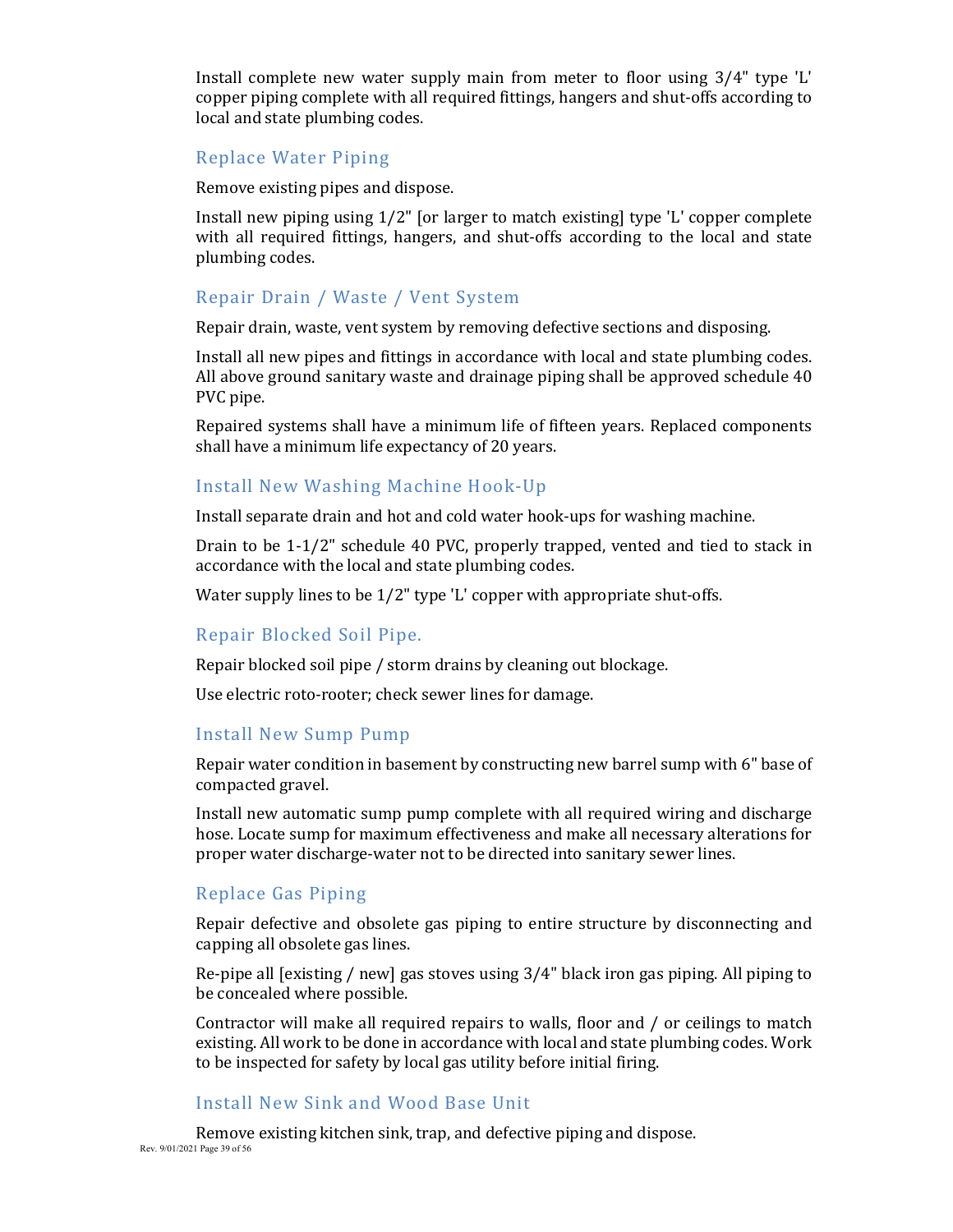Install complete new water supply main from meter to floor using 3/4" type 'L' copper piping complete with all required fittings, hangers and shut-offs according to local and state plumbing codes.

## Replace Water Piping

Remove existing pipes and dispose.

Install new piping using 1/2" [or larger to match existing] type 'L' copper complete with all required fittings, hangers, and shut-offs according to the local and state plumbing codes.

## Repair Drain / Waste / Vent System

Repair drain, waste, vent system by removing defective sections and disposing.

Install all new pipes and fittings in accordance with local and state plumbing codes. All above ground sanitary waste and drainage piping shall be approved schedule 40 PVC pipe.

Repaired systems shall have a minimum life of fifteen years. Replaced components shall have a minimum life expectancy of 20 years.

## Install New Washing Machine Hook-Up

Install separate drain and hot and cold water hook-ups for washing machine.

Drain to be 1-1/2" schedule 40 PVC, properly trapped, vented and tied to stack in accordance with the local and state plumbing codes.

Water supply lines to be 1/2" type 'L' copper with appropriate shut-offs.

## Repair Blocked Soil Pipe.

Repair blocked soil pipe / storm drains by cleaning out blockage.

Use electric roto-rooter; check sewer lines for damage.

## Install New Sump Pump

Repair water condition in basement by constructing new barrel sump with 6" base of compacted gravel.

Install new automatic sump pump complete with all required wiring and discharge hose. Locate sump for maximum effectiveness and make all necessary alterations for proper water discharge-water not to be directed into sanitary sewer lines.

## Replace Gas Piping

Repair defective and obsolete gas piping to entire structure by disconnecting and capping all obsolete gas lines.

Re-pipe all [existing / new] gas stoves using 3/4" black iron gas piping. All piping to be concealed where possible.

Contractor will make all required repairs to walls, floor and / or ceilings to match existing. All work to be done in accordance with local and state plumbing codes. Work to be inspected for safety by local gas utility before initial firing.

## Install New Sink and Wood Base Unit

Remove existing kitchen sink, trap, and defective piping and dispose.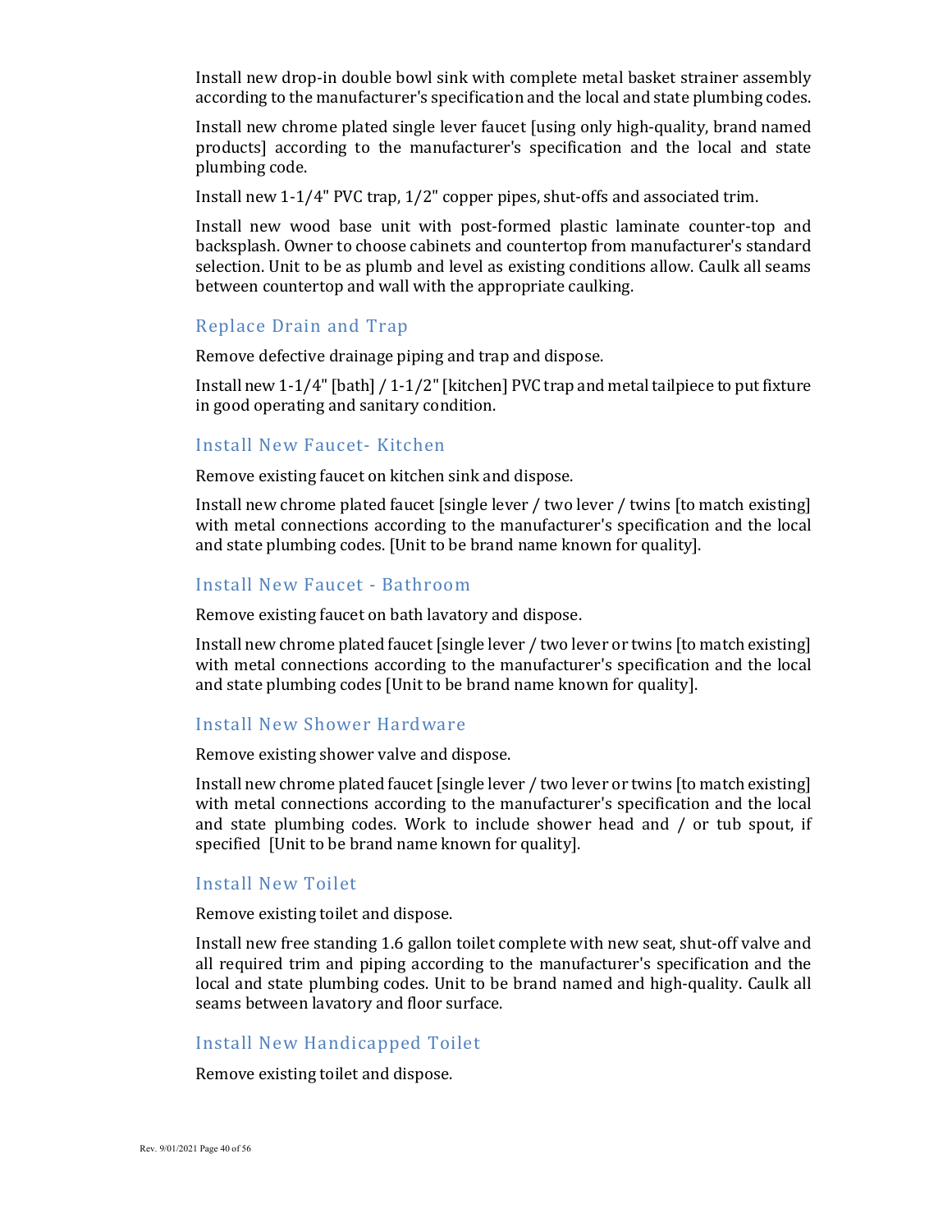Install new drop-in double bowl sink with complete metal basket strainer assembly according to the manufacturer's specification and the local and state plumbing codes.

Install new chrome plated single lever faucet [using only high-quality, brand named products] according to the manufacturer's specification and the local and state plumbing code.

Install new 1-1/4" PVC trap, 1/2" copper pipes, shut-offs and associated trim.

Install new wood base unit with post-formed plastic laminate counter-top and backsplash. Owner to choose cabinets and countertop from manufacturer's standard selection. Unit to be as plumb and level as existing conditions allow. Caulk all seams between countertop and wall with the appropriate caulking.

## Replace Drain and Trap

Remove defective drainage piping and trap and dispose.

Install new 1-1/4" [bath] / 1-1/2" [kitchen] PVC trap and metal tailpiece to put fixture in good operating and sanitary condition.

## Install New Faucet- Kitchen

Remove existing faucet on kitchen sink and dispose.

Install new chrome plated faucet [single lever / two lever / twins [to match existing] with metal connections according to the manufacturer's specification and the local and state plumbing codes. [Unit to be brand name known for quality].

## Install New Faucet - Bathroom

Remove existing faucet on bath lavatory and dispose.

Install new chrome plated faucet [single lever / two lever or twins [to match existing] with metal connections according to the manufacturer's specification and the local and state plumbing codes [Unit to be brand name known for quality].

## Install New Shower Hardware

Remove existing shower valve and dispose.

Install new chrome plated faucet [single lever / two lever or twins [to match existing] with metal connections according to the manufacturer's specification and the local and state plumbing codes. Work to include shower head and / or tub spout, if specified [Unit to be brand name known for quality].

## Install New Toilet

Remove existing toilet and dispose.

Install new free standing 1.6 gallon toilet complete with new seat, shut-off valve and all required trim and piping according to the manufacturer's specification and the local and state plumbing codes. Unit to be brand named and high-quality. Caulk all seams between lavatory and floor surface.

## Install New Handicapped Toilet

Remove existing toilet and dispose.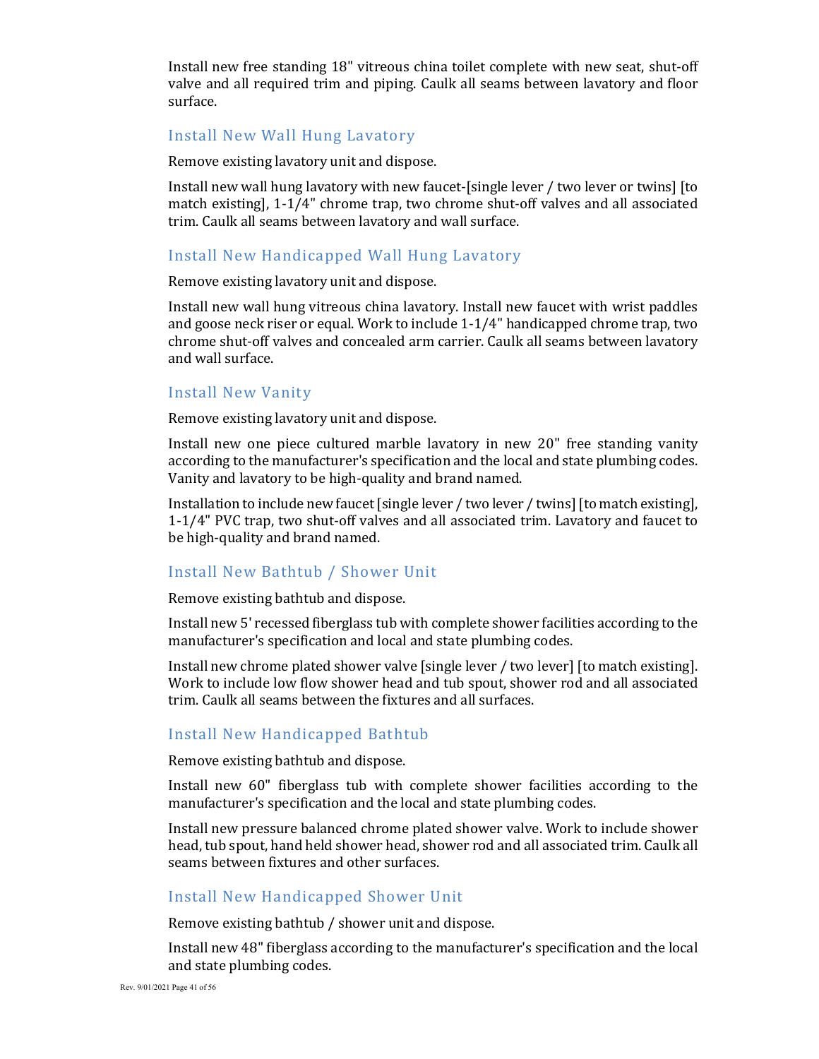Install new free standing 18" vitreous china toilet complete with new seat, shut-off valve and all required trim and piping. Caulk all seams between lavatory and floor surface.

### Install New Wall Hung Lavatory

Remove existing lavatory unit and dispose.

Install new wall hung lavatory with new faucet-[single lever / two lever or twins] [to match existing], 1-1/4" chrome trap, two chrome shut-off valves and all associated trim. Caulk all seams between lavatory and wall surface.

### Install New Handicapped Wall Hung Lavatory

Remove existing lavatory unit and dispose.

Install new wall hung vitreous china lavatory. Install new faucet with wrist paddles and goose neck riser or equal. Work to include 1-1/4" handicapped chrome trap, two chrome shut-off valves and concealed arm carrier. Caulk all seams between lavatory and wall surface.

### Install New Vanity

Remove existing lavatory unit and dispose.

Install new one piece cultured marble lavatory in new 20" free standing vanity according to the manufacturer's specification and the local and state plumbing codes. Vanity and lavatory to be high-quality and brand named.

Installation to include new faucet [single lever / two lever / twins] [to match existing], 1-1/4" PVC trap, two shut-off valves and all associated trim. Lavatory and faucet to be high-quality and brand named.

### Install New Bathtub / Shower Unit

Remove existing bathtub and dispose.

Install new 5' recessed fiberglass tub with complete shower facilities according to the manufacturer's specification and local and state plumbing codes.

Install new chrome plated shower valve [single lever / two lever] [to match existing]. Work to include low flow shower head and tub spout, shower rod and all associated trim. Caulk all seams between the fixtures and all surfaces.

### Install New Handicapped Bathtub

Remove existing bathtub and dispose.

Install new 60" fiberglass tub with complete shower facilities according to the manufacturer's specification and the local and state plumbing codes.

Install new pressure balanced chrome plated shower valve. Work to include shower head, tub spout, hand held shower head, shower rod and all associated trim. Caulk all seams between fixtures and other surfaces.

### Install New Handicapped Shower Unit

Remove existing bathtub / shower unit and dispose.

Install new 48" fiberglass according to the manufacturer's specification and the local and state plumbing codes.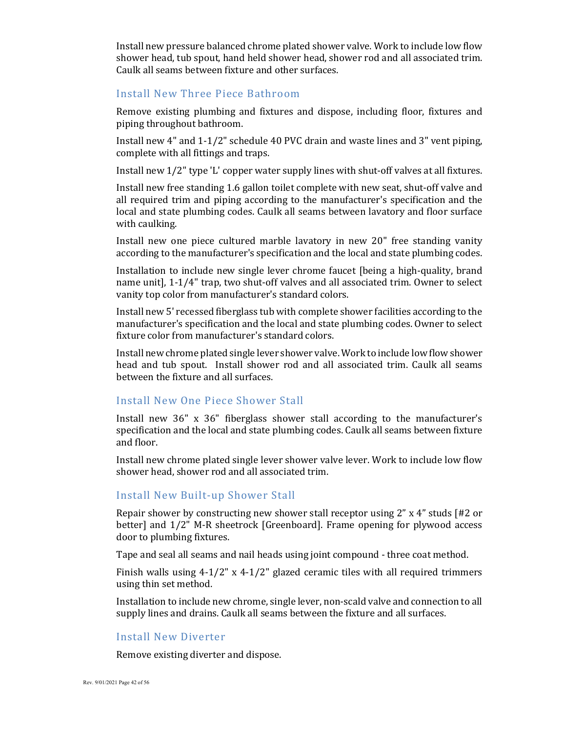Install new pressure balanced chrome plated shower valve. Work to include low flow shower head, tub spout, hand held shower head, shower rod and all associated trim. Caulk all seams between fixture and other surfaces.

## Install New Three Piece Bathroom

Remove existing plumbing and fixtures and dispose, including floor, fixtures and piping throughout bathroom.

Install new 4" and 1-1/2" schedule 40 PVC drain and waste lines and 3" vent piping, complete with all fittings and traps.

Install new 1/2" type 'L' copper water supply lines with shut-off valves at all fixtures.

Install new free standing 1.6 gallon toilet complete with new seat, shut-off valve and all required trim and piping according to the manufacturer's specification and the local and state plumbing codes. Caulk all seams between lavatory and floor surface with caulking.

Install new one piece cultured marble lavatory in new 20" free standing vanity according to the manufacturer's specification and the local and state plumbing codes.

Installation to include new single lever chrome faucet [being a high-quality, brand name unit], 1-1/4" trap, two shut-off valves and all associated trim. Owner to select vanity top color from manufacturer's standard colors.

Install new 5' recessed fiberglass tub with complete shower facilities according to the manufacturer's specification and the local and state plumbing codes. Owner to select fixture color from manufacturer's standard colors.

Install new chrome plated single lever shower valve. Work to include low flow shower head and tub spout. Install shower rod and all associated trim. Caulk all seams between the fixture and all surfaces.

## Install New One Piece Shower Stall

Install new 36" x 36" fiberglass shower stall according to the manufacturer's specification and the local and state plumbing codes. Caulk all seams between fixture and floor.

Install new chrome plated single lever shower valve lever. Work to include low flow shower head, shower rod and all associated trim.

## Install New Built-up Shower Stall

Repair shower by constructing new shower stall receptor using 2" x 4" studs [#2 or better] and 1/2" M-R sheetrock [Greenboard]. Frame opening for plywood access door to plumbing fixtures.

Tape and seal all seams and nail heads using joint compound - three coat method.

Finish walls using 4-1/2" x 4-1/2" glazed ceramic tiles with all required trimmers using thin set method.

Installation to include new chrome, single lever, non-scald valve and connection to all supply lines and drains. Caulk all seams between the fixture and all surfaces.

## Install New Diverter

Remove existing diverter and dispose.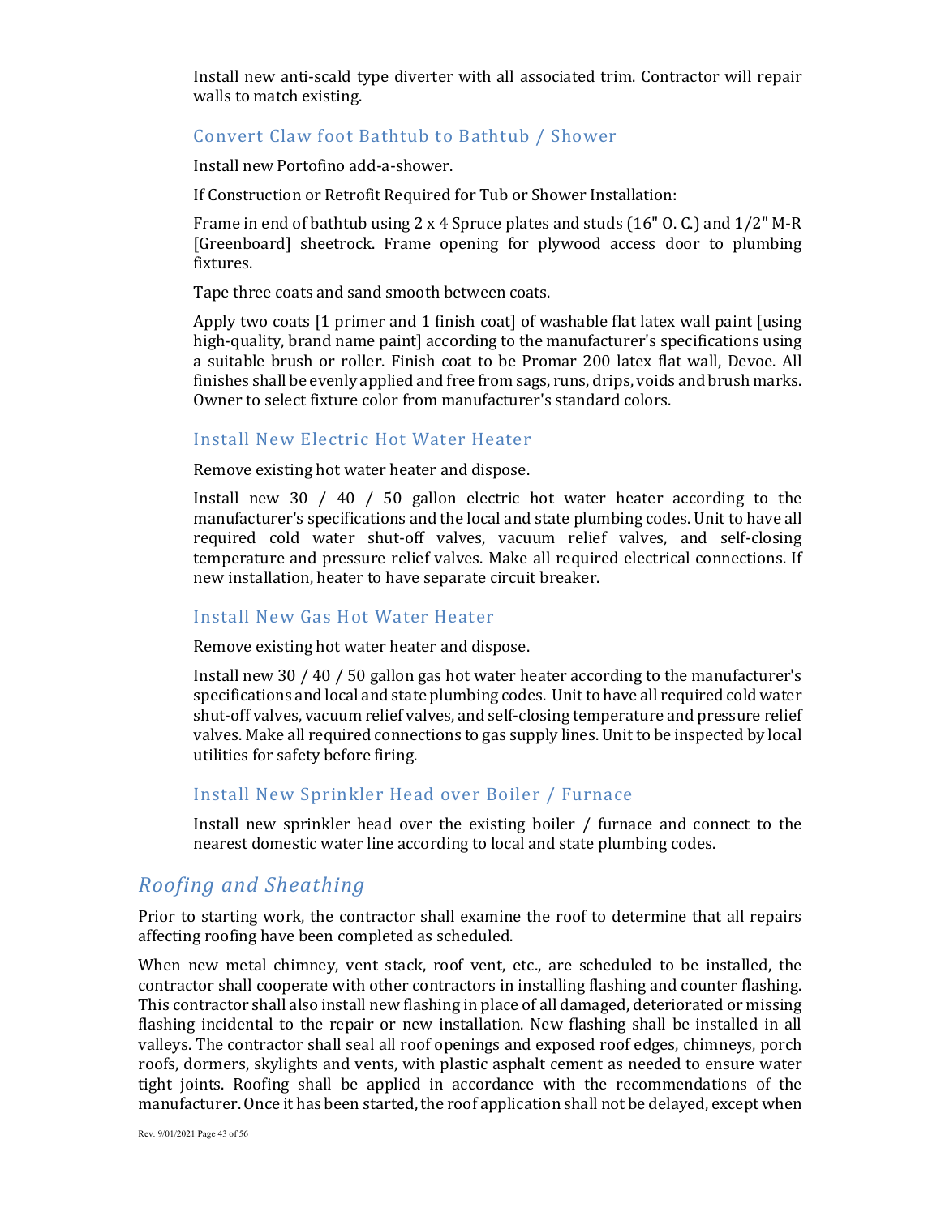Install new anti-scald type diverter with all associated trim. Contractor will repair walls to match existing.

### Convert Claw foot Bathtub to Bathtub / Shower

Install new Portofino add-a-shower.

If Construction or Retrofit Required for Tub or Shower Installation:

Frame in end of bathtub using 2 x 4 Spruce plates and studs (16" O. C.) and 1/2" M-R [Greenboard] sheetrock. Frame opening for plywood access door to plumbing fixtures.

Tape three coats and sand smooth between coats.

Apply two coats [1 primer and 1 finish coat] of washable flat latex wall paint [using high-quality, brand name paint] according to the manufacturer's specifications using a suitable brush or roller. Finish coat to be Promar 200 latex flat wall, Devoe. All finishes shall be evenly applied and free from sags, runs, drips, voids and brush marks. Owner to select fixture color from manufacturer's standard colors.

### Install New Electric Hot Water Heater

Remove existing hot water heater and dispose.

Install new 30 / 40 / 50 gallon electric hot water heater according to the manufacturer's specifications and the local and state plumbing codes. Unit to have all required cold water shut-off valves, vacuum relief valves, and self-closing temperature and pressure relief valves. Make all required electrical connections. If new installation, heater to have separate circuit breaker.

### Install New Gas Hot Water Heater

Remove existing hot water heater and dispose.

Install new 30 / 40 / 50 gallon gas hot water heater according to the manufacturer's specifications and local and state plumbing codes. Unit to have all required cold water shut-off valves, vacuum relief valves, and self-closing temperature and pressure relief valves. Make all required connections to gas supply lines. Unit to be inspected by local utilities for safety before firing.

### Install New Sprinkler Head over Boiler / Furnace

Install new sprinkler head over the existing boiler / furnace and connect to the nearest domestic water line according to local and state plumbing codes.

## *Roofing and Sheathing*

Prior to starting work, the contractor shall examine the roof to determine that all repairs affecting roofing have been completed as scheduled.

When new metal chimney, vent stack, roof vent, etc., are scheduled to be installed, the contractor shall cooperate with other contractors in installing flashing and counter flashing. This contractor shall also install new flashing in place of all damaged, deteriorated or missing flashing incidental to the repair or new installation. New flashing shall be installed in all valleys. The contractor shall seal all roof openings and exposed roof edges, chimneys, porch roofs, dormers, skylights and vents, with plastic asphalt cement as needed to ensure water tight joints. Roofing shall be applied in accordance with the recommendations of the manufacturer. Once it has been started, the roof application shall not be delayed, except when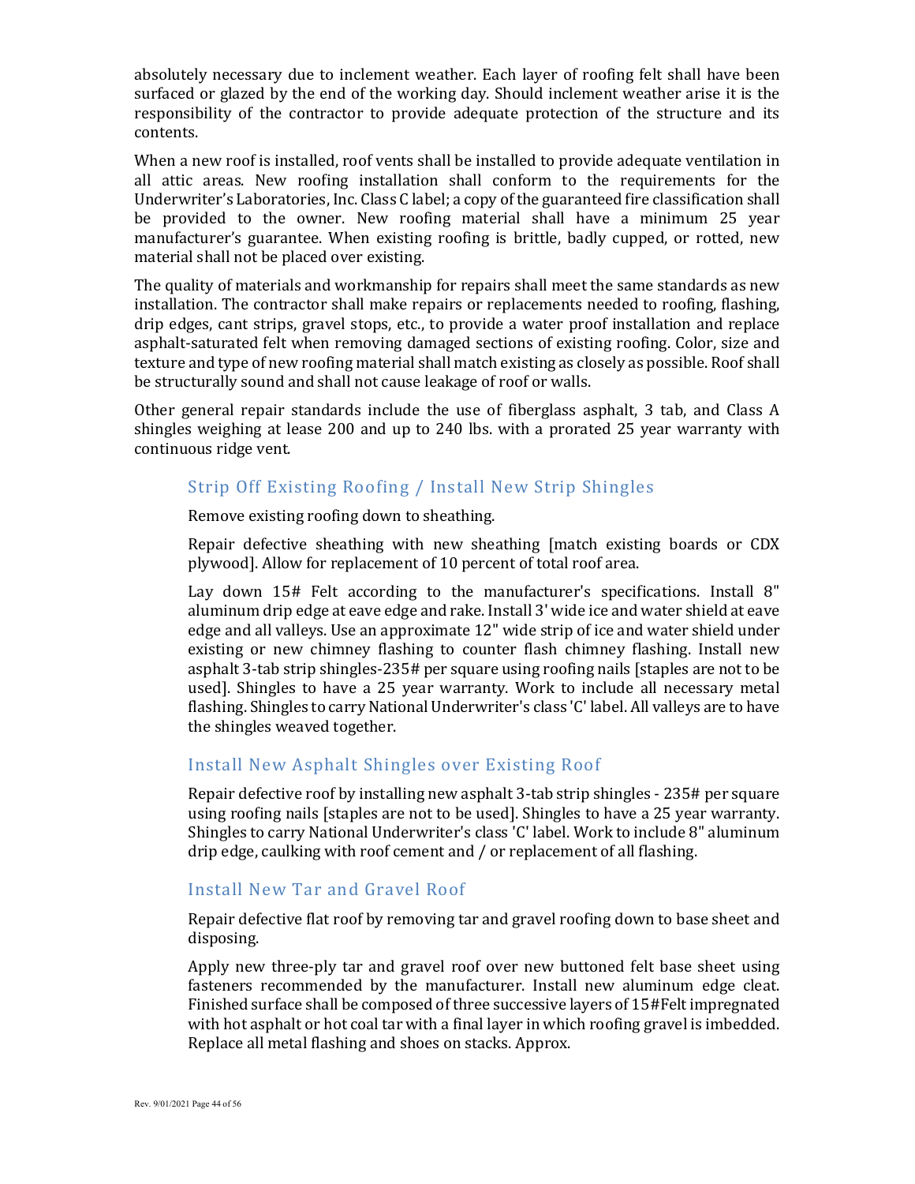absolutely necessary due to inclement weather. Each layer of roofing felt shall have been surfaced or glazed by the end of the working day. Should inclement weather arise it is the responsibility of the contractor to provide adequate protection of the structure and its contents.

When a new roof is installed, roof vents shall be installed to provide adequate ventilation in all attic areas. New roofing installation shall conform to the requirements for the Underwriter's Laboratories, Inc. Class C label; a copy of the guaranteed fire classification shall be provided to the owner. New roofing material shall have a minimum 25 year manufacturer's guarantee. When existing roofing is brittle, badly cupped, or rotted, new material shall not be placed over existing.

The quality of materials and workmanship for repairs shall meet the same standards as new installation. The contractor shall make repairs or replacements needed to roofing, flashing, drip edges, cant strips, gravel stops, etc., to provide a water proof installation and replace asphalt-saturated felt when removing damaged sections of existing roofing. Color, size and texture and type of new roofing material shall match existing as closely as possible. Roof shall be structurally sound and shall not cause leakage of roof or walls.

Other general repair standards include the use of fiberglass asphalt, 3 tab, and Class A shingles weighing at lease 200 and up to 240 lbs. with a prorated 25 year warranty with continuous ridge vent.

### Strip Off Existing Roofing / Install New Strip Shingles

Remove existing roofing down to sheathing.

Repair defective sheathing with new sheathing [match existing boards or CDX plywood]. Allow for replacement of 10 percent of total roof area.

Lay down 15# Felt according to the manufacturer's specifications. Install 8" aluminum drip edge at eave edge and rake. Install 3' wide ice and water shield at eave edge and all valleys. Use an approximate 12" wide strip of ice and water shield under existing or new chimney flashing to counter flash chimney flashing. Install new asphalt 3-tab strip shingles-235# per square using roofing nails [staples are not to be used]. Shingles to have a 25 year warranty. Work to include all necessary metal flashing. Shingles to carry National Underwriter's class 'C' label. All valleys are to have the shingles weaved together.

### Install New Asphalt Shingles over Existing Roof

Repair defective roof by installing new asphalt 3-tab strip shingles - 235# per square using roofing nails [staples are not to be used]. Shingles to have a 25 year warranty. Shingles to carry National Underwriter's class 'C' label. Work to include 8" aluminum drip edge, caulking with roof cement and / or replacement of all flashing.

### Install New Tar and Gravel Roof

Repair defective flat roof by removing tar and gravel roofing down to base sheet and disposing.

Apply new three-ply tar and gravel roof over new buttoned felt base sheet using fasteners recommended by the manufacturer. Install new aluminum edge cleat. Finished surface shall be composed of three successive layers of 15#Felt impregnated with hot asphalt or hot coal tar with a final layer in which roofing gravel is imbedded. Replace all metal flashing and shoes on stacks. Approx.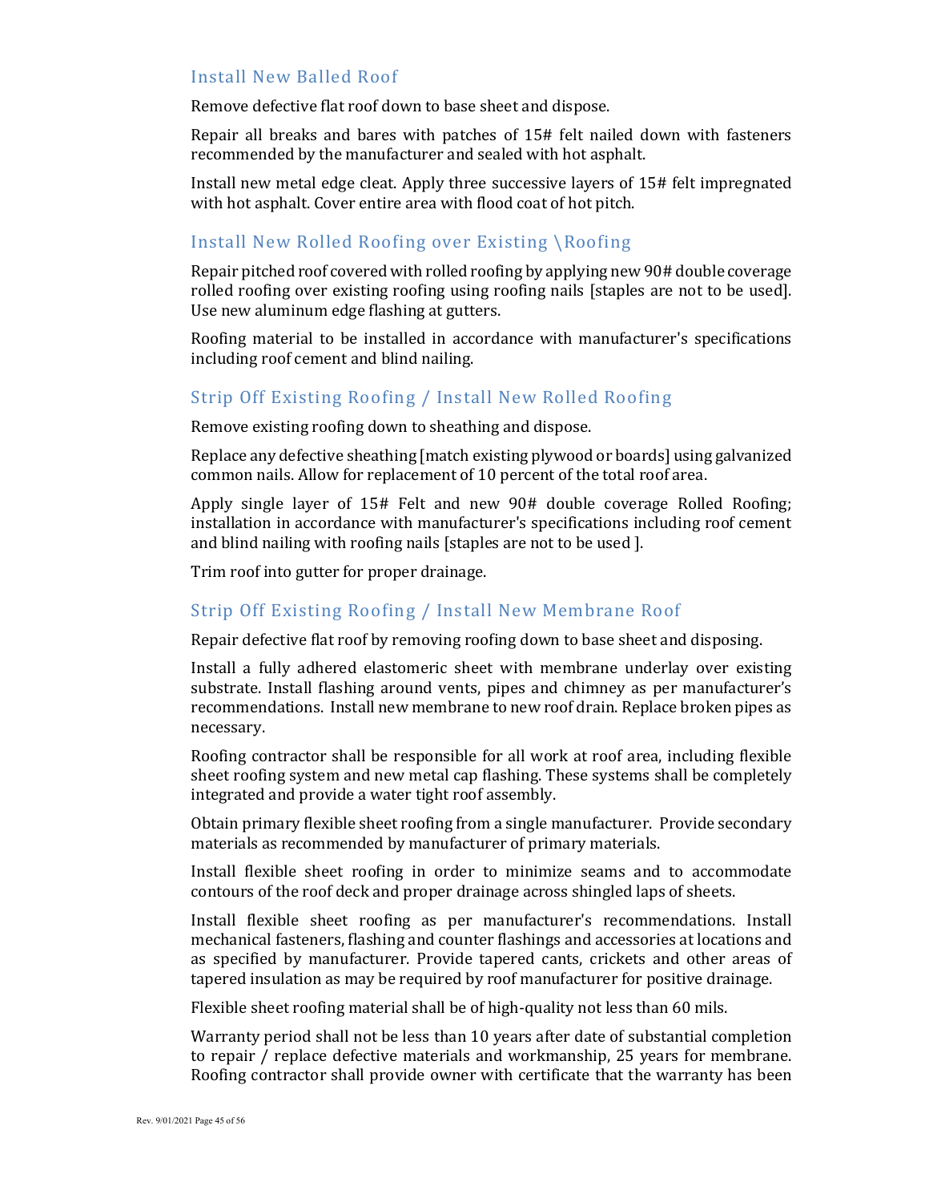### Install New Balled Roof

Remove defective flat roof down to base sheet and dispose.

Repair all breaks and bares with patches of 15# felt nailed down with fasteners recommended by the manufacturer and sealed with hot asphalt.

Install new metal edge cleat. Apply three successive layers of 15# felt impregnated with hot asphalt. Cover entire area with flood coat of hot pitch.

### Install New Rolled Roofing over Existing \Roofing

Repair pitched roof covered with rolled roofing by applying new 90# double coverage rolled roofing over existing roofing using roofing nails [staples are not to be used]. Use new aluminum edge flashing at gutters.

Roofing material to be installed in accordance with manufacturer's specifications including roof cement and blind nailing.

### Strip Off Existing Roofing / Install New Rolled Roofing

Remove existing roofing down to sheathing and dispose.

Replace any defective sheathing [match existing plywood or boards] using galvanized common nails. Allow for replacement of 10 percent of the total roof area.

Apply single layer of 15# Felt and new 90# double coverage Rolled Roofing; installation in accordance with manufacturer's specifications including roof cement and blind nailing with roofing nails [staples are not to be used ].

Trim roof into gutter for proper drainage.

### Strip Off Existing Roofing / Install New Membrane Roof

Repair defective flat roof by removing roofing down to base sheet and disposing.

Install a fully adhered elastomeric sheet with membrane underlay over existing substrate. Install flashing around vents, pipes and chimney as per manufacturer's recommendations. Install new membrane to new roof drain. Replace broken pipes as necessary.

Roofing contractor shall be responsible for all work at roof area, including flexible sheet roofing system and new metal cap flashing. These systems shall be completely integrated and provide a water tight roof assembly.

Obtain primary flexible sheet roofing from a single manufacturer. Provide secondary materials as recommended by manufacturer of primary materials.

Install flexible sheet roofing in order to minimize seams and to accommodate contours of the roof deck and proper drainage across shingled laps of sheets.

Install flexible sheet roofing as per manufacturer's recommendations. Install mechanical fasteners, flashing and counter flashings and accessories at locations and as specified by manufacturer. Provide tapered cants, crickets and other areas of tapered insulation as may be required by roof manufacturer for positive drainage.

Flexible sheet roofing material shall be of high-quality not less than 60 mils.

Warranty period shall not be less than 10 years after date of substantial completion to repair / replace defective materials and workmanship, 25 years for membrane. Roofing contractor shall provide owner with certificate that the warranty has been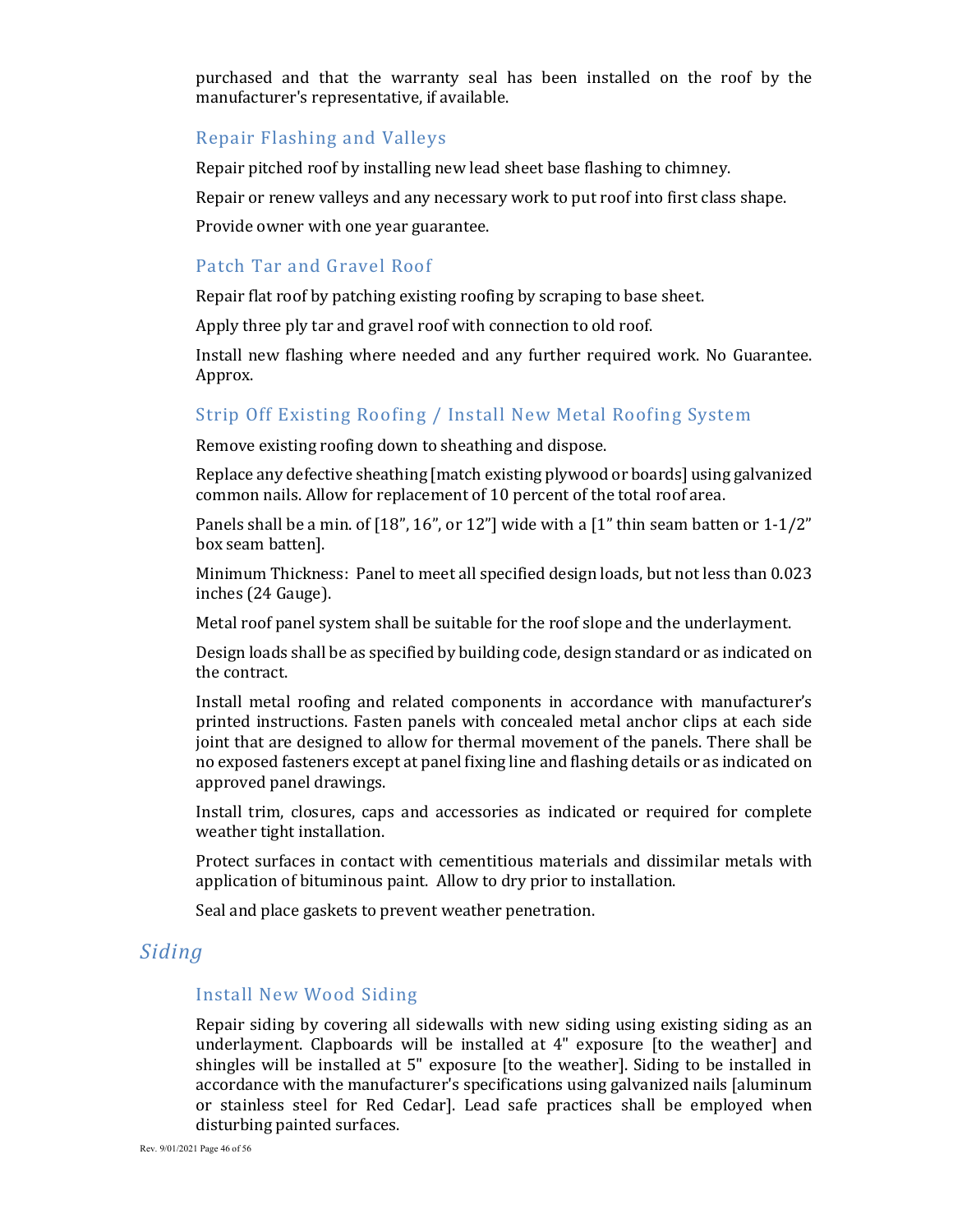purchased and that the warranty seal has been installed on the roof by the manufacturer's representative, if available.

### Repair Flashing and Valleys

Repair pitched roof by installing new lead sheet base flashing to chimney.

Repair or renew valleys and any necessary work to put roof into first class shape.

Provide owner with one year guarantee.

### Patch Tar and Gravel Roof

Repair flat roof by patching existing roofing by scraping to base sheet.

Apply three ply tar and gravel roof with connection to old roof.

Install new flashing where needed and any further required work. No Guarantee. Approx.

### Strip Off Existing Roofing / Install New Metal Roofing System

Remove existing roofing down to sheathing and dispose.

Replace any defective sheathing [match existing plywood or boards] using galvanized common nails. Allow for replacement of 10 percent of the total roof area.

Panels shall be a min. of [18", 16", or 12"] wide with a [1" thin seam batten or 1-1/2" box seam batten].

Minimum Thickness: Panel to meet all specified design loads, but not less than 0.023 inches (24 Gauge).

Metal roof panel system shall be suitable for the roof slope and the underlayment.

Design loads shall be as specified by building code, design standard or as indicated on the contract.

Install metal roofing and related components in accordance with manufacturer's printed instructions. Fasten panels with concealed metal anchor clips at each side joint that are designed to allow for thermal movement of the panels. There shall be no exposed fasteners except at panel fixing line and flashing details or as indicated on approved panel drawings.

Install trim, closures, caps and accessories as indicated or required for complete weather tight installation.

Protect surfaces in contact with cementitious materials and dissimilar metals with application of bituminous paint. Allow to dry prior to installation.

Seal and place gaskets to prevent weather penetration.

## *Siding*

### Install New Wood Siding

Repair siding by covering all sidewalls with new siding using existing siding as an underlayment. Clapboards will be installed at 4" exposure [to the weather] and shingles will be installed at 5" exposure [to the weather]. Siding to be installed in accordance with the manufacturer's specifications using galvanized nails [aluminum or stainless steel for Red Cedar]. Lead safe practices shall be employed when disturbing painted surfaces.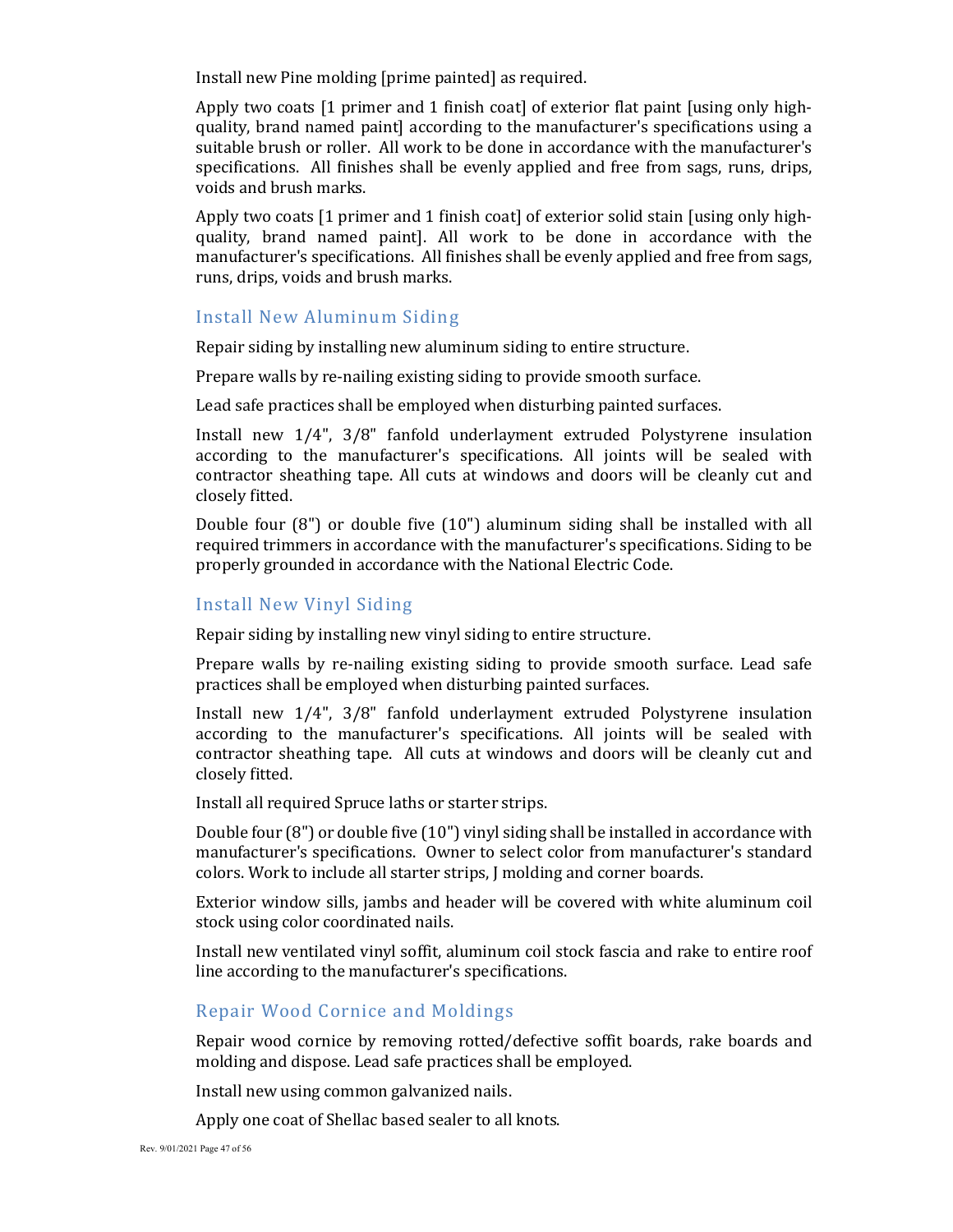Install new Pine molding [prime painted] as required.

Apply two coats [1 primer and 1 finish coat] of exterior flat paint [using only high-quality, brand named paint] according to the manufacturer's specifications using a suitable brush or roller. All work to be done in accordance with the manufacturer's specifications. All finishes shall be evenly applied and free from sags, runs, drips, voids and brush marks.

Apply two coats [1 primer and 1 finish coat] of exterior solid stain [using only high-quality, brand named paint]. All work to be done in accordance with the manufacturer's specifications. All finishes shall be evenly applied and free from sags, runs, drips, voids and brush marks.

## Install New Aluminum Siding

Repair siding by installing new aluminum siding to entire structure.

Prepare walls by re-nailing existing siding to provide smooth surface.

Lead safe practices shall be employed when disturbing painted surfaces.

Install new 1/4", 3/8" fanfold underlayment extruded Polystyrene insulation according to the manufacturer's specifications. All joints will be sealed with contractor sheathing tape. All cuts at windows and doors will be cleanly cut and closely fitted.

Double four (8") or double five (10") aluminum siding shall be installed with all required trimmers in accordance with the manufacturer's specifications. Siding to be properly grounded in accordance with the National Electric Code.

## Install New Vinyl Siding

Repair siding by installing new vinyl siding to entire structure.

Prepare walls by re-nailing existing siding to provide smooth surface. Lead safe practices shall be employed when disturbing painted surfaces.

Install new 1/4", 3/8" fanfold underlayment extruded Polystyrene insulation according to the manufacturer's specifications. All joints will be sealed with contractor sheathing tape. All cuts at windows and doors will be cleanly cut and closely fitted.

Install all required Spruce laths or starter strips.

Double four (8") or double five (10") vinyl siding shall be installed in accordance with manufacturer's specifications. Owner to select color from manufacturer's standard colors. Work to include all starter strips, J molding and corner boards.

Exterior window sills, jambs and header will be covered with white aluminum coil stock using color coordinated nails.

Install new ventilated vinyl soffit, aluminum coil stock fascia and rake to entire roof line according to the manufacturer's specifications.

## Repair Wood Cornice and Moldings

Repair wood cornice by removing rotted/defective soffit boards, rake boards and molding and dispose. Lead safe practices shall be employed.

Install new using common galvanized nails.

Apply one coat of Shellac based sealer to all knots.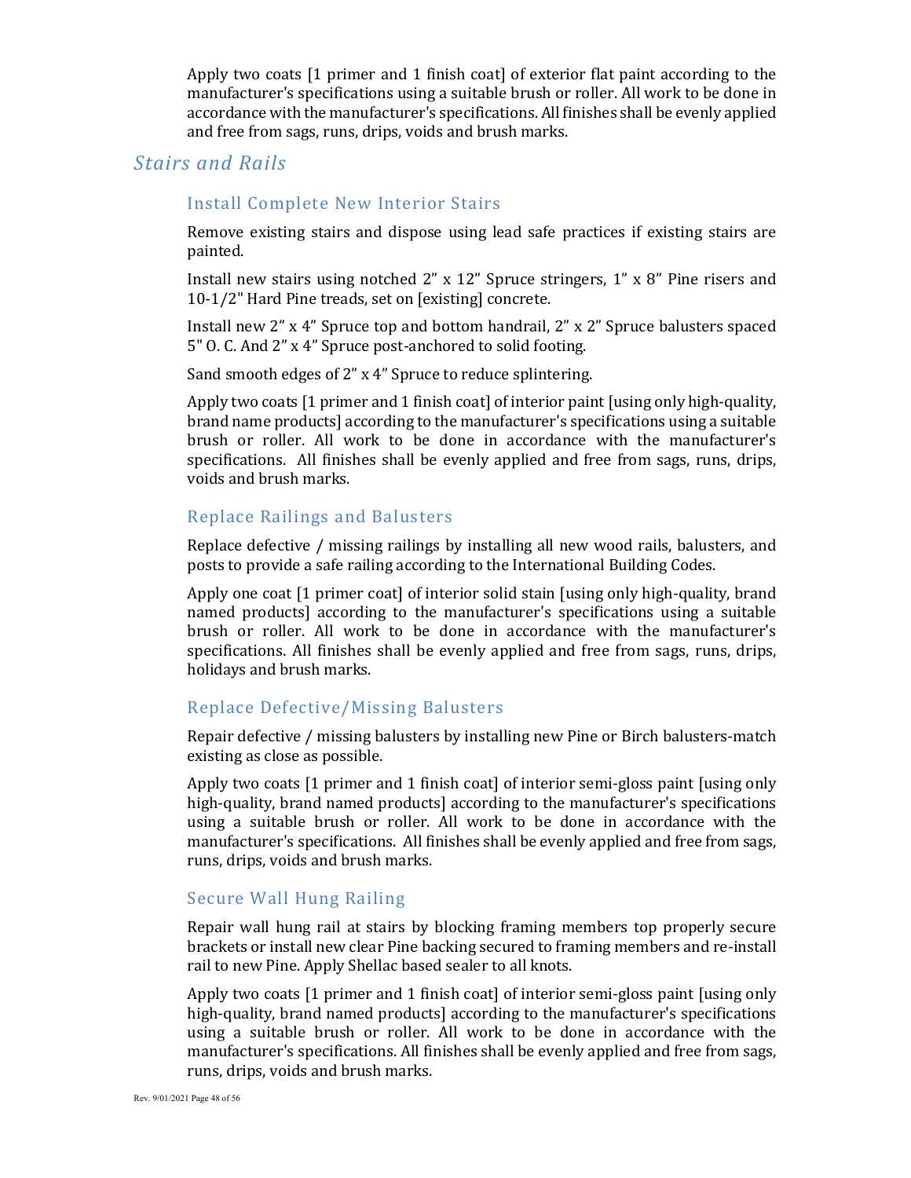Apply two coats [1 primer and 1 finish coat] of exterior flat paint according to the manufacturer's specifications using a suitable brush or roller. All work to be done in accordance with the manufacturer's specifications. All finishes shall be evenly applied and free from sags, runs, drips, voids and brush marks.

## *Stairs and Rails*

### Install Complete New Interior Stairs

Remove existing stairs and dispose using lead safe practices if existing stairs are painted.

Install new stairs using notched 2" x 12" Spruce stringers, 1" x 8" Pine risers and 10-1/2" Hard Pine treads, set on [existing] concrete.

Install new 2" x 4" Spruce top and bottom handrail, 2" x 2" Spruce balusters spaced 5" O. C. And 2" x 4" Spruce post-anchored to solid footing.

Sand smooth edges of 2" x 4" Spruce to reduce splintering.

Apply two coats [1 primer and 1 finish coat] of interior paint [using only high-quality, brand name products] according to the manufacturer's specifications using a suitable brush or roller. All work to be done in accordance with the manufacturer's specifications. All finishes shall be evenly applied and free from sags, runs, drips, voids and brush marks.

### Replace Railings and Balusters

Replace defective / missing railings by installing all new wood rails, balusters, and posts to provide a safe railing according to the International Building Codes.

Apply one coat [1 primer coat] of interior solid stain [using only high-quality, brand named products] according to the manufacturer's specifications using a suitable brush or roller. All work to be done in accordance with the manufacturer's specifications. All finishes shall be evenly applied and free from sags, runs, drips, holidays and brush marks.

### Replace Defective/Missing Balusters

Repair defective / missing balusters by installing new Pine or Birch balusters-match existing as close as possible.

Apply two coats [1 primer and 1 finish coat] of interior semi-gloss paint [using only high-quality, brand named products] according to the manufacturer's specifications using a suitable brush or roller. All work to be done in accordance with the manufacturer's specifications. All finishes shall be evenly applied and free from sags, runs, drips, voids and brush marks.

### Secure Wall Hung Railing

Repair wall hung rail at stairs by blocking framing members top properly secure brackets or install new clear Pine backing secured to framing members and re-install rail to new Pine. Apply Shellac based sealer to all knots.

Apply two coats [1 primer and 1 finish coat] of interior semi-gloss paint [using only high-quality, brand named products] according to the manufacturer's specifications using a suitable brush or roller. All work to be done in accordance with the manufacturer's specifications. All finishes shall be evenly applied and free from sags, runs, drips, voids and brush marks.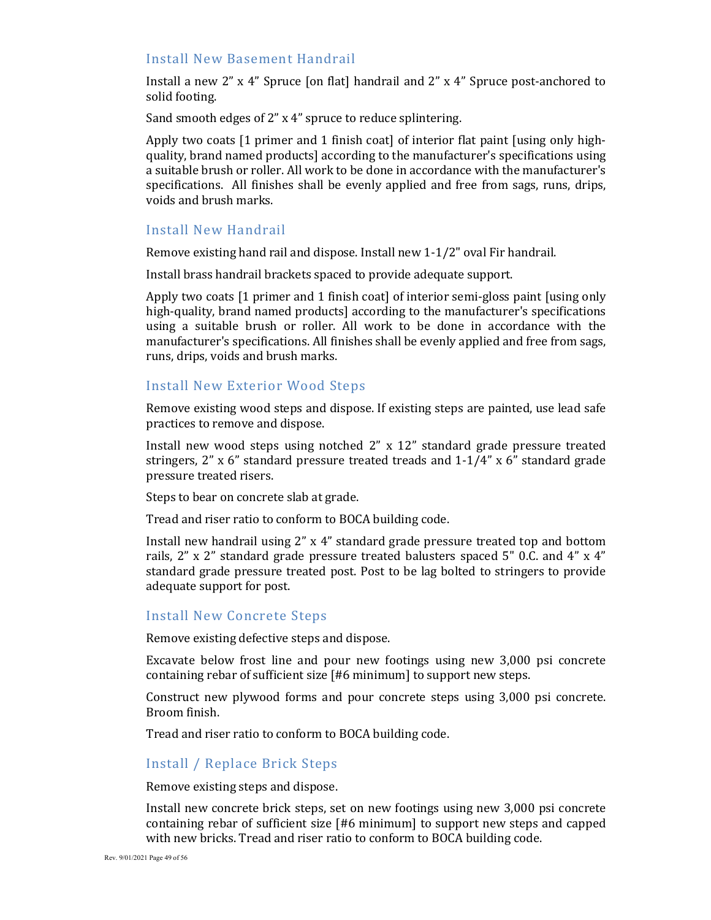## Install New Basement Handrail

Install a new 2" x 4" Spruce [on flat] handrail and 2" x 4" Spruce post-anchored to solid footing.

Sand smooth edges of 2" x 4" spruce to reduce splintering.

Apply two coats [1 primer and 1 finish coat] of interior flat paint [using only high-quality, brand named products] according to the manufacturer's specifications using a suitable brush or roller. All work to be done in accordance with the manufacturer's specifications. All finishes shall be evenly applied and free from sags, runs, drips, voids and brush marks.

## Install New Handrail

Remove existing hand rail and dispose. Install new 1-1/2" oval Fir handrail.

Install brass handrail brackets spaced to provide adequate support.

Apply two coats [1 primer and 1 finish coat] of interior semi-gloss paint [using only high-quality, brand named products] according to the manufacturer's specifications using a suitable brush or roller. All work to be done in accordance with the manufacturer's specifications. All finishes shall be evenly applied and free from sags, runs, drips, voids and brush marks.

## Install New Exterior Wood Steps

Remove existing wood steps and dispose. If existing steps are painted, use lead safe practices to remove and dispose.

Install new wood steps using notched 2" x 12" standard grade pressure treated stringers, 2" x 6" standard pressure treated treads and 1-1/4" x 6" standard grade pressure treated risers.

Steps to bear on concrete slab at grade.

Tread and riser ratio to conform to BOCA building code.

Install new handrail using 2" x 4" standard grade pressure treated top and bottom rails, 2" x 2" standard grade pressure treated balusters spaced 5" 0.C. and 4" x 4" standard grade pressure treated post. Post to be lag bolted to stringers to provide adequate support for post.

## Install New Concrete Steps

Remove existing defective steps and dispose.

Excavate below frost line and pour new footings using new 3,000 psi concrete containing rebar of sufficient size [#6 minimum] to support new steps.

Construct new plywood forms and pour concrete steps using 3,000 psi concrete. Broom finish.

Tread and riser ratio to conform to BOCA building code.

## Install / Replace Brick Steps

Remove existing steps and dispose.

Install new concrete brick steps, set on new footings using new 3,000 psi concrete containing rebar of sufficient size [#6 minimum] to support new steps and capped with new bricks. Tread and riser ratio to conform to BOCA building code.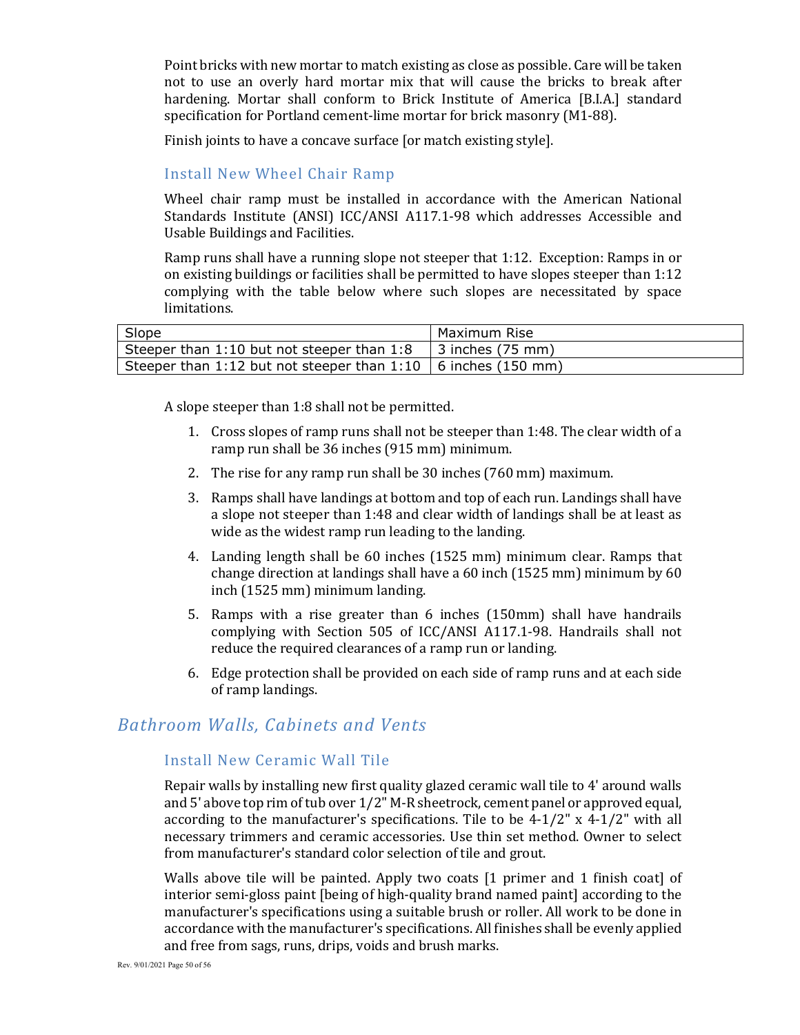Point bricks with new mortar to match existing as close as possible. Care will be taken not to use an overly hard mortar mix that will cause the bricks to break after hardening. Mortar shall conform to Brick Institute of America [B.I.A.] standard specification for Portland cement-lime mortar for brick masonry (M1-88).

Finish joints to have a concave surface [or match existing style].

### Install New Wheel Chair Ramp

Wheel chair ramp must be installed in accordance with the American National Standards Institute (ANSI) ICC/ANSI A117.1-98 which addresses Accessible and Usable Buildings and Facilities.

Ramp runs shall have a running slope not steeper that 1:12. Exception: Ramps in or on existing buildings or facilities shall be permitted to have slopes steeper than 1:12 complying with the table below where such slopes are necessitated by space limitations.

| Slope | Maximum Rise |
|---|---|
| Steeper than 1:10 but not steeper than 1:8 | 3 inches (75 mm) |
| Steeper than 1:12 but not steeper than 1:10 | 6 inches (150 mm) |

A slope steeper than 1:8 shall not be permitted.

1. Cross slopes of ramp runs shall not be steeper than 1:48. The clear width of a ramp run shall be 36 inches (915 mm) minimum.
2. The rise for any ramp run shall be 30 inches (760 mm) maximum.
3. Ramps shall have landings at bottom and top of each run. Landings shall have a slope not steeper than 1:48 and clear width of landings shall be at least as wide as the widest ramp run leading to the landing.
4. Landing length shall be 60 inches (1525 mm) minimum clear. Ramps that change direction at landings shall have a 60 inch (1525 mm) minimum by 60 inch (1525 mm) minimum landing.
5. Ramps with a rise greater than 6 inches (150mm) shall have handrails complying with Section 505 of ICC/ANSI A117.1-98. Handrails shall not reduce the required clearances of a ramp run or landing.
6. Edge protection shall be provided on each side of ramp runs and at each side of ramp landings.

## *Bathroom Walls, Cabinets and Vents*

### Install New Ceramic Wall Tile

Repair walls by installing new first quality glazed ceramic wall tile to 4' around walls and 5' above top rim of tub over 1/2" M-R sheetrock, cement panel or approved equal, according to the manufacturer's specifications. Tile to be 4-1/2" x 4-1/2" with all necessary trimmers and ceramic accessories. Use thin set method. Owner to select from manufacturer's standard color selection of tile and grout.

Walls above tile will be painted. Apply two coats [1 primer and 1 finish coat] of interior semi-gloss paint [being of high-quality brand named paint] according to the manufacturer's specifications using a suitable brush or roller. All work to be done in accordance with the manufacturer's specifications. All finishes shall be evenly applied and free from sags, runs, drips, voids and brush marks.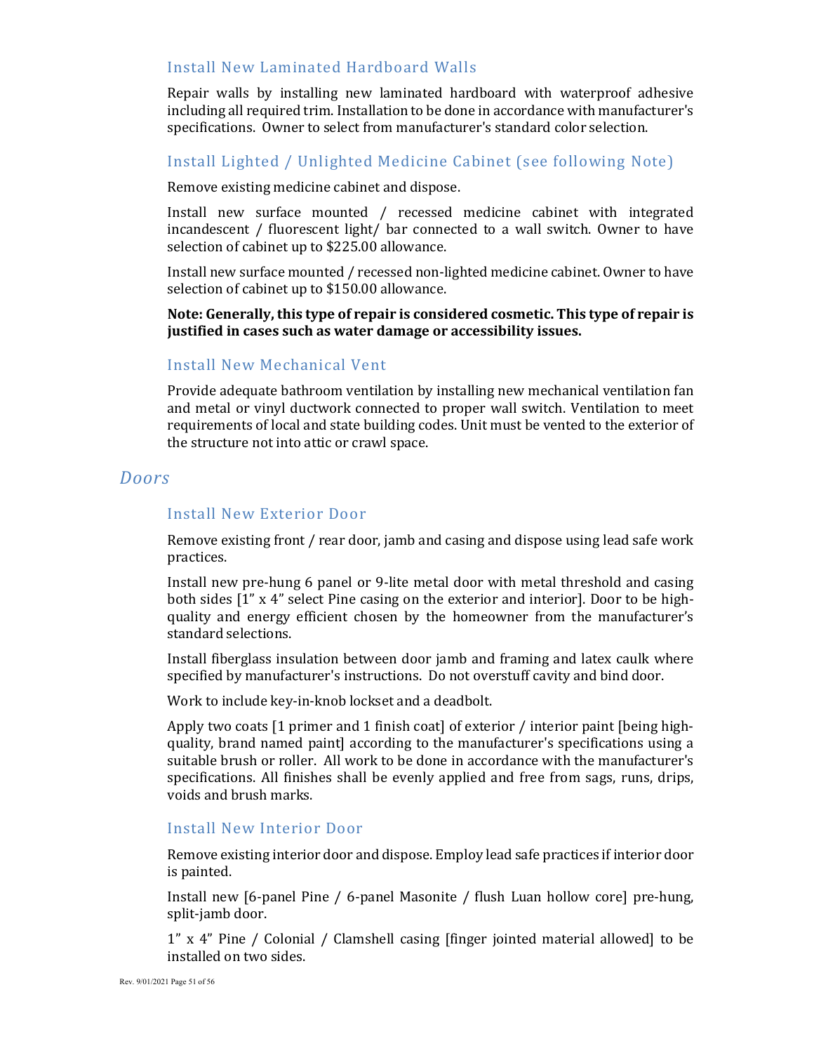### Install New Laminated Hardboard Walls

Repair walls by installing new laminated hardboard with waterproof adhesive including all required trim. Installation to be done in accordance with manufacturer's specifications. Owner to select from manufacturer's standard color selection.

### Install Lighted / Unlighted Medicine Cabinet (see following Note)

Remove existing medicine cabinet and dispose.

Install new surface mounted / recessed medicine cabinet with integrated incandescent / fluorescent light/ bar connected to a wall switch. Owner to have selection of cabinet up to $225.00 allowance.

Install new surface mounted / recessed non-lighted medicine cabinet. Owner to have selection of cabinet up to $150.00 allowance.

**Note: Generally, this type of repair is considered cosmetic. This type of repair is justified in cases such as water damage or accessibility issues.**

### Install New Mechanical Vent

Provide adequate bathroom ventilation by installing new mechanical ventilation fan and metal or vinyl ductwork connected to proper wall switch. Ventilation to meet requirements of local and state building codes. Unit must be vented to the exterior of the structure not into attic or crawl space.

## *Doors*

### Install New Exterior Door

Remove existing front / rear door, jamb and casing and dispose using lead safe work practices.

Install new pre-hung 6 panel or 9-lite metal door with metal threshold and casing both sides [1" x 4" select Pine casing on the exterior and interior]. Door to be high-quality and energy efficient chosen by the homeowner from the manufacturer's standard selections.

Install fiberglass insulation between door jamb and framing and latex caulk where specified by manufacturer's instructions. Do not overstuff cavity and bind door.

Work to include key-in-knob lockset and a deadbolt.

Apply two coats [1 primer and 1 finish coat] of exterior / interior paint [being high-quality, brand named paint] according to the manufacturer's specifications using a suitable brush or roller. All work to be done in accordance with the manufacturer's specifications. All finishes shall be evenly applied and free from sags, runs, drips, voids and brush marks.

### Install New Interior Door

Remove existing interior door and dispose. Employ lead safe practices if interior door is painted.

Install new [6-panel Pine / 6-panel Masonite / flush Luan hollow core] pre-hung, split-jamb door.

1" x 4" Pine / Colonial / Clamshell casing [finger jointed material allowed] to be installed on two sides.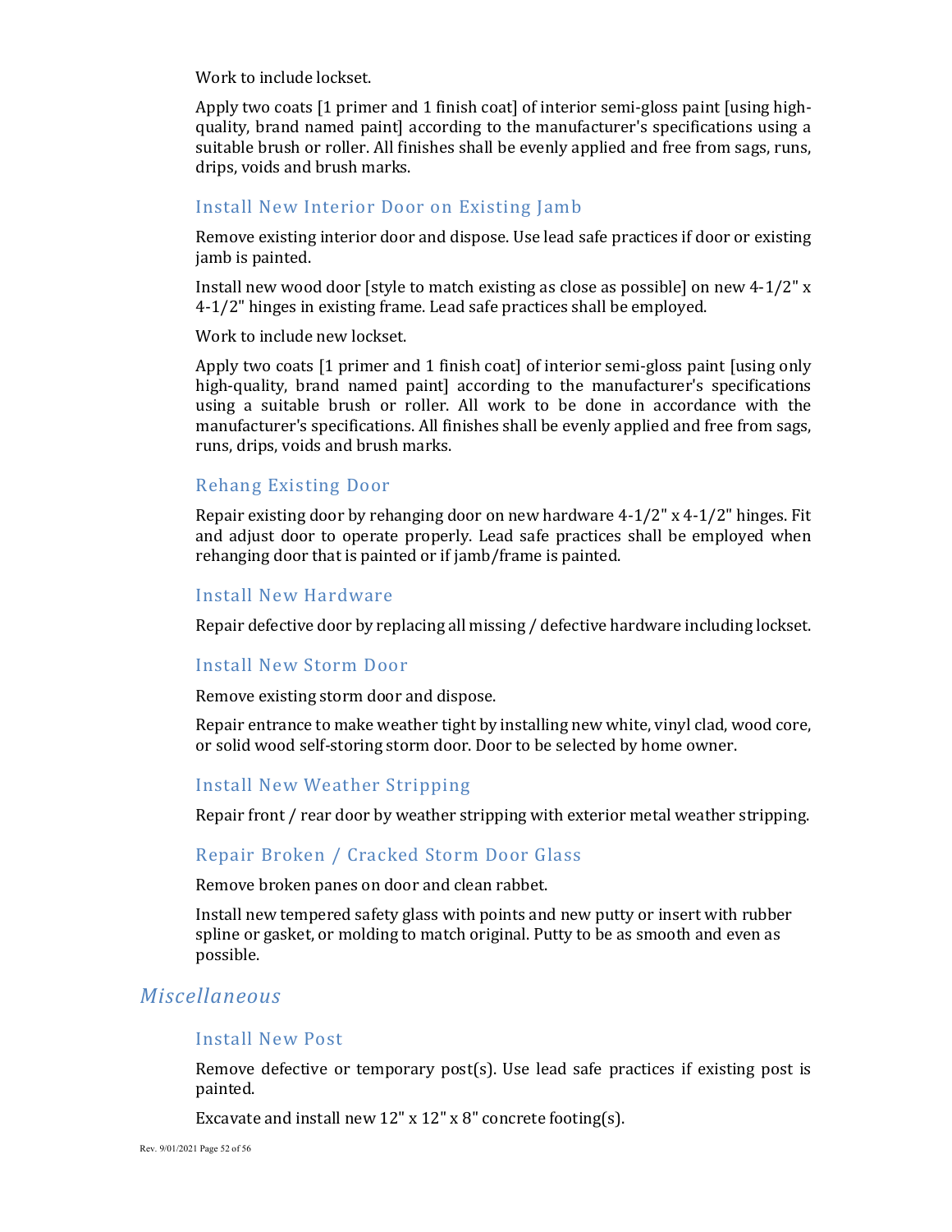Work to include lockset.

Apply two coats [1 primer and 1 finish coat] of interior semi-gloss paint [using high-quality, brand named paint] according to the manufacturer's specifications using a suitable brush or roller. All finishes shall be evenly applied and free from sags, runs, drips, voids and brush marks.

### Install New Interior Door on Existing Jamb

Remove existing interior door and dispose. Use lead safe practices if door or existing jamb is painted.

Install new wood door [style to match existing as close as possible] on new 4-1/2" x 4-1/2" hinges in existing frame. Lead safe practices shall be employed.

Work to include new lockset.

Apply two coats [1 primer and 1 finish coat] of interior semi-gloss paint [using only high-quality, brand named paint] according to the manufacturer's specifications using a suitable brush or roller. All work to be done in accordance with the manufacturer's specifications. All finishes shall be evenly applied and free from sags, runs, drips, voids and brush marks.

### Rehang Existing Door

Repair existing door by rehanging door on new hardware 4-1/2" x 4-1/2" hinges. Fit and adjust door to operate properly. Lead safe practices shall be employed when rehanging door that is painted or if jamb/frame is painted.

### Install New Hardware

Repair defective door by replacing all missing / defective hardware including lockset.

### Install New Storm Door

Remove existing storm door and dispose.

Repair entrance to make weather tight by installing new white, vinyl clad, wood core, or solid wood self-storing storm door. Door to be selected by home owner.

### Install New Weather Stripping

Repair front / rear door by weather stripping with exterior metal weather stripping.

### Repair Broken / Cracked Storm Door Glass

Remove broken panes on door and clean rabbet.

Install new tempered safety glass with points and new putty or insert with rubber spline or gasket, or molding to match original. Putty to be as smooth and even as possible.

## *Miscellaneous*

### Install New Post

Remove defective or temporary post(s). Use lead safe practices if existing post is painted.

Excavate and install new 12" x 12" x 8" concrete footing(s).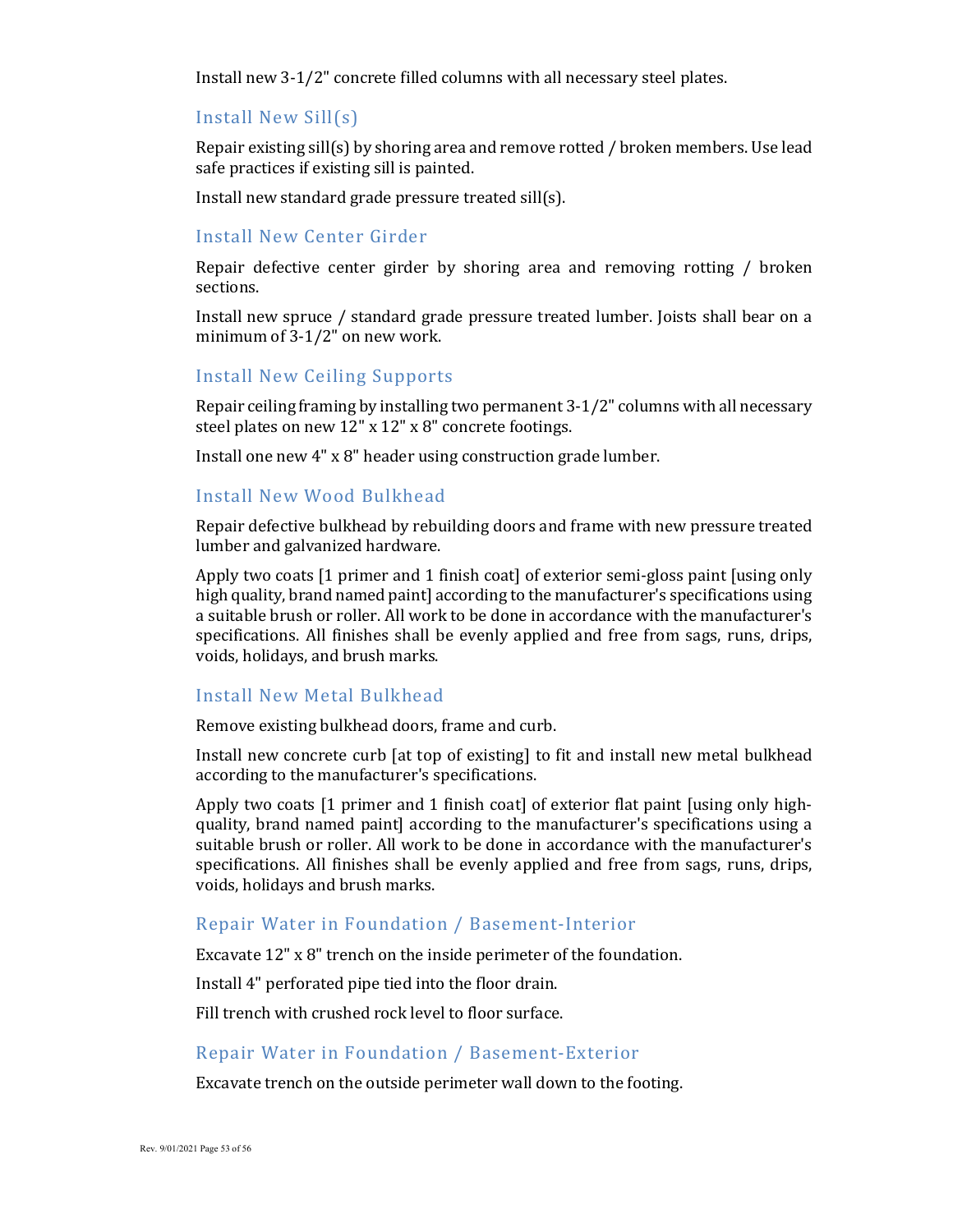Install new 3-1/2" concrete filled columns with all necessary steel plates.

## Install New Sill(s)

Repair existing sill(s) by shoring area and remove rotted / broken members. Use lead safe practices if existing sill is painted.

Install new standard grade pressure treated sill(s).

## Install New Center Girder

Repair defective center girder by shoring area and removing rotting / broken sections.

Install new spruce / standard grade pressure treated lumber. Joists shall bear on a minimum of 3-1/2" on new work.

## Install New Ceiling Supports

Repair ceiling framing by installing two permanent 3-1/2" columns with all necessary steel plates on new 12" x 12" x 8" concrete footings.

Install one new 4" x 8" header using construction grade lumber.

## Install New Wood Bulkhead

Repair defective bulkhead by rebuilding doors and frame with new pressure treated lumber and galvanized hardware.

Apply two coats [1 primer and 1 finish coat] of exterior semi-gloss paint [using only high quality, brand named paint] according to the manufacturer's specifications using a suitable brush or roller. All work to be done in accordance with the manufacturer's specifications. All finishes shall be evenly applied and free from sags, runs, drips, voids, holidays, and brush marks.

## Install New Metal Bulkhead

Remove existing bulkhead doors, frame and curb.

Install new concrete curb [at top of existing] to fit and install new metal bulkhead according to the manufacturer's specifications.

Apply two coats [1 primer and 1 finish coat] of exterior flat paint [using only high-quality, brand named paint] according to the manufacturer's specifications using a suitable brush or roller. All work to be done in accordance with the manufacturer's specifications. All finishes shall be evenly applied and free from sags, runs, drips, voids, holidays and brush marks.

## Repair Water in Foundation / Basement-Interior

Excavate 12" x 8" trench on the inside perimeter of the foundation.

Install 4" perforated pipe tied into the floor drain.

Fill trench with crushed rock level to floor surface.

## Repair Water in Foundation / Basement-Exterior

Excavate trench on the outside perimeter wall down to the footing.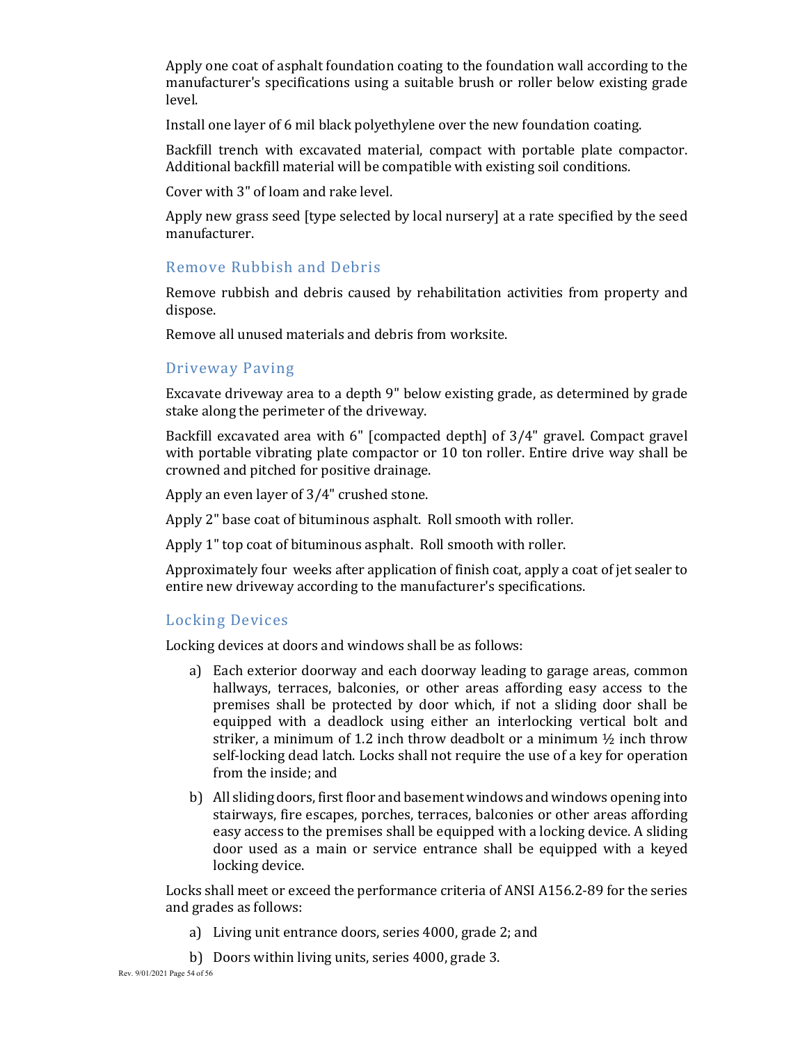Apply one coat of asphalt foundation coating to the foundation wall according to the manufacturer's specifications using a suitable brush or roller below existing grade level.

Install one layer of 6 mil black polyethylene over the new foundation coating.

Backfill trench with excavated material, compact with portable plate compactor. Additional backfill material will be compatible with existing soil conditions.

Cover with 3" of loam and rake level.

Apply new grass seed [type selected by local nursery] at a rate specified by the seed manufacturer.

## Remove Rubbish and Debris

Remove rubbish and debris caused by rehabilitation activities from property and dispose.

Remove all unused materials and debris from worksite.

## Driveway Paving

Excavate driveway area to a depth 9" below existing grade, as determined by grade stake along the perimeter of the driveway.

Backfill excavated area with 6" [compacted depth] of 3/4" gravel. Compact gravel with portable vibrating plate compactor or 10 ton roller. Entire drive way shall be crowned and pitched for positive drainage.

Apply an even layer of 3/4" crushed stone.

Apply 2" base coat of bituminous asphalt. Roll smooth with roller.

Apply 1" top coat of bituminous asphalt. Roll smooth with roller.

Approximately four weeks after application of finish coat, apply a coat of jet sealer to entire new driveway according to the manufacturer's specifications.

## Locking Devices

Locking devices at doors and windows shall be as follows:

a) Each exterior doorway and each doorway leading to garage areas, common hallways, terraces, balconies, or other areas affording easy access to the premises shall be protected by door which, if not a sliding door shall be equipped with a deadlock using either an interlocking vertical bolt and striker, a minimum of 1.2 inch throw deadbolt or a minimum ½ inch throw self-locking dead latch. Locks shall not require the use of a key for operation from the inside; and

b) All sliding doors, first floor and basement windows and windows opening into stairways, fire escapes, porches, terraces, balconies or other areas affording easy access to the premises shall be equipped with a locking device. A sliding door used as a main or service entrance shall be equipped with a keyed locking device.

Locks shall meet or exceed the performance criteria of ANSI A156.2-89 for the series and grades as follows:

a) Living unit entrance doors, series 4000, grade 2; and

b) Doors within living units, series 4000, grade 3.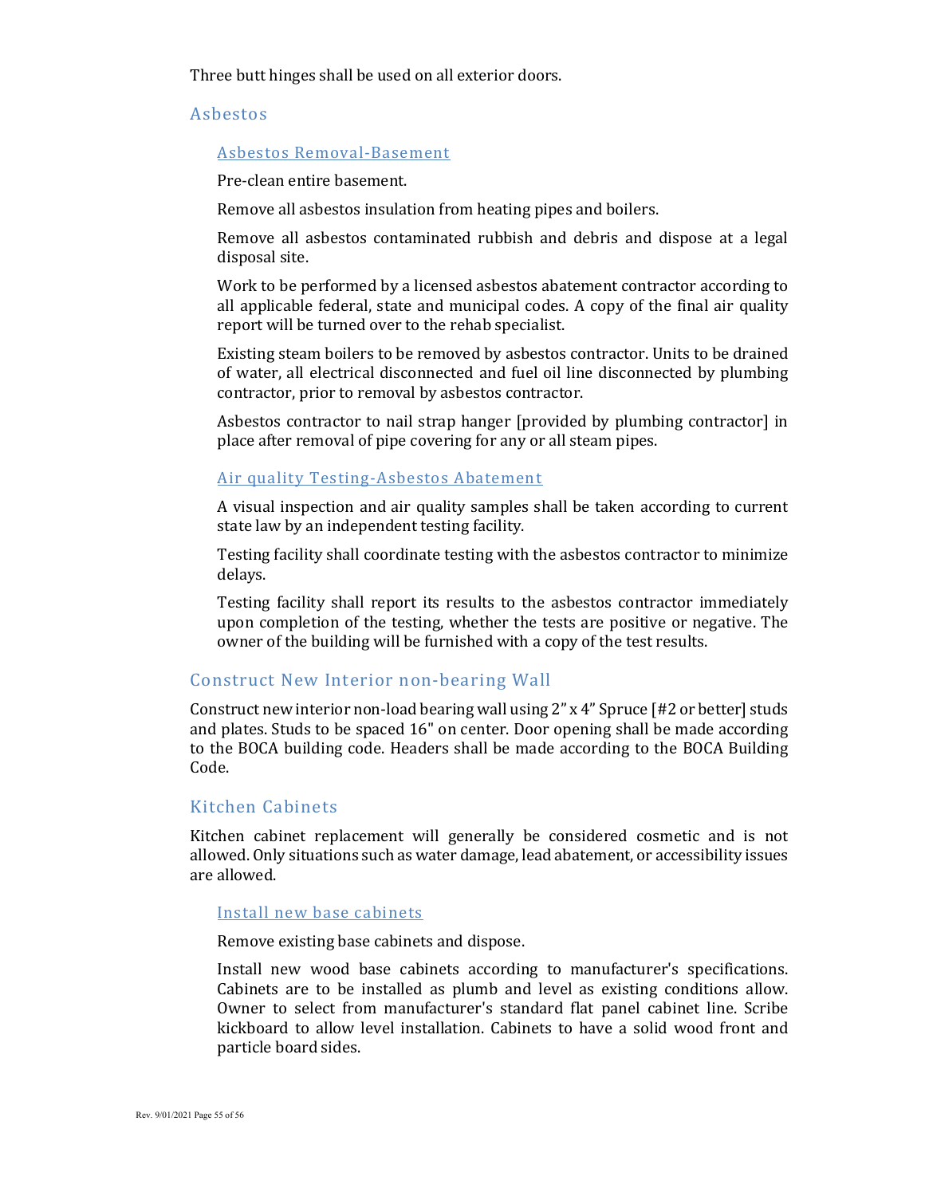Three butt hinges shall be used on all exterior doors.

## Asbestos

### Asbestos Removal-Basement

Pre-clean entire basement.

Remove all asbestos insulation from heating pipes and boilers.

Remove all asbestos contaminated rubbish and debris and dispose at a legal disposal site.

Work to be performed by a licensed asbestos abatement contractor according to all applicable federal, state and municipal codes. A copy of the final air quality report will be turned over to the rehab specialist.

Existing steam boilers to be removed by asbestos contractor. Units to be drained of water, all electrical disconnected and fuel oil line disconnected by plumbing contractor, prior to removal by asbestos contractor.

Asbestos contractor to nail strap hanger [provided by plumbing contractor] in place after removal of pipe covering for any or all steam pipes.

### Air quality Testing-Asbestos Abatement

A visual inspection and air quality samples shall be taken according to current state law by an independent testing facility.

Testing facility shall coordinate testing with the asbestos contractor to minimize delays.

Testing facility shall report its results to the asbestos contractor immediately upon completion of the testing, whether the tests are positive or negative. The owner of the building will be furnished with a copy of the test results.

## Construct New Interior non-bearing Wall

Construct new interior non-load bearing wall using 2" x 4" Spruce [#2 or better] studs and plates. Studs to be spaced 16" on center. Door opening shall be made according to the BOCA building code. Headers shall be made according to the BOCA Building Code.

## Kitchen Cabinets

Kitchen cabinet replacement will generally be considered cosmetic and is not allowed. Only situations such as water damage, lead abatement, or accessibility issues are allowed.

### Install new base cabinets

Remove existing base cabinets and dispose.

Install new wood base cabinets according to manufacturer's specifications. Cabinets are to be installed as plumb and level as existing conditions allow. Owner to select from manufacturer's standard flat panel cabinet line. Scribe kickboard to allow level installation. Cabinets to have a solid wood front and particle board sides.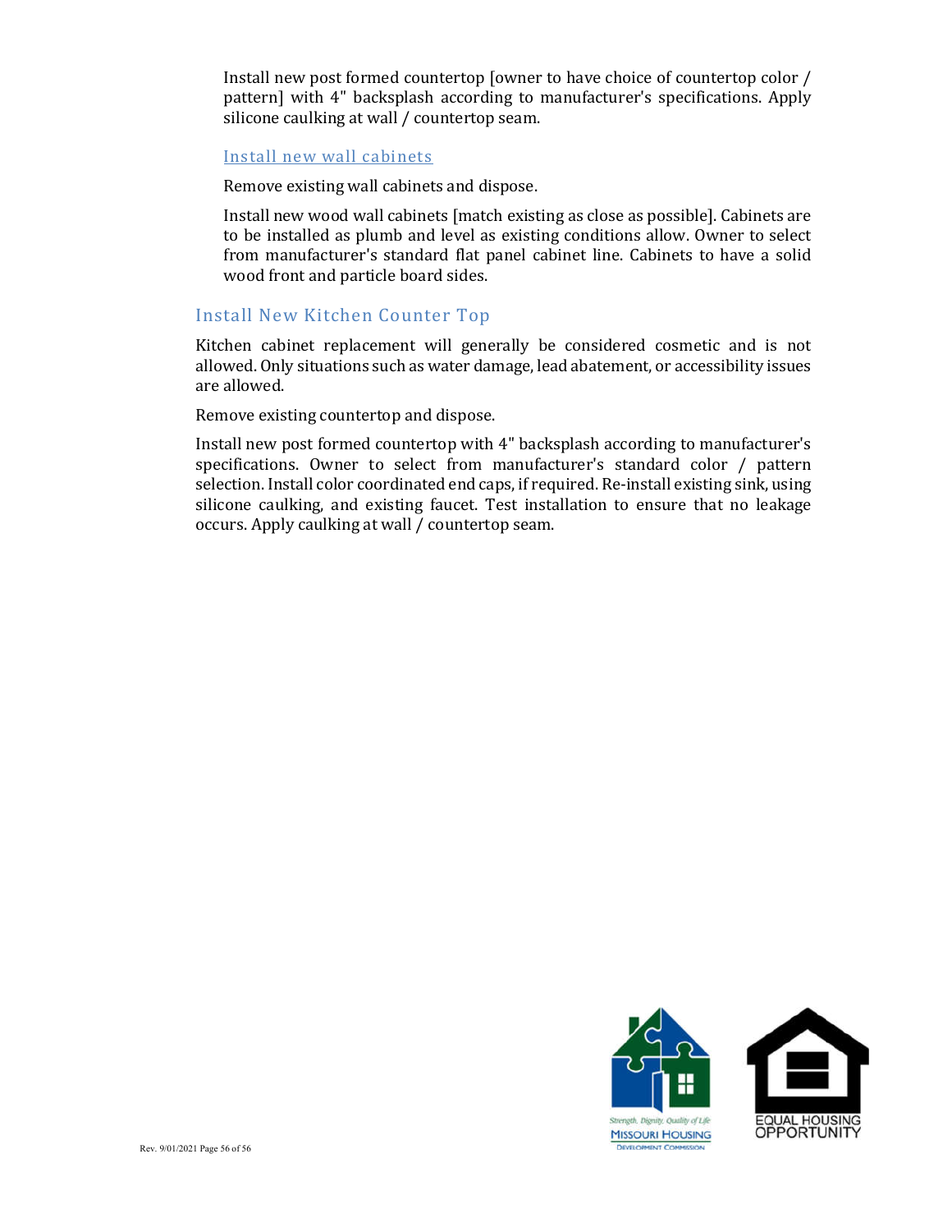Install new post formed countertop [owner to have choice of countertop color / pattern] with 4" backsplash according to manufacturer's specifications. Apply silicone caulking at wall / countertop seam.

#### Install new wall cabinets

Remove existing wall cabinets and dispose.

Install new wood wall cabinets [match existing as close as possible]. Cabinets are to be installed as plumb and level as existing conditions allow. Owner to select from manufacturer's standard flat panel cabinet line. Cabinets to have a solid wood front and particle board sides.

### Install New Kitchen Counter Top

Kitchen cabinet replacement will generally be considered cosmetic and is not allowed. Only situations such as water damage, lead abatement, or accessibility issues are allowed.

Remove existing countertop and dispose.

Install new post formed countertop with 4" backsplash according to manufacturer's specifications. Owner to select from manufacturer's standard color / pattern selection. Install color coordinated end caps, if required. Re-install existing sink, using silicone caulking, and existing faucet. Test installation to ensure that no leakage occurs. Apply caulking at wall / countertop seam.